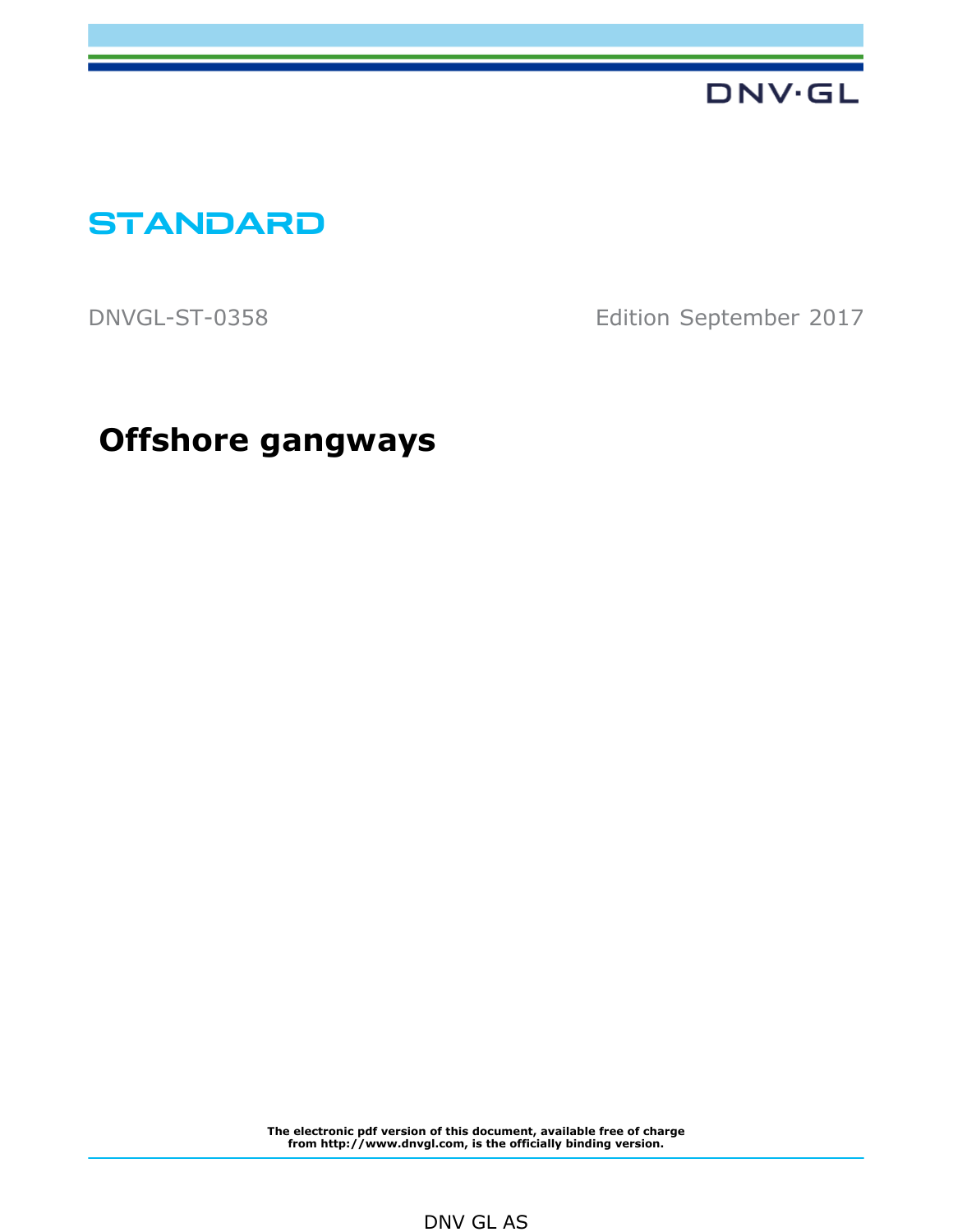DNV·GL

# STANDARD

DNVGL-ST-0358 Edition September 2017

# Offshore gangways

**The electronic pdf version of this document, available free of charge from http://www.dnvgl.com, is the officially binding version.**

DNV GL AS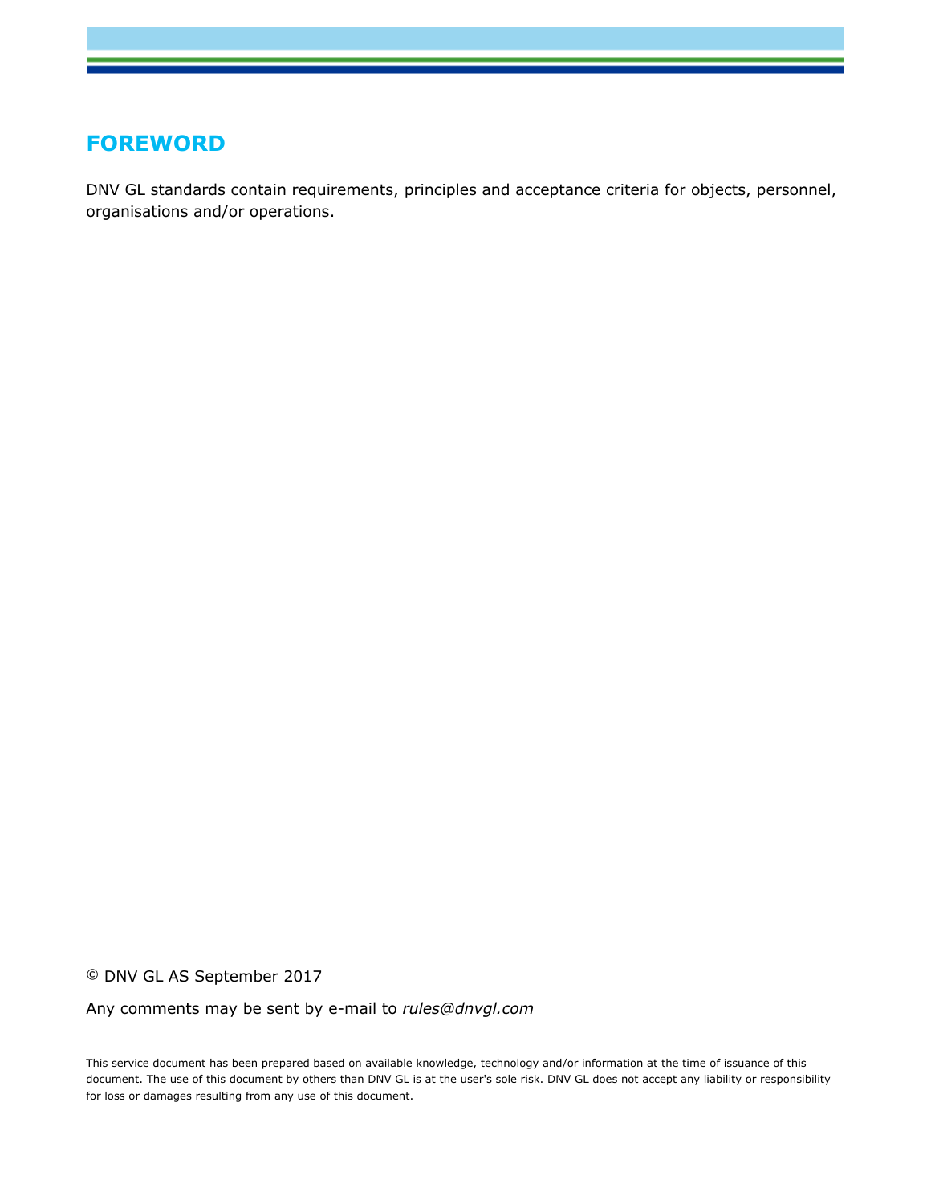# FOREWORD

DNV GL standards contain requirements, principles and acceptance criteria for objects, personnel, organisations and/or operations.

© DNV GL AS September 2017

Any comments may be sent by e-mail to *rules@dnvgl.com*

This service document has been prepared based on available knowledge, technology and/or information at the time of issuance of this document. The use of this document by others than DNV GL is at the user's sole risk. DNV GL does not accept any liability or responsibility for loss or damages resulting from any use of this document.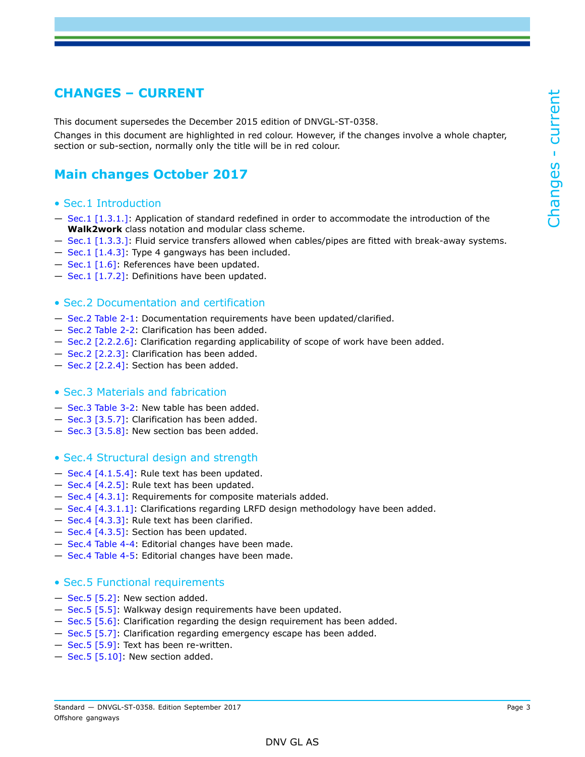# CHANGES – CURRENT

This document supersedes the December 2015 edition of DNVGL-ST-0358.

Changes in this document are highlighted in red colour. However, if the changes involve a whole chapter, section or sub-section, normally only the title will be in red colour.

## Main changes October 2017

### • Sec.1 Introduction

— Sec.1 [1.3.1.]: Application of standard redefined in order to accommodate the introduction of the **Walk2work** class notation and modular class scheme.
— Sec.1 [1.3.3.]: Fluid service transfers allowed when cables/pipes are fitted with break-away systems.
— Sec.1 [1.4.3]: Type 4 gangways has been included.
— Sec.1 [1.6]: References have been updated.
— Sec.1 [1.7.2]: Definitions have been updated.

### • Sec.2 Documentation and certification

— Sec.2 Table 2-1: Documentation requirements have been updated/clarified.
— Sec.2 Table 2-2: Clarification has been added.
— Sec.2 [2.2.2.6]: Clarification regarding applicability of scope of work have been added.
— Sec.2 [2.2.3]: Clarification has been added.
— Sec.2 [2.2.4]: Section has been added.

### • Sec.3 Materials and fabrication

— Sec.3 Table 3-2: New table has been added.
— Sec.3 [3.5.7]: Clarification has been added.
— Sec.3 [3.5.8]: New section bas been added.

### • Sec.4 Structural design and strength

— Sec.4 [4.1.5.4]: Rule text has been updated.
— Sec.4 [4.2.5]: Rule text has been updated.
— Sec.4 [4.3.1]: Requirements for composite materials added.
— Sec.4 [4.3.1.1]: Clarifications regarding LRFD design methodology have been added.
— Sec.4 [4.3.3]: Rule text has been clarified.
— Sec.4 [4.3.5]: Section has been updated.
— Sec.4 Table 4-4: Editorial changes have been made.
— Sec.4 Table 4-5: Editorial changes have been made.

### • Sec.5 Functional requirements

— Sec.5 [5.2]: New section added.
— Sec.5 [5.5]: Walkway design requirements have been updated.
— Sec.5 [5.6]: Clarification regarding the design requirement has been added.
— Sec.5 [5.7]: Clarification regarding emergency escape has been added.
— Sec.5 [5.9]: Text has been re-written.
— Sec.5 [5.10]: New section added.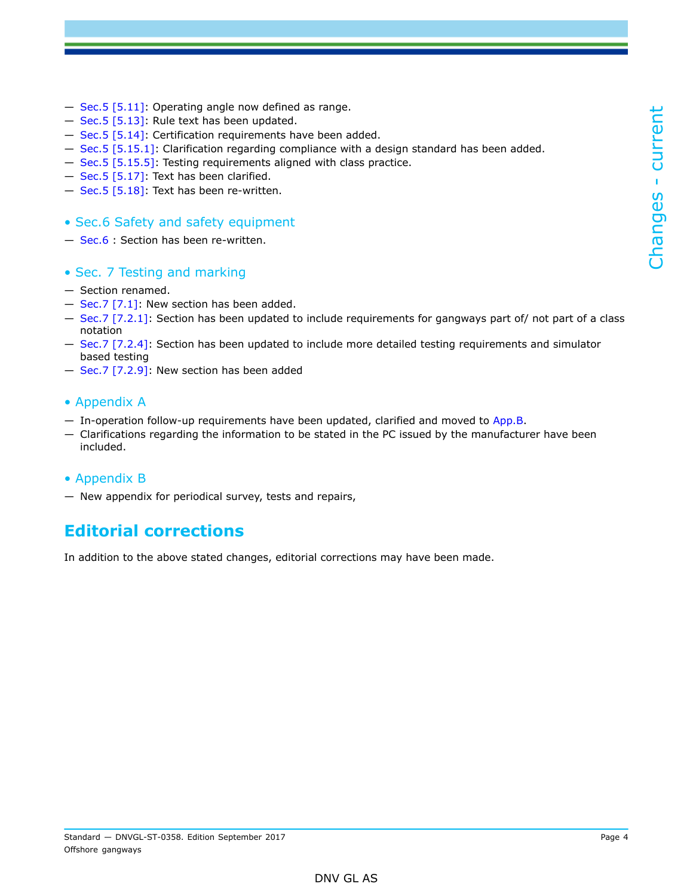— Sec.5 [5.11]: Operating angle now defined as range.
— Sec.5 [5.13]: Rule text has been updated.
— Sec.5 [5.14]: Certification requirements have been added.
— Sec.5 [5.15.1]: Clarification regarding compliance with a design standard has been added.
— Sec.5 [5.15.5]: Testing requirements aligned with class practice.
— Sec.5 [5.17]: Text has been clarified.
— Sec.5 [5.18]: Text has been re-written.

### • Sec.6 Safety and safety equipment

— Sec.6 : Section has been re-written.

### • Sec. 7 Testing and marking

— Section renamed.
— Sec.7 [7.1]: New section has been added.
— Sec.7 [7.2.1]: Section has been updated to include requirements for gangways part of/ not part of a class notation
— Sec.7 [7.2.4]: Section has been updated to include more detailed testing requirements and simulator based testing
— Sec.7 [7.2.9]: New section has been added

### • Appendix A

— In-operation follow-up requirements have been updated, clarified and moved to App.B.
— Clarifications regarding the information to be stated in the PC issued by the manufacturer have been included.

### • Appendix B

— New appendix for periodical survey, tests and repairs,

## Editorial corrections

In addition to the above stated changes, editorial corrections may have been made.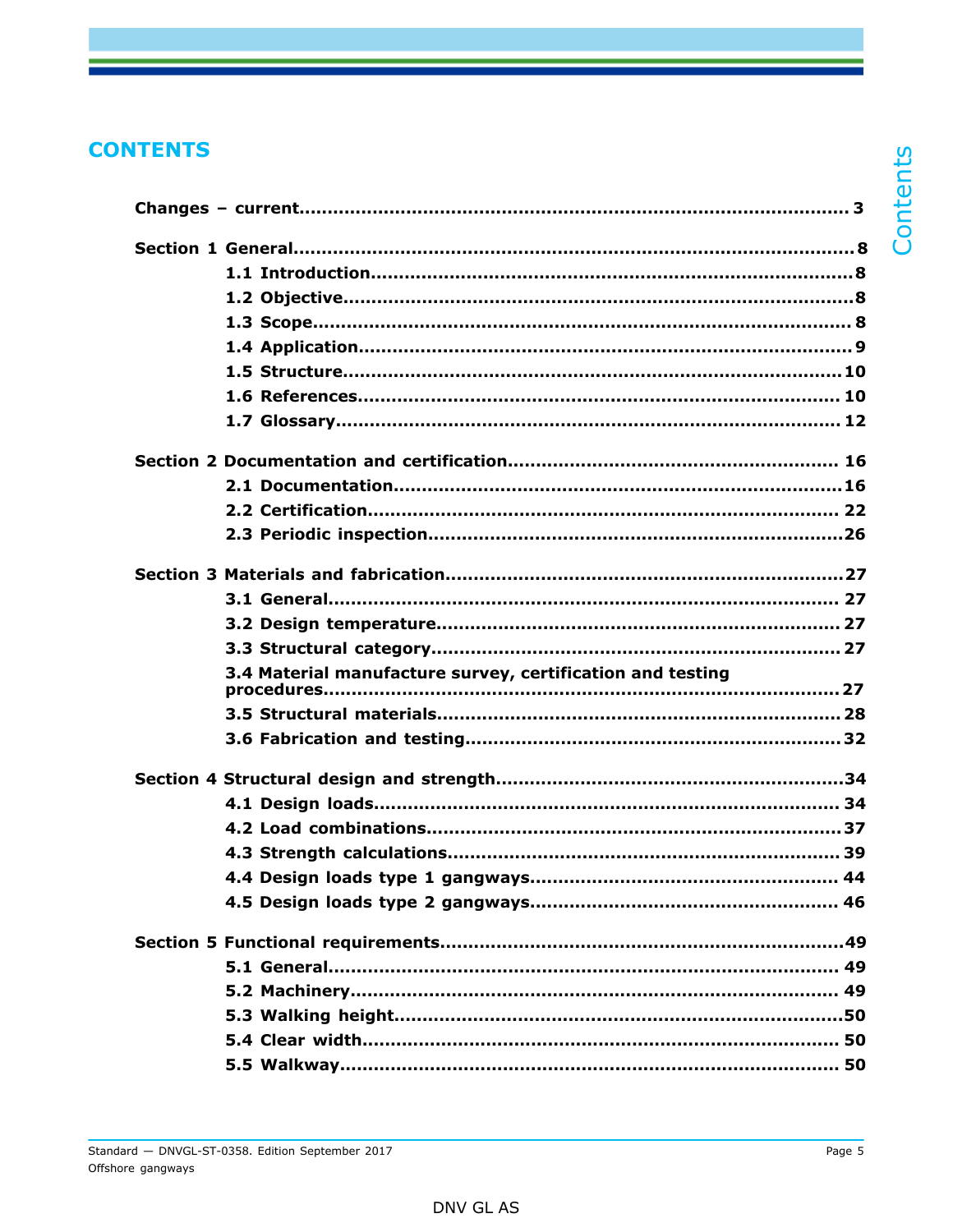# CONTENTS

**Changes – current** ... 3

**Section 1 General** ... 8
- **1.1 Introduction** ... 8
- **1.2 Objective** ... 8
- **1.3 Scope** ... 8
- **1.4 Application** ... 9
- **1.5 Structure** ... 10
- **1.6 References** ... 10
- **1.7 Glossary** ... 12

**Section 2 Documentation and certification** ... 16
- **2.1 Documentation** ... 16
- **2.2 Certification** ... 22
- **2.3 Periodic inspection** ... 26

**Section 3 Materials and fabrication** ... 27
- **3.1 General** ... 27
- **3.2 Design temperature** ... 27
- **3.3 Structural category** ... 27
- **3.4 Material manufacture survey, certification and testing procedures** ... 27
- **3.5 Structural materials** ... 28
- **3.6 Fabrication and testing** ... 32

**Section 4 Structural design and strength** ... 34
- **4.1 Design loads** ... 34
- **4.2 Load combinations** ... 37
- **4.3 Strength calculations** ... 39
- **4.4 Design loads type 1 gangways** ... 44
- **4.5 Design loads type 2 gangways** ... 46

**Section 5 Functional requirements** ... 49
- **5.1 General** ... 49
- **5.2 Machinery** ... 49
- **5.3 Walking height** ... 50
- **5.4 Clear width** ... 50
- **5.5 Walkway** ... 50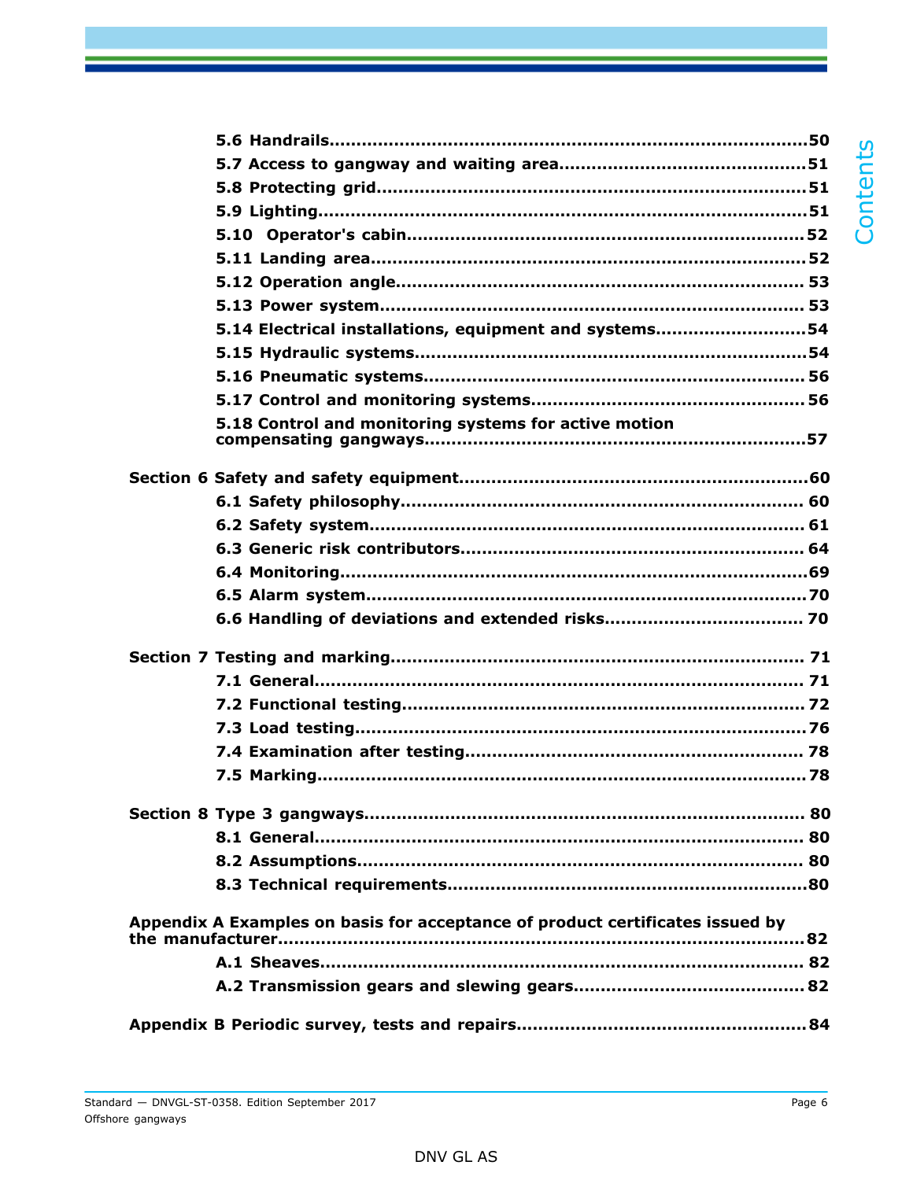5.6 Handrails....................................................................................50
5.7 Access to gangway and waiting area............................................51
5.8 Protecting grid..............................................................................51
5.9 Lighting.........................................................................................51
5.10 Operator's cabin.........................................................................52
5.11 Landing area................................................................................52
5.12 Operation angle..........................................................................53
5.13 Power system...............................................................................53
5.14 Electrical installations, equipment and systems..........................54
5.15 Hydraulic systems........................................................................54
5.16 Pneumatic systems......................................................................56
5.17 Control and monitoring systems..................................................56
5.18 Control and monitoring systems for active motion compensating gangways.......................................................................57

Section 6 Safety and safety equipment...............................................60
6.1 Safety philosophy..........................................................................60
6.2 Safety system................................................................................61
6.3 Generic risk contributors...............................................................64
6.4 Monitoring.....................................................................................69
6.5 Alarm system.................................................................................70
6.6 Handling of deviations and extended risks....................................70

Section 7 Testing and marking............................................................71
7.1 General...........................................................................................71
7.2 Functional testing..........................................................................72
7.3 Load testing...................................................................................76
7.4 Examination after testing..............................................................78
7.5 Marking..........................................................................................78

Section 8 Type 3 gangways.................................................................80
8.1 General...........................................................................................80
8.2 Assumptions..................................................................................80
8.3 Technical requirements..................................................................80

Appendix A Examples on basis for acceptance of product certificates issued by the manufacturer...............................................................................82
A.1 Sheaves.........................................................................................82
A.2 Transmission gears and slewing gears..........................................82

Appendix B Periodic survey, tests and repairs.....................................84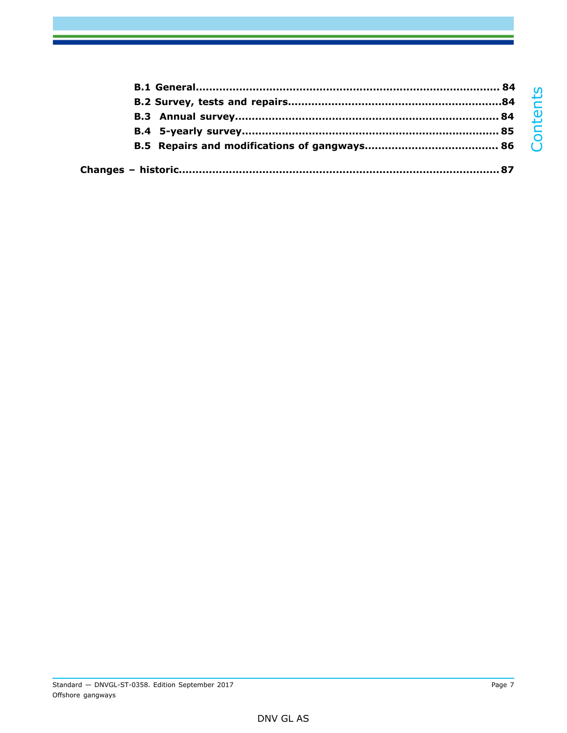**B.1 General.......................................................................................... 84**

**B.2 Survey, tests and repairs...............................................................84**

**B.3 Annual survey............................................................................ 84**

**B.4 5-yearly survey.......................................................................... 85**

**B.5 Repairs and modifications of gangways....................................... 86**

**Changes – historic.................................................................................87**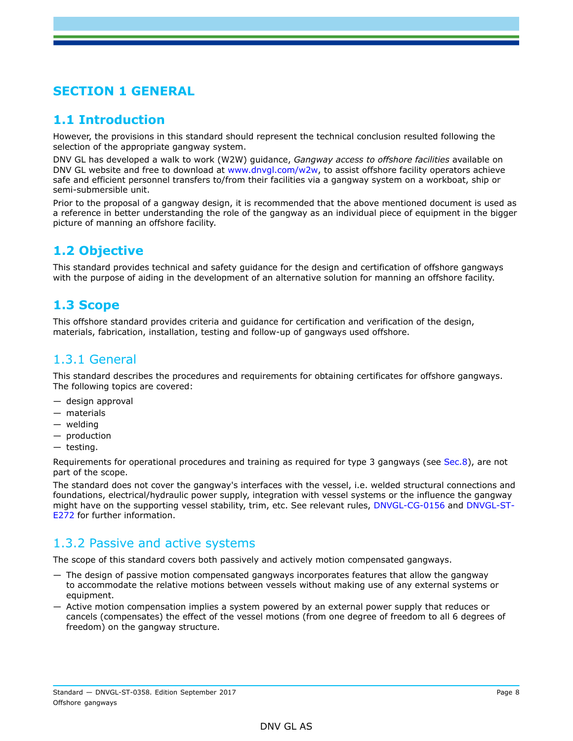# SECTION 1 GENERAL

## 1.1 Introduction

However, the provisions in this standard should represent the technical conclusion resulted following the selection of the appropriate gangway system.

DNV GL has developed a walk to work (W2W) guidance, *Gangway access to offshore facilities* available on DNV GL website and free to download at www.dnvgl.com/w2w, to assist offshore facility operators achieve safe and efficient personnel transfers to/from their facilities via a gangway system on a workboat, ship or semi-submersible unit.

Prior to the proposal of a gangway design, it is recommended that the above mentioned document is used as a reference in better understanding the role of the gangway as an individual piece of equipment in the bigger picture of manning an offshore facility.

## 1.2 Objective

This standard provides technical and safety guidance for the design and certification of offshore gangways with the purpose of aiding in the development of an alternative solution for manning an offshore facility.

## 1.3 Scope

This offshore standard provides criteria and guidance for certification and verification of the design, materials, fabrication, installation, testing and follow-up of gangways used offshore.

### 1.3.1 General

This standard describes the procedures and requirements for obtaining certificates for offshore gangways. The following topics are covered:

- design approval
- materials
- welding
- production
- testing.

Requirements for operational procedures and training as required for type 3 gangways (see Sec.8), are not part of the scope.

The standard does not cover the gangway's interfaces with the vessel, i.e. welded structural connections and foundations, electrical/hydraulic power supply, integration with vessel systems or the influence the gangway might have on the supporting vessel stability, trim, etc. See relevant rules, DNVGL-CG-0156 and DNVGL-ST-E272 for further information.

### 1.3.2 Passive and active systems

The scope of this standard covers both passively and actively motion compensated gangways.

- The design of passive motion compensated gangways incorporates features that allow the gangway to accommodate the relative motions between vessels without making use of any external systems or equipment.
- Active motion compensation implies a system powered by an external power supply that reduces or cancels (compensates) the effect of the vessel motions (from one degree of freedom to all 6 degrees of freedom) on the gangway structure.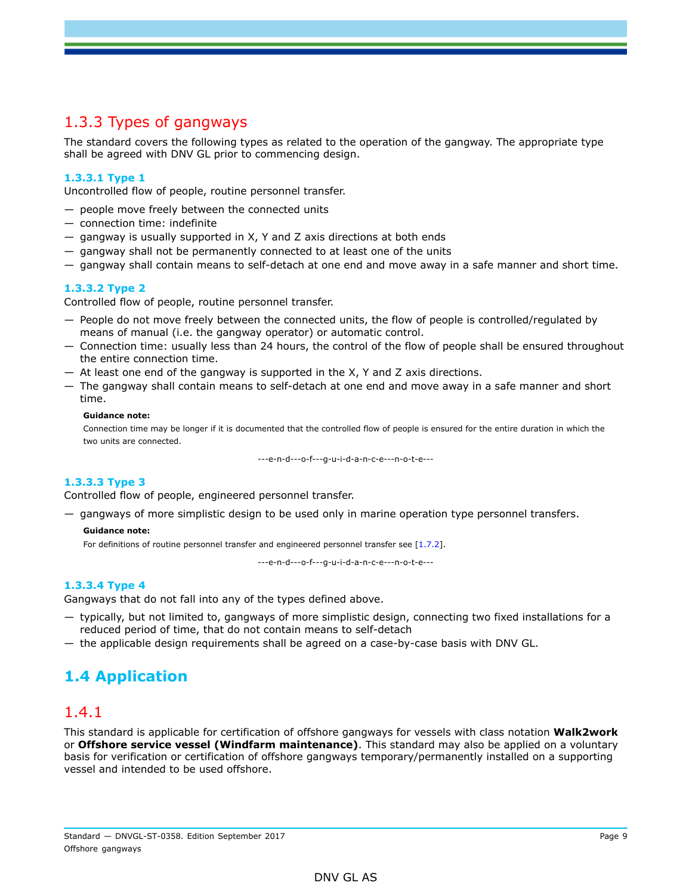### 1.3.3 Types of gangways

The standard covers the following types as related to the operation of the gangway. The appropriate type shall be agreed with DNV GL prior to commencing design.

#### 1.3.3.1 Type 1

Uncontrolled flow of people, routine personnel transfer.

- people move freely between the connected units
- connection time: indefinite
- gangway is usually supported in X, Y and Z axis directions at both ends
- gangway shall not be permanently connected to at least one of the units
- gangway shall contain means to self-detach at one end and move away in a safe manner and short time.

#### 1.3.3.2 Type 2

Controlled flow of people, routine personnel transfer.

- People do not move freely between the connected units, the flow of people is controlled/regulated by means of manual (i.e. the gangway operator) or automatic control.
- Connection time: usually less than 24 hours, the control of the flow of people shall be ensured throughout the entire connection time.
- At least one end of the gangway is supported in the X, Y and Z axis directions.
- The gangway shall contain means to self-detach at one end and move away in a safe manner and short time.

**Guidance note:**

Connection time may be longer if it is documented that the controlled flow of people is ensured for the entire duration in which the two units are connected.

---e-n-d---o-f---g-u-i-d-a-n-c-e---n-o-t-e---

#### 1.3.3.3 Type 3

Controlled flow of people, engineered personnel transfer.

- gangways of more simplistic design to be used only in marine operation type personnel transfers.

**Guidance note:**

For definitions of routine personnel transfer and engineered personnel transfer see [1.7.2].

---e-n-d---o-f---g-u-i-d-a-n-c-e---n-o-t-e---

#### 1.3.3.4 Type 4

Gangways that do not fall into any of the types defined above.

- typically, but not limited to, gangways of more simplistic design, connecting two fixed installations for a reduced period of time, that do not contain means to self-detach
- the applicable design requirements shall be agreed on a case-by-case basis with DNV GL.

## 1.4 Application

### 1.4.1

This standard is applicable for certification of offshore gangways for vessels with class notation **Walk2work** or **Offshore service vessel (Windfarm maintenance)**. This standard may also be applied on a voluntary basis for verification or certification of offshore gangways temporary/permanently installed on a supporting vessel and intended to be used offshore.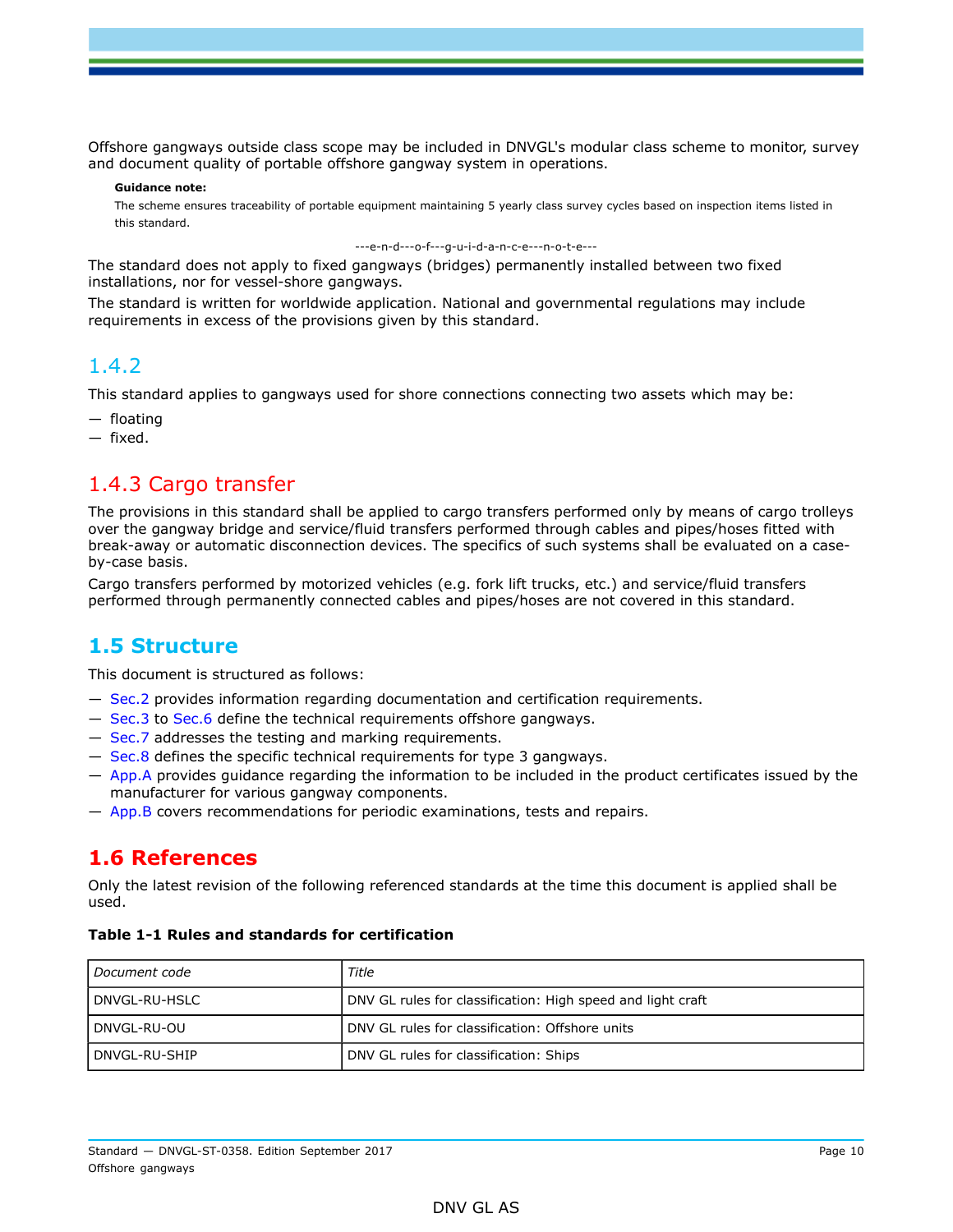Offshore gangways outside class scope may be included in DNVGL's modular class scheme to monitor, survey and document quality of portable offshore gangway system in operations.

**Guidance note:**

The scheme ensures traceability of portable equipment maintaining 5 yearly class survey cycles based on inspection items listed in this standard.

---e-n-d---o-f---g-u-i-d-a-n-c-e---n-o-t-e---

The standard does not apply to fixed gangways (bridges) permanently installed between two fixed installations, nor for vessel-shore gangways.

The standard is written for worldwide application. National and governmental regulations may include requirements in excess of the provisions given by this standard.

### 1.4.2

This standard applies to gangways used for shore connections connecting two assets which may be:

— floating
— fixed.

### 1.4.3 Cargo transfer

The provisions in this standard shall be applied to cargo transfers performed only by means of cargo trolleys over the gangway bridge and service/fluid transfers performed through cables and pipes/hoses fitted with break-away or automatic disconnection devices. The specifics of such systems shall be evaluated on a case-by-case basis.

Cargo transfers performed by motorized vehicles (e.g. fork lift trucks, etc.) and service/fluid transfers performed through permanently connected cables and pipes/hoses are not covered in this standard.

## 1.5 Structure

This document is structured as follows:

— Sec.2 provides information regarding documentation and certification requirements.
— Sec.3 to Sec.6 define the technical requirements offshore gangways.
— Sec.7 addresses the testing and marking requirements.
— Sec.8 defines the specific technical requirements for type 3 gangways.
— App.A provides guidance regarding the information to be included in the product certificates issued by the manufacturer for various gangway components.
— App.B covers recommendations for periodic examinations, tests and repairs.

## 1.6 References

Only the latest revision of the following referenced standards at the time this document is applied shall be used.

**Table 1-1 Rules and standards for certification**

| *Document code* | *Title* |
|---|---|
| DNVGL-RU-HSLC | DNV GL rules for classification: High speed and light craft |
| DNVGL-RU-OU | DNV GL rules for classification: Offshore units |
| DNVGL-RU-SHIP | DNV GL rules for classification: Ships |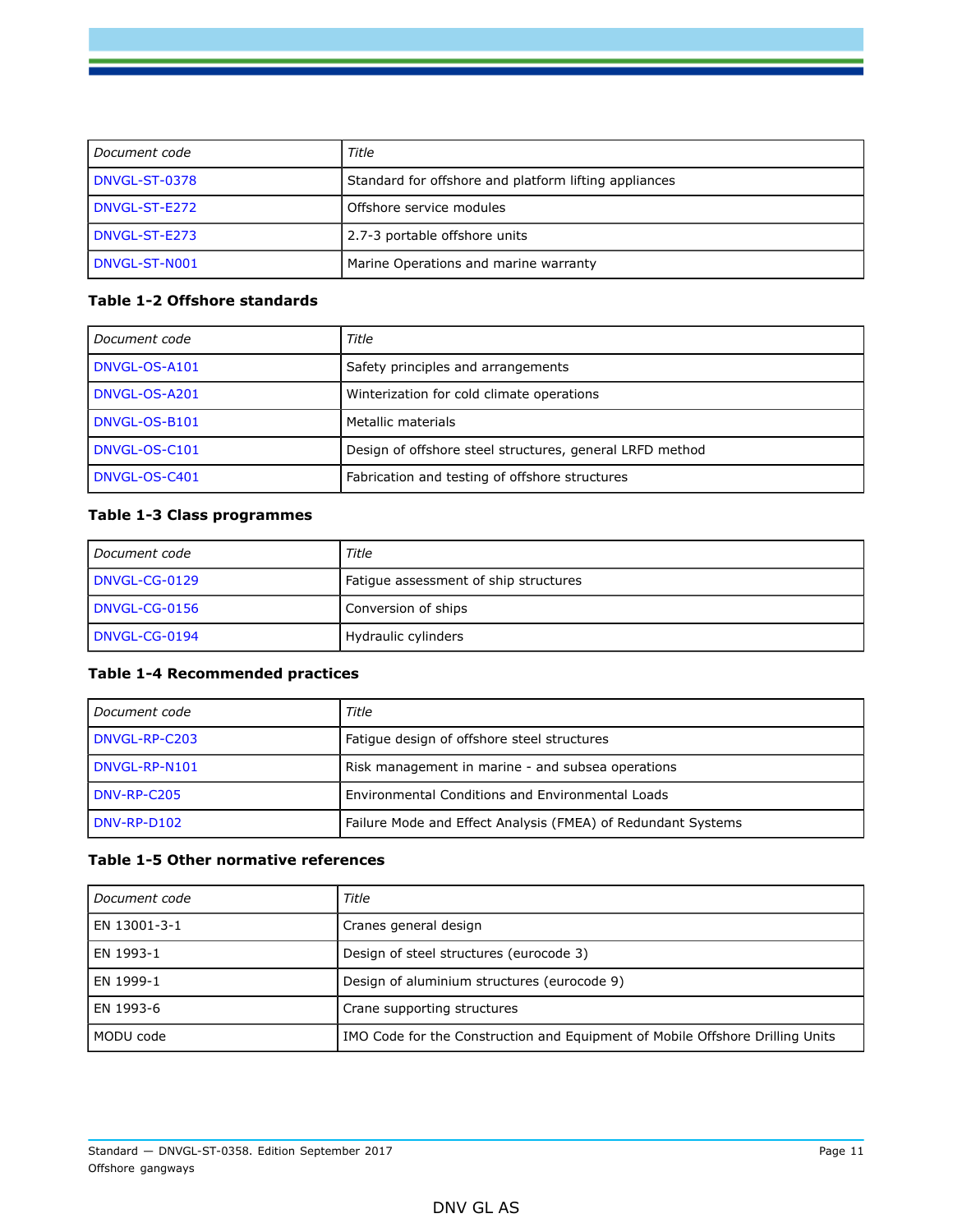| Document code | Title |
| --- | --- |
| DNVGL-ST-0378 | Standard for offshore and platform lifting appliances |
| DNVGL-ST-E272 | Offshore service modules |
| DNVGL-ST-E273 | 2.7-3 portable offshore units |
| DNVGL-ST-N001 | Marine Operations and marine warranty |

**Table 1-2 Offshore standards**

| Document code | Title |
| --- | --- |
| DNVGL-OS-A101 | Safety principles and arrangements |
| DNVGL-OS-A201 | Winterization for cold climate operations |
| DNVGL-OS-B101 | Metallic materials |
| DNVGL-OS-C101 | Design of offshore steel structures, general LRFD method |
| DNVGL-OS-C401 | Fabrication and testing of offshore structures |

**Table 1-3 Class programmes**

| Document code | Title |
| --- | --- |
| DNVGL-CG-0129 | Fatigue assessment of ship structures |
| DNVGL-CG-0156 | Conversion of ships |
| DNVGL-CG-0194 | Hydraulic cylinders |

**Table 1-4 Recommended practices**

| Document code | Title |
| --- | --- |
| DNVGL-RP-C203 | Fatigue design of offshore steel structures |
| DNVGL-RP-N101 | Risk management in marine - and subsea operations |
| DNV-RP-C205 | Environmental Conditions and Environmental Loads |
| DNV-RP-D102 | Failure Mode and Effect Analysis (FMEA) of Redundant Systems |

**Table 1-5 Other normative references**

| Document code | Title |
| --- | --- |
| EN 13001-3-1 | Cranes general design |
| EN 1993-1 | Design of steel structures (eurocode 3) |
| EN 1999-1 | Design of aluminium structures (eurocode 9) |
| EN 1993-6 | Crane supporting structures |
| MODU code | IMO Code for the Construction and Equipment of Mobile Offshore Drilling Units |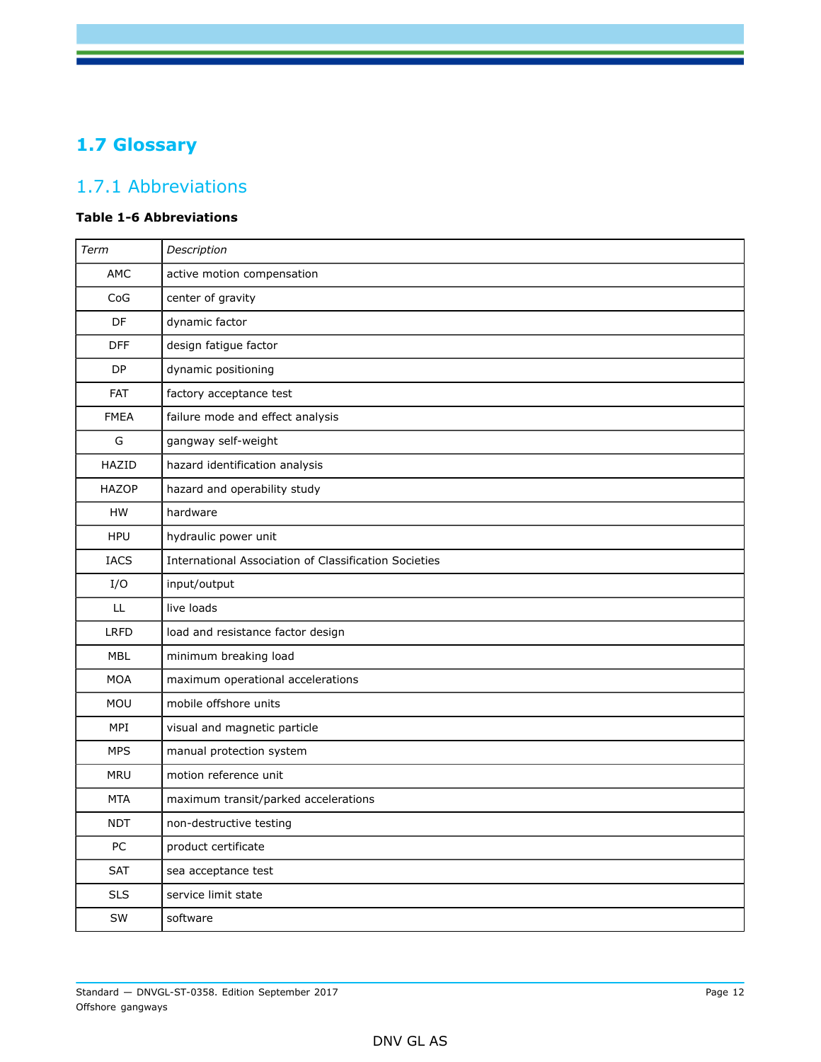## 1.7 Glossary

### 1.7.1 Abbreviations

**Table 1-6 Abbreviations**

| *Term* | *Description* |
|---|---|
| AMC | active motion compensation |
| CoG | center of gravity |
| DF | dynamic factor |
| DFF | design fatigue factor |
| DP | dynamic positioning |
| FAT | factory acceptance test |
| FMEA | failure mode and effect analysis |
| G | gangway self-weight |
| HAZID | hazard identification analysis |
| HAZOP | hazard and operability study |
| HW | hardware |
| HPU | hydraulic power unit |
| IACS | International Association of Classification Societies |
| I/O | input/output |
| LL | live loads |
| LRFD | load and resistance factor design |
| MBL | minimum breaking load |
| MOA | maximum operational accelerations |
| MOU | mobile offshore units |
| MPI | visual and magnetic particle |
| MPS | manual protection system |
| MRU | motion reference unit |
| MTA | maximum transit/parked accelerations |
| NDT | non-destructive testing |
| PC | product certificate |
| SAT | sea acceptance test |
| SLS | service limit state |
| SW | software |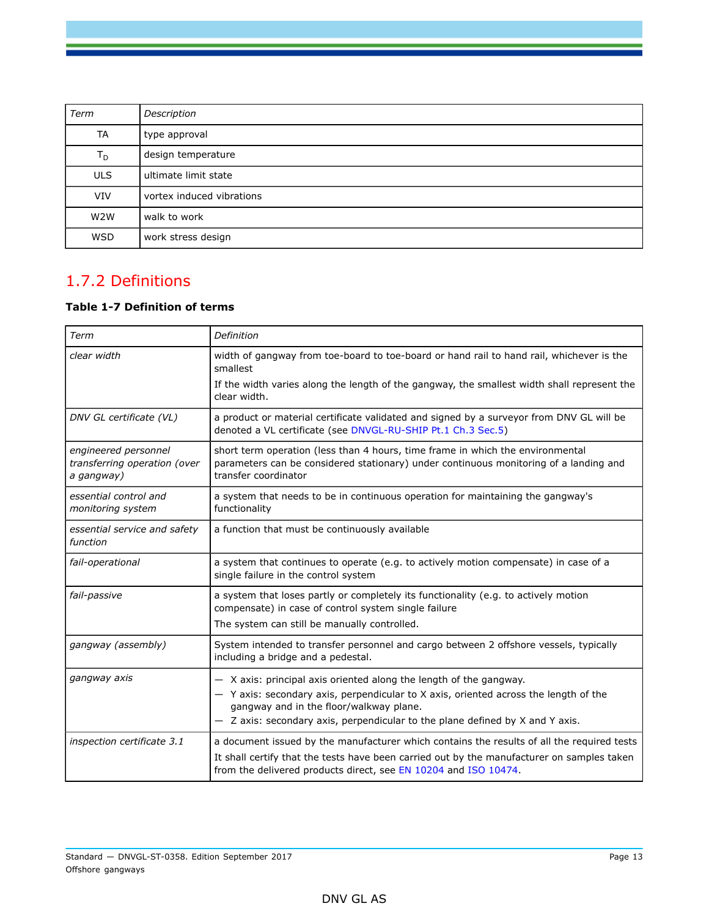| *Term* | *Description* |
|---|---|
| TA | type approval |
| $T_D$ | design temperature |
| ULS | ultimate limit state |
| VIV | vortex induced vibrations |
| W2W | walk to work |
| WSD | work stress design |

## 1.7.2 Definitions

**Table 1-7 Definition of terms**

| *Term* | *Definition* |
|---|---|
| *clear width* | width of gangway from toe-board to toe-board or hand rail to hand rail, whichever is the smallest<br>If the width varies along the length of the gangway, the smallest width shall represent the clear width. |
| *DNV GL certificate (VL)* | a product or material certificate validated and signed by a surveyor from DNV GL will be denoted a VL certificate (see DNVGL-RU-SHIP Pt.1 Ch.3 Sec.5) |
| *engineered personnel transferring operation (over a gangway)* | short term operation (less than 4 hours, time frame in which the environmental parameters can be considered stationary) under continuous monitoring of a landing and transfer coordinator |
| *essential control and monitoring system* | a system that needs to be in continuous operation for maintaining the gangway's functionality |
| *essential service and safety function* | a function that must be continuously available |
| *fail-operational* | a system that continues to operate (e.g. to actively motion compensate) in case of a single failure in the control system |
| *fail-passive* | a system that loses partly or completely its functionality (e.g. to actively motion compensate) in case of control system single failure<br>The system can still be manually controlled. |
| *gangway (assembly)* | System intended to transfer personnel and cargo between 2 offshore vessels, typically including a bridge and a pedestal. |
| *gangway axis* | — X axis: principal axis oriented along the length of the gangway.<br>— Y axis: secondary axis, perpendicular to X axis, oriented across the length of the gangway and in the floor/walkway plane.<br>— Z axis: secondary axis, perpendicular to the plane defined by X and Y axis. |
| *inspection certificate 3.1* | a document issued by the manufacturer which contains the results of all the required tests<br>It shall certify that the tests have been carried out by the manufacturer on samples taken from the delivered products direct, see EN 10204 and ISO 10474. |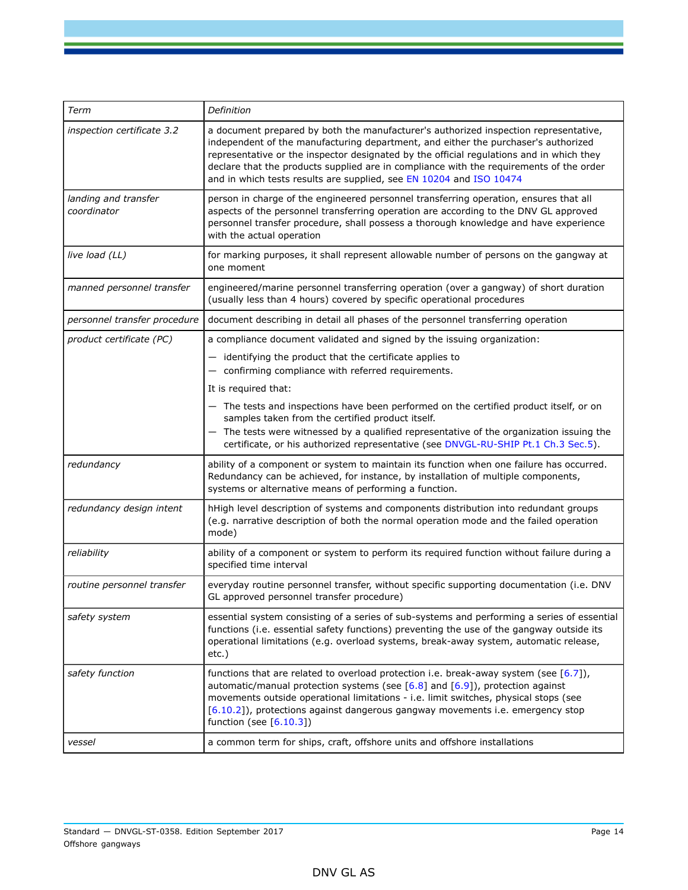| Term | Definition |
| --- | --- |
| *inspection certificate 3.2* | a document prepared by both the manufacturer's authorized inspection representative, independent of the manufacturing department, and either the purchaser's authorized representative or the inspector designated by the official regulations and in which they declare that the products supplied are in compliance with the requirements of the order and in which tests results are supplied, see EN 10204 and ISO 10474 |
| *landing and transfer coordinator* | person in charge of the engineered personnel transferring operation, ensures that all aspects of the personnel transferring operation are according to the DNV GL approved personnel transfer procedure, shall possess a thorough knowledge and have experience with the actual operation |
| *live load (LL)* | for marking purposes, it shall represent allowable number of persons on the gangway at one moment |
| *manned personnel transfer* | engineered/marine personnel transferring operation (over a gangway) of short duration (usually less than 4 hours) covered by specific operational procedures |
| *personnel transfer procedure* | document describing in detail all phases of the personnel transferring operation |
| *product certificate (PC)* | a compliance document validated and signed by the issuing organization:<br>— identifying the product that the certificate applies to<br>— confirming compliance with referred requirements.<br>It is required that:<br>— The tests and inspections have been performed on the certified product itself, or on samples taken from the certified product itself.<br>— The tests were witnessed by a qualified representative of the organization issuing the certificate, or his authorized representative (see DNVGL-RU-SHIP Pt.1 Ch.3 Sec.5). |
| *redundancy* | ability of a component or system to maintain its function when one failure has occurred. Redundancy can be achieved, for instance, by installation of multiple components, systems or alternative means of performing a function. |
| *redundancy design intent* | hHigh level description of systems and components distribution into redundant groups (e.g. narrative description of both the normal operation mode and the failed operation mode) |
| *reliability* | ability of a component or system to perform its required function without failure during a specified time interval |
| *routine personnel transfer* | everyday routine personnel transfer, without specific supporting documentation (i.e. DNV GL approved personnel transfer procedure) |
| *safety system* | essential system consisting of a series of sub-systems and performing a series of essential functions (i.e. essential safety functions) preventing the use of the gangway outside its operational limitations (e.g. overload systems, break-away system, automatic release, etc.) |
| *safety function* | functions that are related to overload protection i.e. break-away system (see [6.7]), automatic/manual protection systems (see [6.8] and [6.9]), protection against movements outside operational limitations - i.e. limit switches, physical stops (see [6.10.2]), protections against dangerous gangway movements i.e. emergency stop function (see [6.10.3]) |
| *vessel* | a common term for ships, craft, offshore units and offshore installations |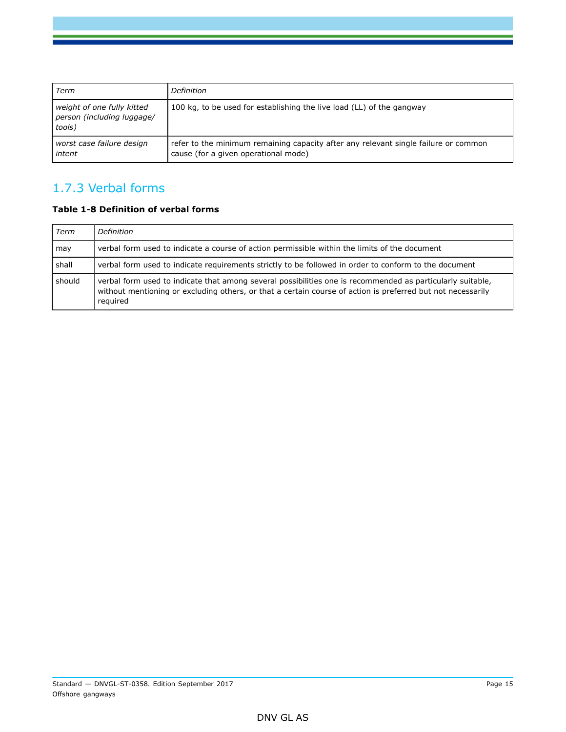| *Term* | *Definition* |
|---|---|
| *weight of one fully kitted person (including luggage/ tools)* | 100 kg, to be used for establishing the live load (LL) of the gangway |
| *worst case failure design intent* | refer to the minimum remaining capacity after any relevant single failure or common cause (for a given operational mode) |

### 1.7.3 Verbal forms

**Table 1-8 Definition of verbal forms**

| *Term* | *Definition* |
|---|---|
| may | verbal form used to indicate a course of action permissible within the limits of the document |
| shall | verbal form used to indicate requirements strictly to be followed in order to conform to the document |
| should | verbal form used to indicate that among several possibilities one is recommended as particularly suitable, without mentioning or excluding others, or that a certain course of action is preferred but not necessarily required |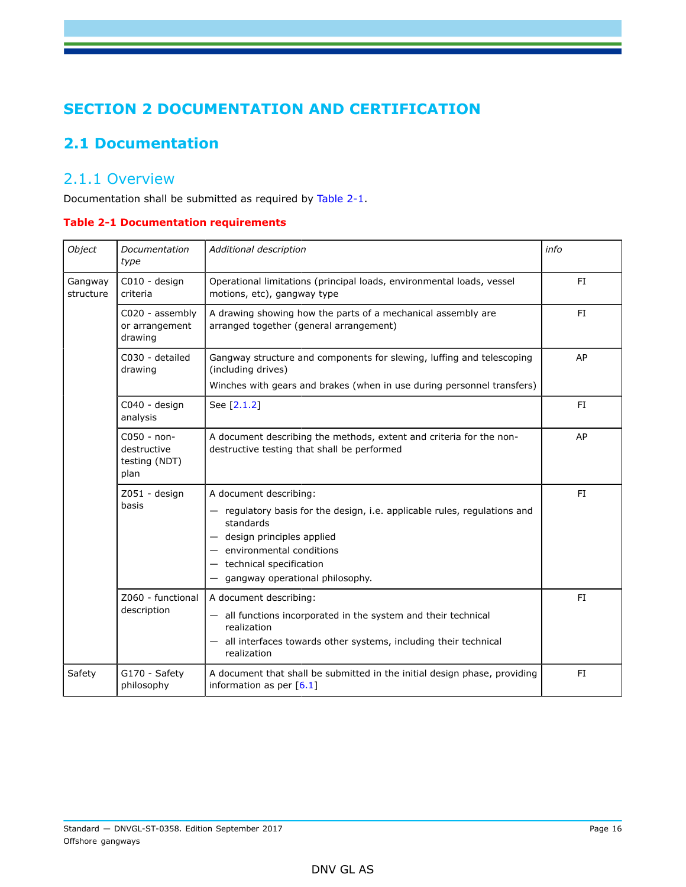# SECTION 2 DOCUMENTATION AND CERTIFICATION

## 2.1 Documentation

### 2.1.1 Overview

Documentation shall be submitted as required by Table 2-1.

**Table 2-1 Documentation requirements**

| *Object* | *Documentation type* | *Additional description* | *info* |
|---|---|---|---|
| Gangway structure | C010 - design criteria | Operational limitations (principal loads, environmental loads, vessel motions, etc), gangway type | FI |
| | C020 - assembly or arrangement drawing | A drawing showing how the parts of a mechanical assembly are arranged together (general arrangement) | FI |
| | C030 - detailed drawing | Gangway structure and components for slewing, luffing and telescoping (including drives)<br>Winches with gears and brakes (when in use during personnel transfers) | AP |
| | C040 - design analysis | See [2.1.2] | FI |
| | C050 - non-destructive testing (NDT) plan | A document describing the methods, extent and criteria for the non-destructive testing that shall be performed | AP |
| | Z051 - design basis | A document describing:<br>— regulatory basis for the design, i.e. applicable rules, regulations and standards<br>— design principles applied<br>— environmental conditions<br>— technical specification<br>— gangway operational philosophy. | FI |
| | Z060 - functional description | A document describing:<br>— all functions incorporated in the system and their technical realization<br>— all interfaces towards other systems, including their technical realization | FI |
| Safety | G170 - Safety philosophy | A document that shall be submitted in the initial design phase, providing information as per [6.1] | FI |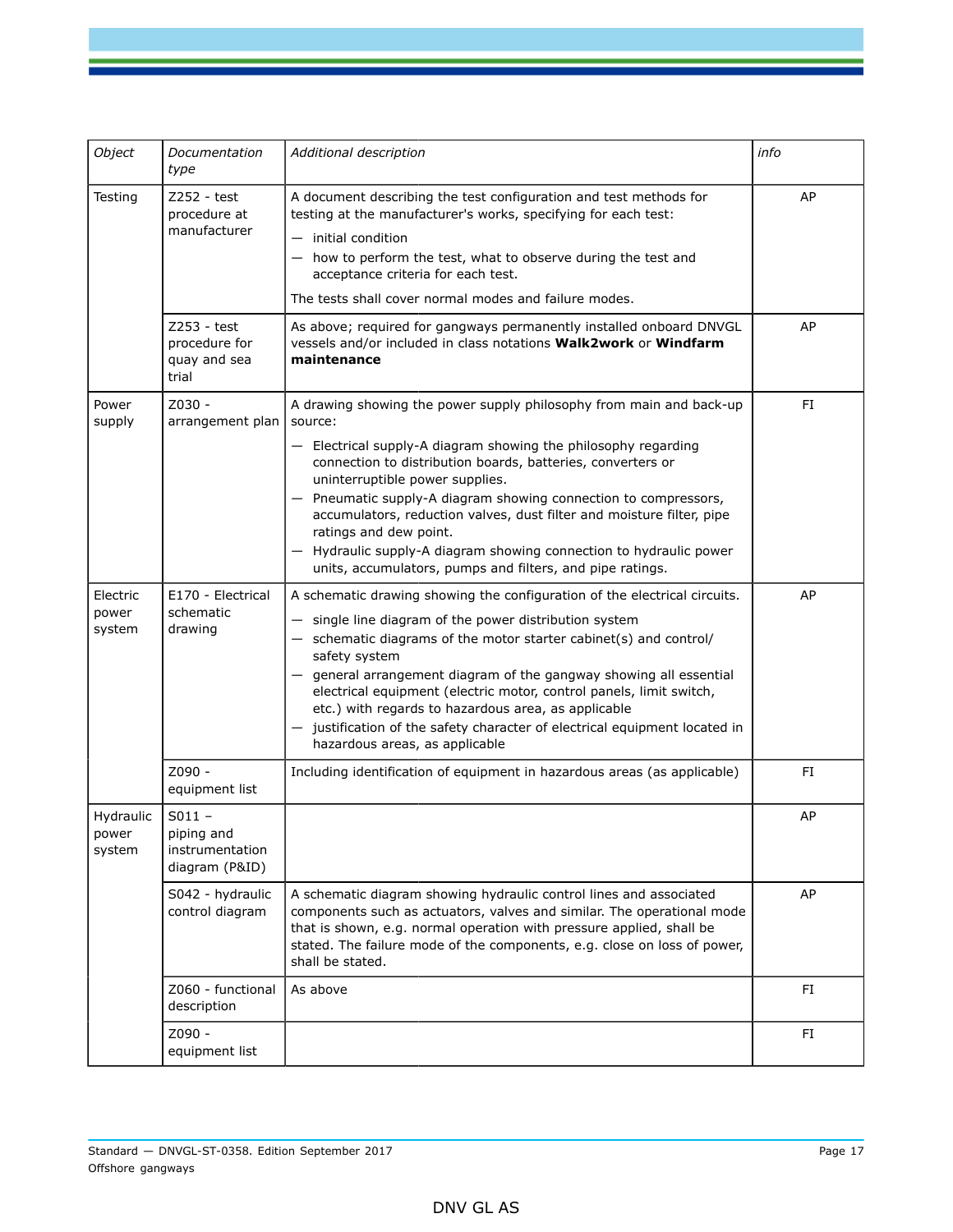| *Object* | *Documentation type* | *Additional description* | *info* |
|---|---|---|---|
| Testing | Z252 - test procedure at manufacturer | A document describing the test configuration and test methods for testing at the manufacturer's works, specifying for each test:<br>— initial condition<br>— how to perform the test, what to observe during the test and acceptance criteria for each test.<br>The tests shall cover normal modes and failure modes. | AP |
| | Z253 - test procedure for quay and sea trial | As above; required for gangways permanently installed onboard DNVGL vessels and/or included in class notations **Walk2work** or **Windfarm maintenance** | AP |
| Power supply | Z030 - arrangement plan | A drawing showing the power supply philosophy from main and back-up source:<br>— Electrical supply-A diagram showing the philosophy regarding connection to distribution boards, batteries, converters or uninterruptible power supplies.<br>— Pneumatic supply-A diagram showing connection to compressors, accumulators, reduction valves, dust filter and moisture filter, pipe ratings and dew point.<br>— Hydraulic supply-A diagram showing connection to hydraulic power units, accumulators, pumps and filters, and pipe ratings. | FI |
| Electric power system | E170 - Electrical schematic drawing | A schematic drawing showing the configuration of the electrical circuits.<br>— single line diagram of the power distribution system<br>— schematic diagrams of the motor starter cabinet(s) and control/ safety system<br>— general arrangement diagram of the gangway showing all essential electrical equipment (electric motor, control panels, limit switch, etc.) with regards to hazardous area, as applicable<br>— justification of the safety character of electrical equipment located in hazardous areas, as applicable | AP |
| | Z090 - equipment list | Including identification of equipment in hazardous areas (as applicable) | FI |
| Hydraulic power system | S011 – piping and instrumentation diagram (P&ID) | | AP |
| | S042 - hydraulic control diagram | A schematic diagram showing hydraulic control lines and associated components such as actuators, valves and similar. The operational mode that is shown, e.g. normal operation with pressure applied, shall be stated. The failure mode of the components, e.g. close on loss of power, shall be stated. | AP |
| | Z060 - functional description | As above | FI |
| | Z090 - equipment list | | FI |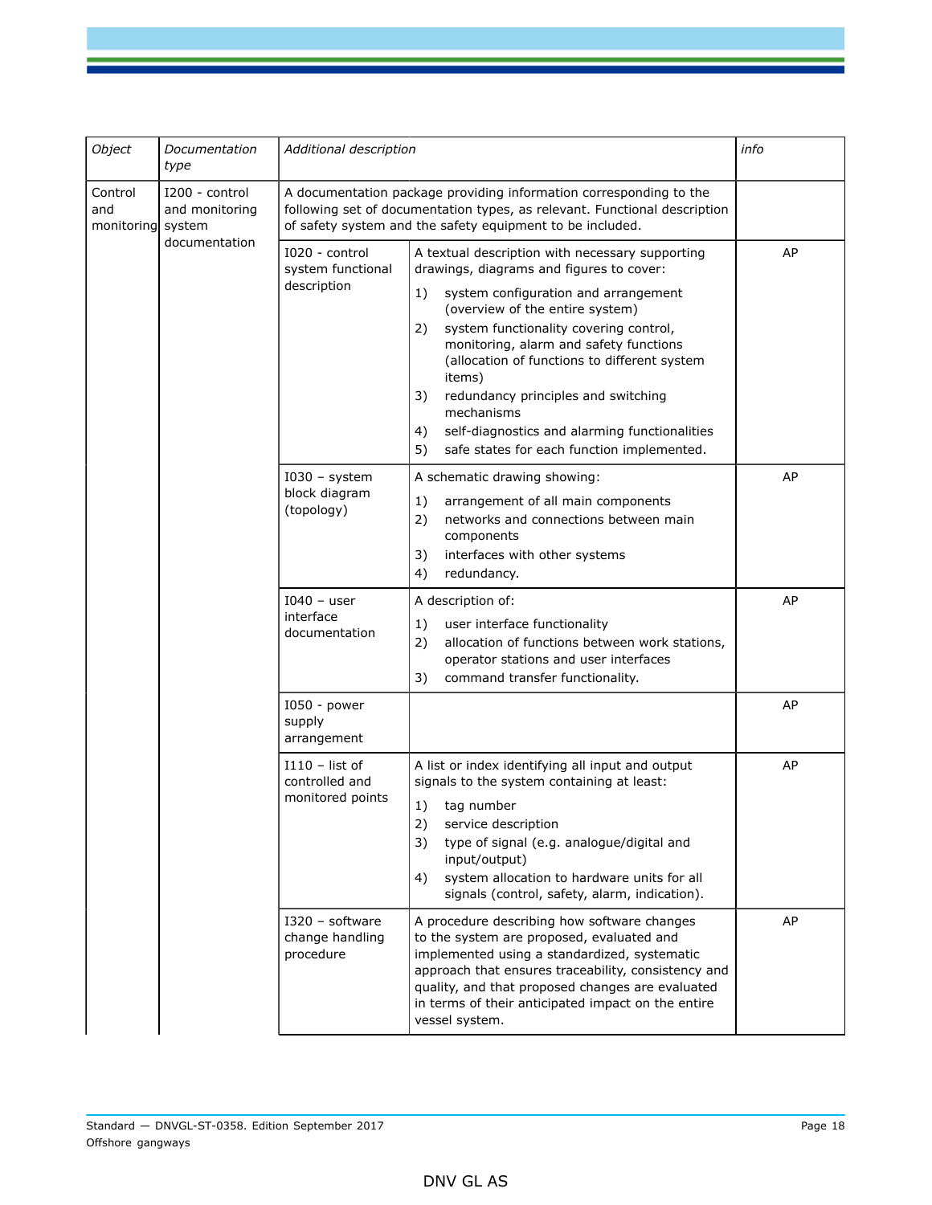| *Object* | *Documentation type* | *Additional description* | | *info* |
|---|---|---|---|---|
| Control and monitoring | I200 - control and monitoring system documentation | A documentation package providing information corresponding to the following set of documentation types, as relevant. Functional description of safety system and the safety equipment to be included. | | |
| | | I020 - control system functional description | A textual description with necessary supporting drawings, diagrams and figures to cover:<br>1) system configuration and arrangement (overview of the entire system)<br>2) system functionality covering control, monitoring, alarm and safety functions (allocation of functions to different system items)<br>3) redundancy principles and switching mechanisms<br>4) self-diagnostics and alarming functionalities<br>5) safe states for each function implemented. | AP |
| | | I030 – system block diagram (topology) | A schematic drawing showing:<br>1) arrangement of all main components<br>2) networks and connections between main components<br>3) interfaces with other systems<br>4) redundancy. | AP |
| | | I040 – user interface documentation | A description of:<br>1) user interface functionality<br>2) allocation of functions between work stations, operator stations and user interfaces<br>3) command transfer functionality. | AP |
| | | I050 - power supply arrangement | | AP |
| | | I110 – list of controlled and monitored points | A list or index identifying all input and output signals to the system containing at least:<br>1) tag number<br>2) service description<br>3) type of signal (e.g. analogue/digital and input/output)<br>4) system allocation to hardware units for all signals (control, safety, alarm, indication). | AP |
| | | I320 – software change handling procedure | A procedure describing how software changes to the system are proposed, evaluated and implemented using a standardized, systematic approach that ensures traceability, consistency and quality, and that proposed changes are evaluated in terms of their anticipated impact on the entire vessel system. | AP |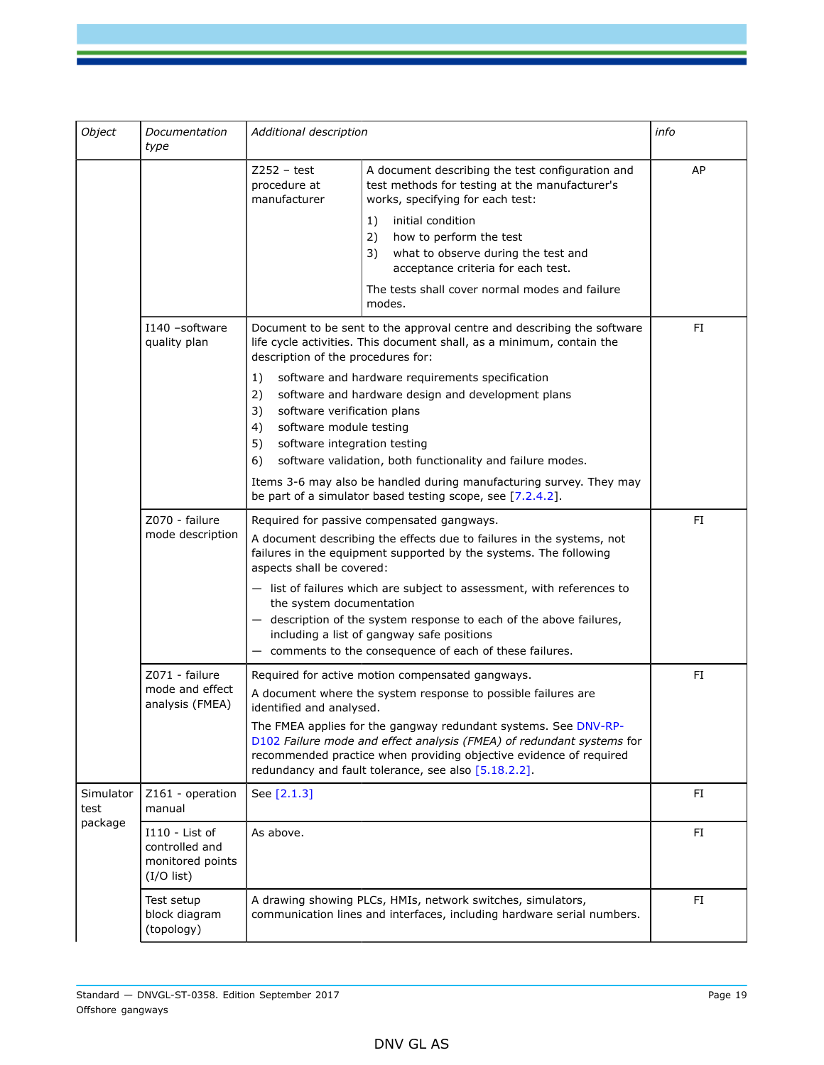| *Object* | *Documentation type* | *Additional description* | | *info* |
|---|---|---|---|---|
| | | Z252 – test procedure at manufacturer | A document describing the test configuration and test methods for testing at the manufacturer's works, specifying for each test:<br>1) initial condition<br>2) how to perform the test<br>3) what to observe during the test and acceptance criteria for each test.<br>The tests shall cover normal modes and failure modes. | AP |
| | I140 –software quality plan | Document to be sent to the approval centre and describing the software life cycle activities. This document shall, as a minimum, contain the description of the procedures for:<br>1) software and hardware requirements specification<br>2) software and hardware design and development plans<br>3) software verification plans<br>4) software module testing<br>5) software integration testing<br>6) software validation, both functionality and failure modes.<br>Items 3-6 may also be handled during manufacturing survey. They may be part of a simulator based testing scope, see [7.2.4.2]. | | FI |
| | Z070 - failure mode description | Required for passive compensated gangways.<br>A document describing the effects due to failures in the systems, not failures in the equipment supported by the systems. The following aspects shall be covered:<br>— list of failures which are subject to assessment, with references to the system documentation<br>— description of the system response to each of the above failures, including a list of gangway safe positions<br>— comments to the consequence of each of these failures. | | FI |
| | Z071 - failure mode and effect analysis (FMEA) | Required for active motion compensated gangways.<br>A document where the system response to possible failures are identified and analysed.<br>The FMEA applies for the gangway redundant systems. See DNV-RP-D102 *Failure mode and effect analysis (FMEA) of redundant systems* for recommended practice when providing objective evidence of required redundancy and fault tolerance, see also [5.18.2.2]. | | FI |
| Simulator test package | Z161 - operation manual | See [2.1.3] | | FI |
| | I110 - List of controlled and monitored points (I/O list) | As above. | | FI |
| | Test setup block diagram (topology) | A drawing showing PLCs, HMIs, network switches, simulators, communication lines and interfaces, including hardware serial numbers. | | FI |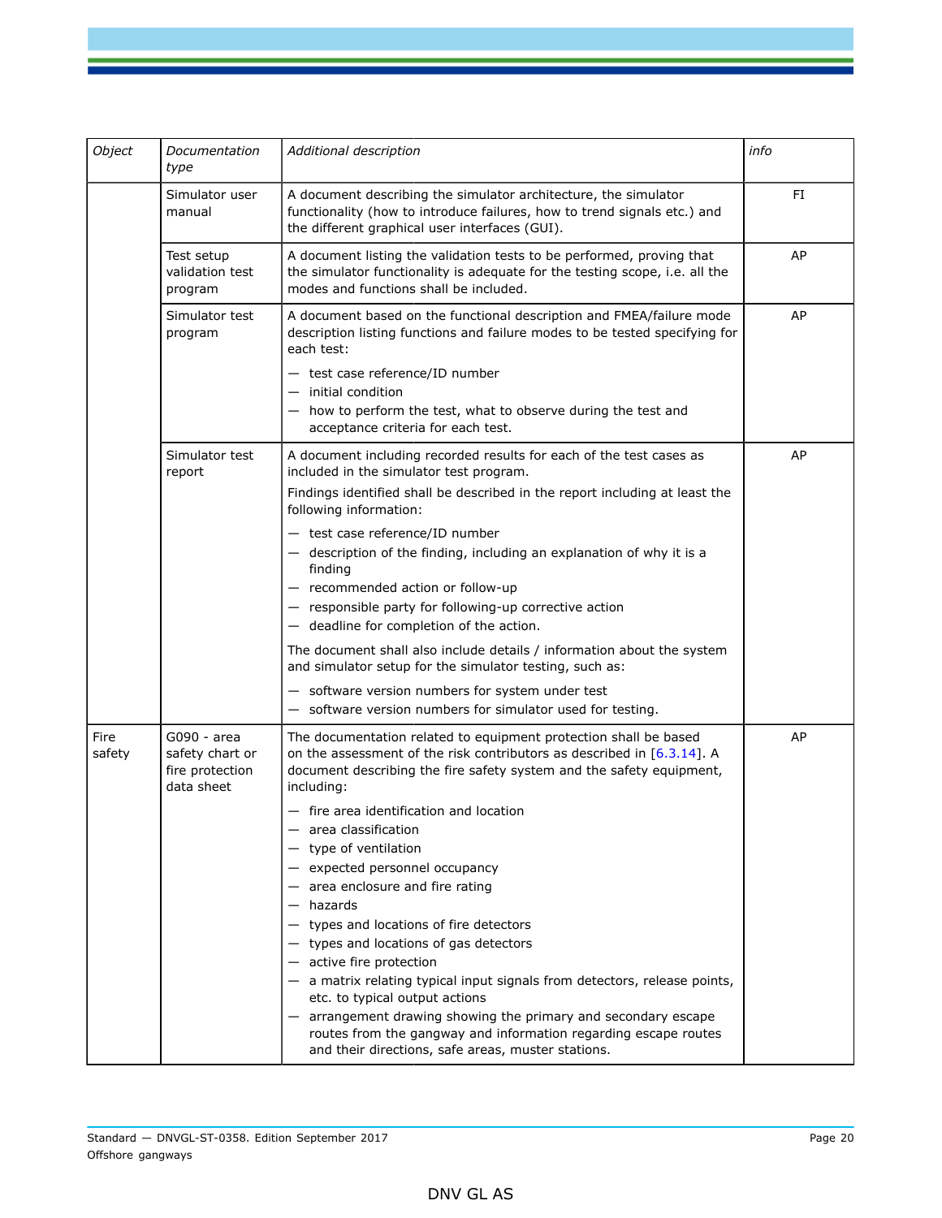| *Object* | *Documentation type* | *Additional description* | *info* |
|---|---|---|---|
| | Simulator user manual | A document describing the simulator architecture, the simulator functionality (how to introduce failures, how to trend signals etc.) and the different graphical user interfaces (GUI). | FI |
| | Test setup validation test program | A document listing the validation tests to be performed, proving that the simulator functionality is adequate for the testing scope, i.e. all the modes and functions shall be included. | AP |
| | Simulator test program | A document based on the functional description and FMEA/failure mode description listing functions and failure modes to be tested specifying for each test:<br>— test case reference/ID number<br>— initial condition<br>— how to perform the test, what to observe during the test and acceptance criteria for each test. | AP |
| | Simulator test report | A document including recorded results for each of the test cases as included in the simulator test program.<br>Findings identified shall be described in the report including at least the following information:<br>— test case reference/ID number<br>— description of the finding, including an explanation of why it is a finding<br>— recommended action or follow-up<br>— responsible party for following-up corrective action<br>— deadline for completion of the action.<br>The document shall also include details / information about the system and simulator setup for the simulator testing, such as:<br>— software version numbers for system under test<br>— software version numbers for simulator used for testing. | AP |
| Fire safety | G090 - area safety chart or fire protection data sheet | The documentation related to equipment protection shall be based on the assessment of the risk contributors as described in [6.3.14]. A document describing the fire safety system and the safety equipment, including:<br>— fire area identification and location<br>— area classification<br>— type of ventilation<br>— expected personnel occupancy<br>— area enclosure and fire rating<br>— hazards<br>— types and locations of fire detectors<br>— types and locations of gas detectors<br>— active fire protection<br>— a matrix relating typical input signals from detectors, release points, etc. to typical output actions<br>— arrangement drawing showing the primary and secondary escape routes from the gangway and information regarding escape routes and their directions, safe areas, muster stations. | AP |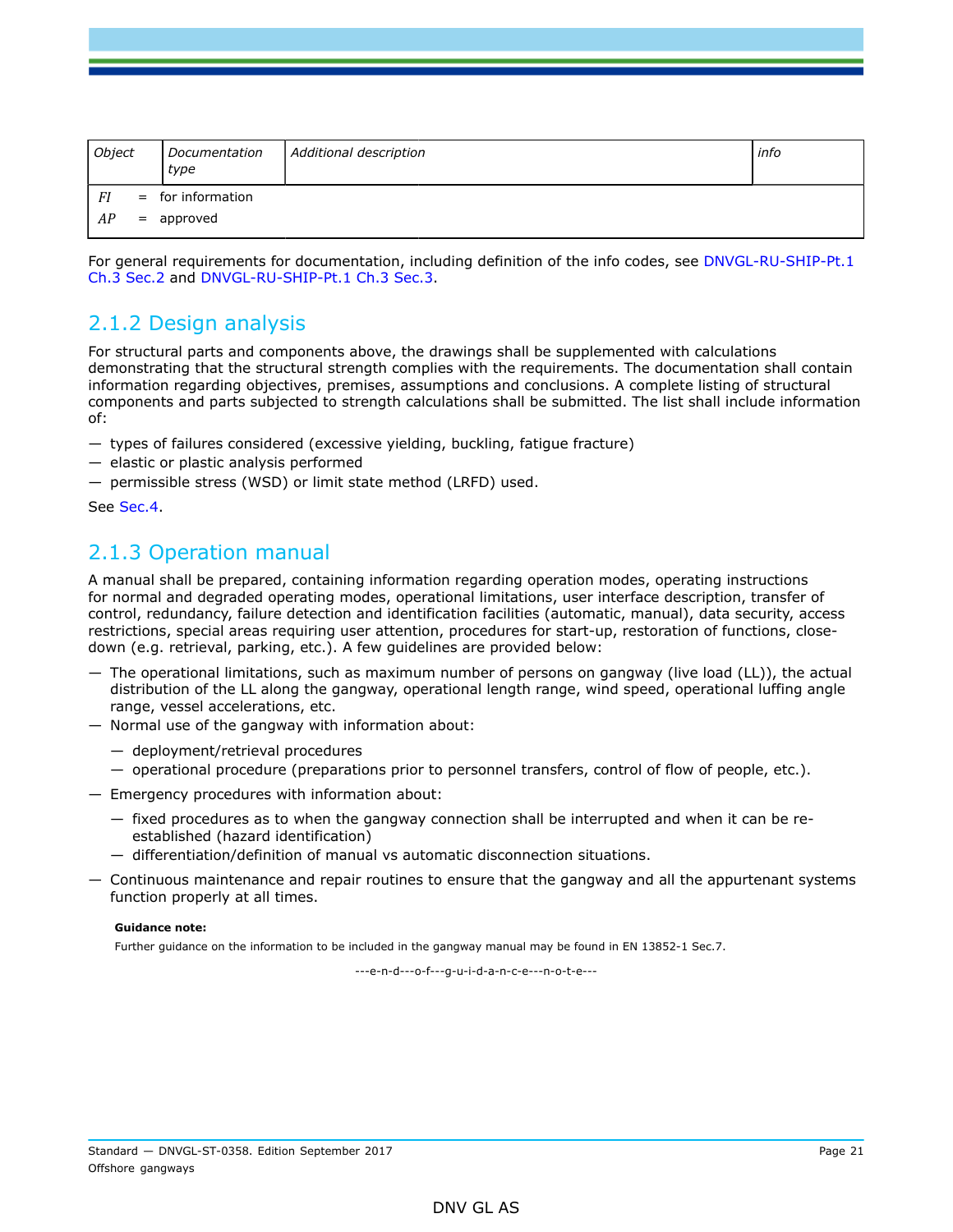| Object | Documentation type | Additional description | info |
|---|---|---|---|
| *FI* = for information | | | |
| *AP* = approved | | | |

For general requirements for documentation, including definition of the info codes, see DNVGL-RU-SHIP-Pt.1 Ch.3 Sec.2 and DNVGL-RU-SHIP-Pt.1 Ch.3 Sec.3.

## 2.1.2 Design analysis

For structural parts and components above, the drawings shall be supplemented with calculations demonstrating that the structural strength complies with the requirements. The documentation shall contain information regarding objectives, premises, assumptions and conclusions. A complete listing of structural components and parts subjected to strength calculations shall be submitted. The list shall include information of:

- types of failures considered (excessive yielding, buckling, fatigue fracture)
- elastic or plastic analysis performed
- permissible stress (WSD) or limit state method (LRFD) used.

See Sec.4.

## 2.1.3 Operation manual

A manual shall be prepared, containing information regarding operation modes, operating instructions for normal and degraded operating modes, operational limitations, user interface description, transfer of control, redundancy, failure detection and identification facilities (automatic, manual), data security, access restrictions, special areas requiring user attention, procedures for start-up, restoration of functions, close-down (e.g. retrieval, parking, etc.). A few guidelines are provided below:

- The operational limitations, such as maximum number of persons on gangway (live load (LL)), the actual distribution of the LL along the gangway, operational length range, wind speed, operational luffing angle range, vessel accelerations, etc.
- Normal use of the gangway with information about:
  - deployment/retrieval procedures
  - operational procedure (preparations prior to personnel transfers, control of flow of people, etc.).
- Emergency procedures with information about:
  - fixed procedures as to when the gangway connection shall be interrupted and when it can be re-established (hazard identification)
  - differentiation/definition of manual vs automatic disconnection situations.
- Continuous maintenance and repair routines to ensure that the gangway and all the appurtenant systems function properly at all times.

**Guidance note:**

Further guidance on the information to be included in the gangway manual may be found in EN 13852-1 Sec.7.

---e-n-d---o-f---g-u-i-d-a-n-c-e---n-o-t-e---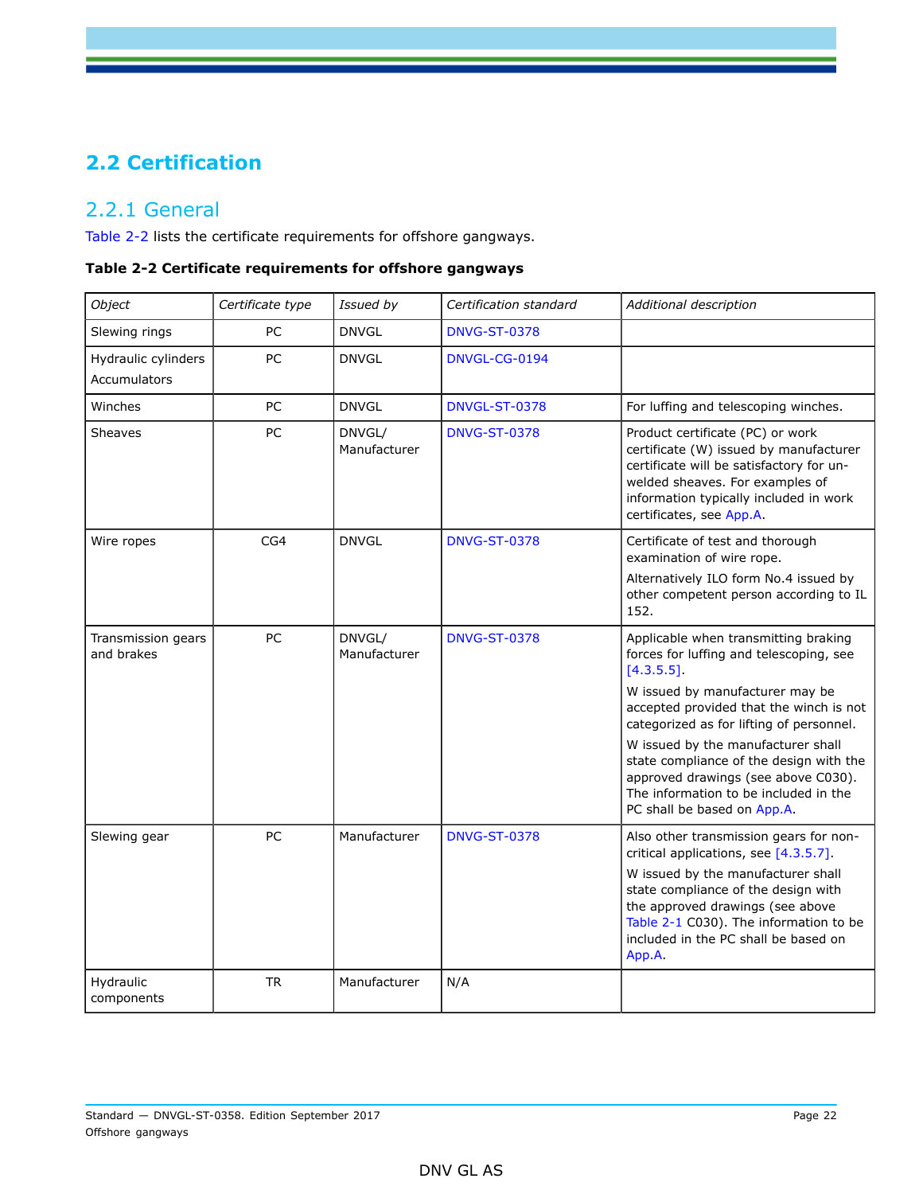## 2.2 Certification

### 2.2.1 General

Table 2-2 lists the certificate requirements for offshore gangways.

**Table 2-2 Certificate requirements for offshore gangways**

| *Object* | *Certificate type* | *Issued by* | *Certification standard* | *Additional description* |
|---|---|---|---|---|
| Slewing rings | PC | DNVGL | DNVG-ST-0378 | |
| Hydraulic cylinders<br>Accumulators | PC | DNVGL | DNVGL-CG-0194 | |
| Winches | PC | DNVGL | DNVGL-ST-0378 | For luffing and telescoping winches. |
| Sheaves | PC | DNVGL/ Manufacturer | DNVG-ST-0378 | Product certificate (PC) or work certificate (W) issued by manufacturer certificate will be satisfactory for un-welded sheaves. For examples of information typically included in work certificates, see App.A. |
| Wire ropes | CG4 | DNVGL | DNVG-ST-0378 | Certificate of test and thorough examination of wire rope.<br>Alternatively ILO form No.4 issued by other competent person according to IL 152. |
| Transmission gears and brakes | PC | DNVGL/ Manufacturer | DNVG-ST-0378 | Applicable when transmitting braking forces for luffing and telescoping, see [4.3.5.5].<br>W issued by manufacturer may be accepted provided that the winch is not categorized as for lifting of personnel.<br>W issued by the manufacturer shall state compliance of the design with the approved drawings (see above C030). The information to be included in the PC shall be based on App.A. |
| Slewing gear | PC | Manufacturer | DNVG-ST-0378 | Also other transmission gears for non-critical applications, see [4.3.5.7].<br>W issued by the manufacturer shall state compliance of the design with the approved drawings (see above Table 2-1 C030). The information to be included in the PC shall be based on App.A. |
| Hydraulic components | TR | Manufacturer | N/A | |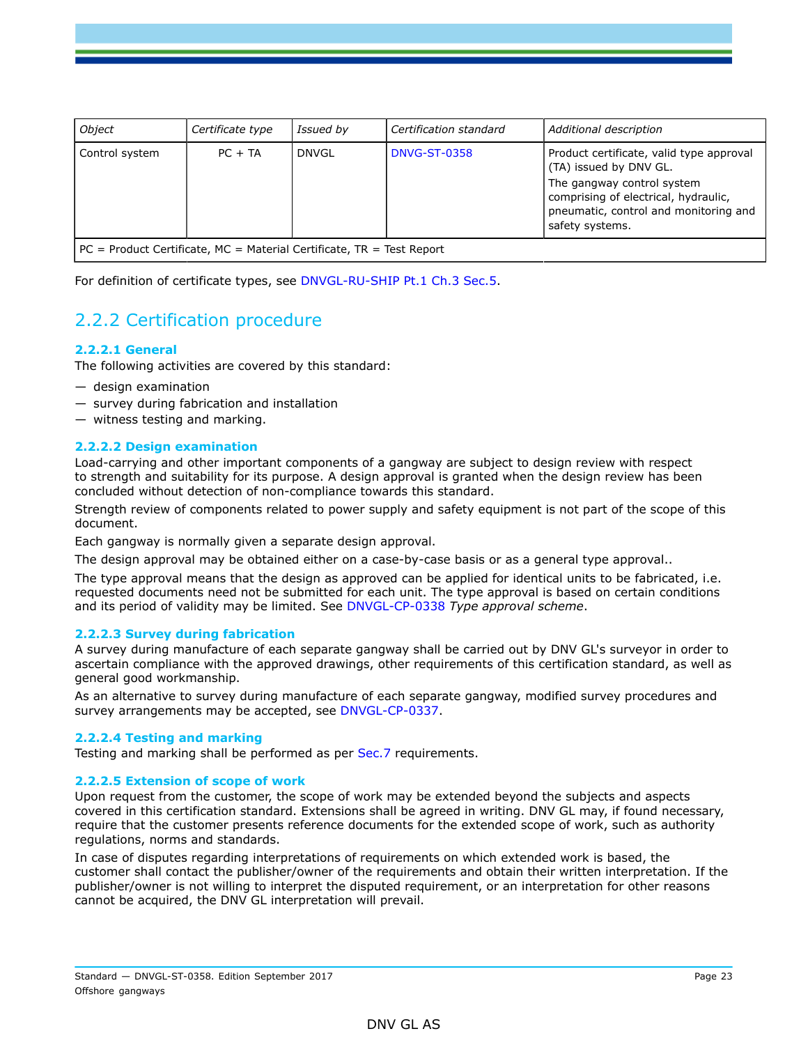| Object | Certificate type | Issued by | Certification standard | Additional description |
|---|---|---|---|---|
| Control system | PC + TA | DNVGL | DNVG-ST-0358 | Product certificate, valid type approval (TA) issued by DNV GL. The gangway control system comprising of electrical, hydraulic, pneumatic, control and monitoring and safety systems. |
| PC = Product Certificate, MC = Material Certificate, TR = Test Report | | | | |

For definition of certificate types, see DNVGL-RU-SHIP Pt.1 Ch.3 Sec.5.

## 2.2.2 Certification procedure

### 2.2.2.1 General

The following activities are covered by this standard:

— design examination
— survey during fabrication and installation
— witness testing and marking.

### 2.2.2.2 Design examination

Load-carrying and other important components of a gangway are subject to design review with respect to strength and suitability for its purpose. A design approval is granted when the design review has been concluded without detection of non-compliance towards this standard.

Strength review of components related to power supply and safety equipment is not part of the scope of this document.

Each gangway is normally given a separate design approval.

The design approval may be obtained either on a case-by-case basis or as a general type approval..

The type approval means that the design as approved can be applied for identical units to be fabricated, i.e. requested documents need not be submitted for each unit. The type approval is based on certain conditions and its period of validity may be limited. See DNVGL-CP-0338 *Type approval scheme*.

### 2.2.2.3 Survey during fabrication

A survey during manufacture of each separate gangway shall be carried out by DNV GL's surveyor in order to ascertain compliance with the approved drawings, other requirements of this certification standard, as well as general good workmanship.

As an alternative to survey during manufacture of each separate gangway, modified survey procedures and survey arrangements may be accepted, see DNVGL-CP-0337.

### 2.2.2.4 Testing and marking

Testing and marking shall be performed as per Sec.7 requirements.

### 2.2.2.5 Extension of scope of work

Upon request from the customer, the scope of work may be extended beyond the subjects and aspects covered in this certification standard. Extensions shall be agreed in writing. DNV GL may, if found necessary, require that the customer presents reference documents for the extended scope of work, such as authority regulations, norms and standards.

In case of disputes regarding interpretations of requirements on which extended work is based, the customer shall contact the publisher/owner of the requirements and obtain their written interpretation. If the publisher/owner is not willing to interpret the disputed requirement, or an interpretation for other reasons cannot be acquired, the DNV GL interpretation will prevail.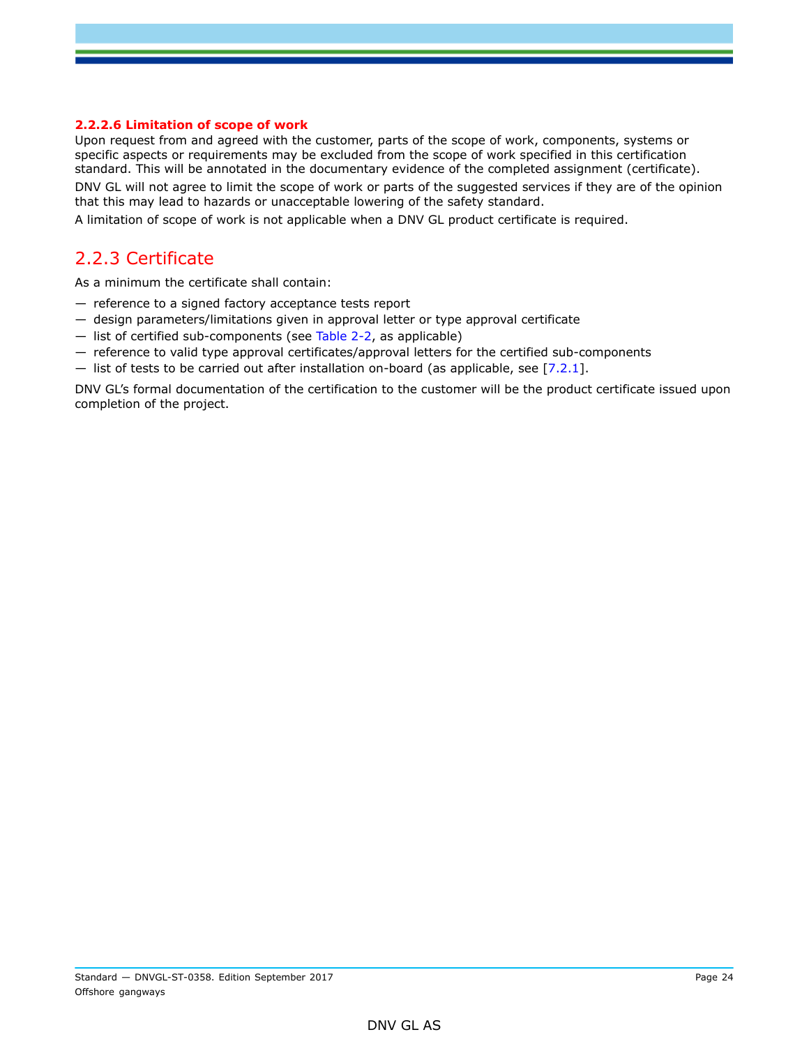#### 2.2.2.6 Limitation of scope of work

Upon request from and agreed with the customer, parts of the scope of work, components, systems or specific aspects or requirements may be excluded from the scope of work specified in this certification standard. This will be annotated in the documentary evidence of the completed assignment (certificate).

DNV GL will not agree to limit the scope of work or parts of the suggested services if they are of the opinion that this may lead to hazards or unacceptable lowering of the safety standard.

A limitation of scope of work is not applicable when a DNV GL product certificate is required.

### 2.2.3 Certificate

As a minimum the certificate shall contain:

- reference to a signed factory acceptance tests report
- design parameters/limitations given in approval letter or type approval certificate
- list of certified sub-components (see Table 2-2, as applicable)
- reference to valid type approval certificates/approval letters for the certified sub-components
- list of tests to be carried out after installation on-board (as applicable, see [7.2.1].

DNV GL's formal documentation of the certification to the customer will be the product certificate issued upon completion of the project.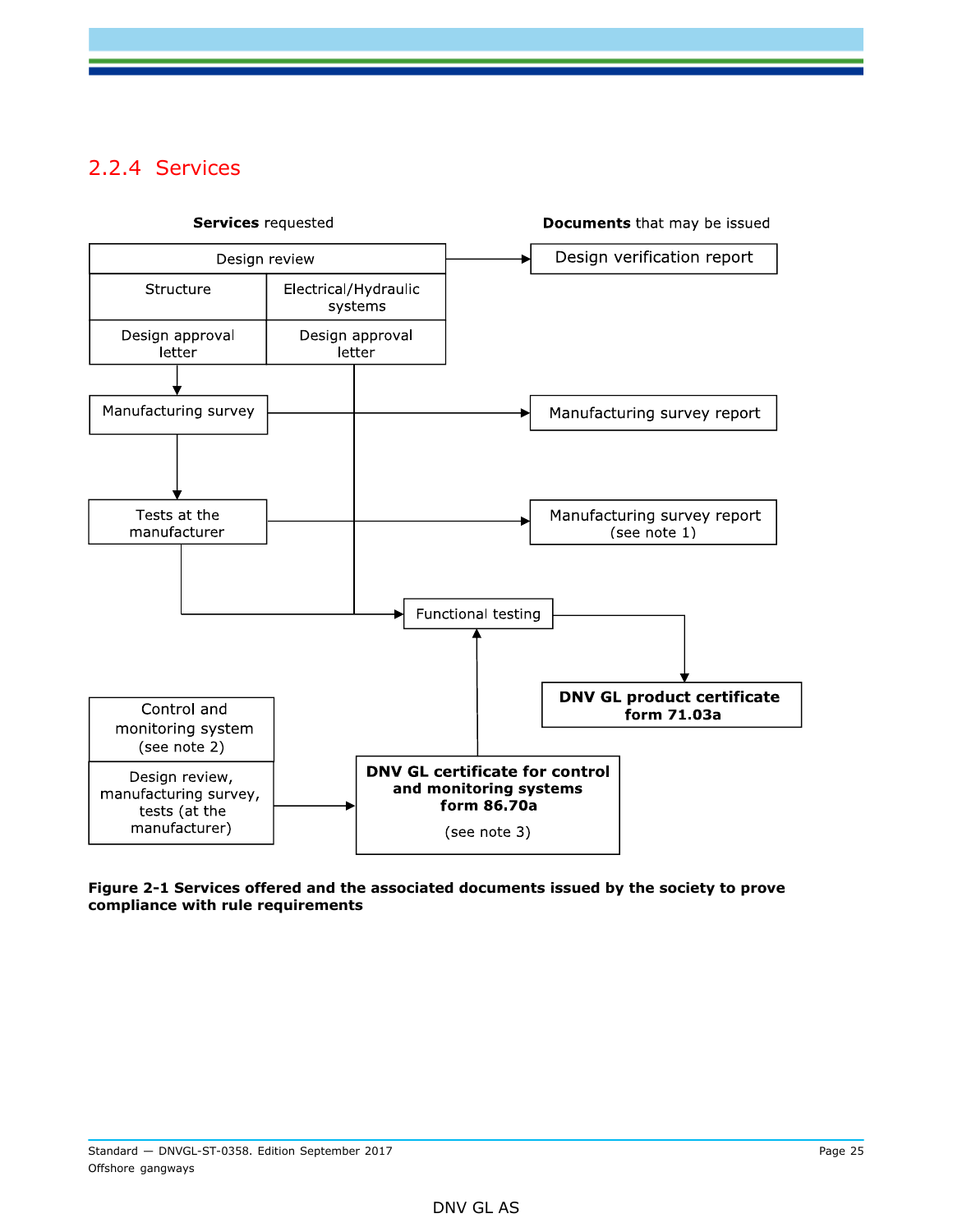### 2.2.4 Services

**Services** requested

**Documents** that may be issued

Design review

Structure | Electrical/Hydraulic systems

Design approval letter | Design approval letter

Design verification report

Manufacturing survey

Manufacturing survey report

Tests at the manufacturer

Manufacturing survey report (see note 1)

Functional testing

**DNV GL product certificate form 71.03a**

Control and monitoring system (see note 2)

Design review, manufacturing survey, tests (at the manufacturer)

**DNV GL certificate for control and monitoring systems form 86.70a**

(see note 3)

**Figure 2-1 Services offered and the associated documents issued by the society to prove compliance with rule requirements**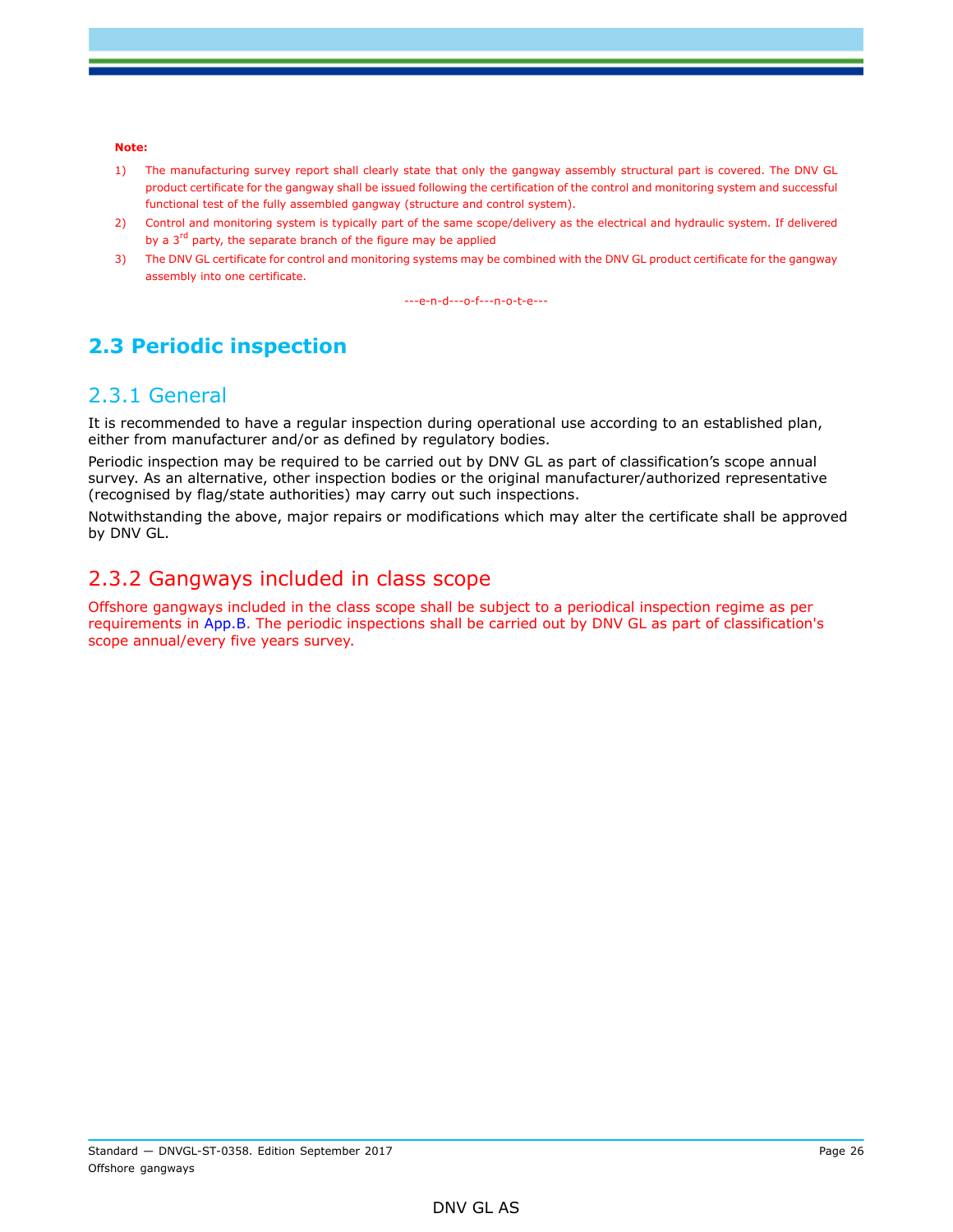**Note:**

1) The manufacturing survey report shall clearly state that only the gangway assembly structural part is covered. The DNV GL product certificate for the gangway shall be issued following the certification of the control and monitoring system and successful functional test of the fully assembled gangway (structure and control system).
2) Control and monitoring system is typically part of the same scope/delivery as the electrical and hydraulic system. If delivered by a 3rd party, the separate branch of the figure may be applied
3) The DNV GL certificate for control and monitoring systems may be combined with the DNV GL product certificate for the gangway assembly into one certificate.

---e-n-d---o-f---n-o-t-e---

## 2.3 Periodic inspection

### 2.3.1 General

It is recommended to have a regular inspection during operational use according to an established plan, either from manufacturer and/or as defined by regulatory bodies.

Periodic inspection may be required to be carried out by DNV GL as part of classification's scope annual survey. As an alternative, other inspection bodies or the original manufacturer/authorized representative (recognised by flag/state authorities) may carry out such inspections.

Notwithstanding the above, major repairs or modifications which may alter the certificate shall be approved by DNV GL.

### 2.3.2 Gangways included in class scope

Offshore gangways included in the class scope shall be subject to a periodical inspection regime as per requirements in App.B. The periodic inspections shall be carried out by DNV GL as part of classification's scope annual/every five years survey.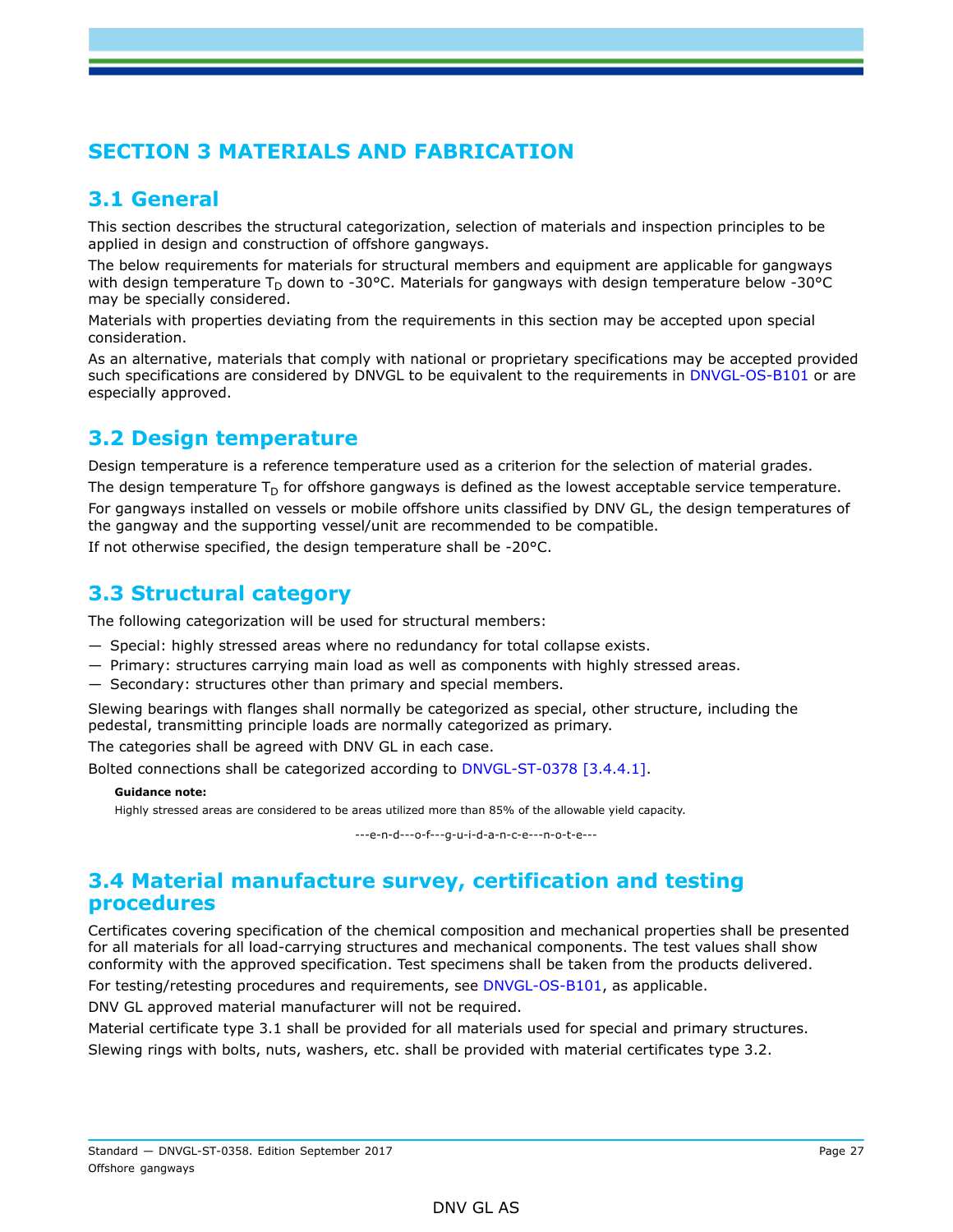# SECTION 3 MATERIALS AND FABRICATION

## 3.1 General

This section describes the structural categorization, selection of materials and inspection principles to be applied in design and construction of offshore gangways.

The below requirements for materials for structural members and equipment are applicable for gangways with design temperature $T_D$ down to -30°C. Materials for gangways with design temperature below -30°C may be specially considered.

Materials with properties deviating from the requirements in this section may be accepted upon special consideration.

As an alternative, materials that comply with national or proprietary specifications may be accepted provided such specifications are considered by DNVGL to be equivalent to the requirements in DNVGL-OS-B101 or are especially approved.

## 3.2 Design temperature

Design temperature is a reference temperature used as a criterion for the selection of material grades.

The design temperature $T_D$ for offshore gangways is defined as the lowest acceptable service temperature.

For gangways installed on vessels or mobile offshore units classified by DNV GL, the design temperatures of the gangway and the supporting vessel/unit are recommended to be compatible.

If not otherwise specified, the design temperature shall be -20°C.

## 3.3 Structural category

The following categorization will be used for structural members:

— Special: highly stressed areas where no redundancy for total collapse exists.
— Primary: structures carrying main load as well as components with highly stressed areas.
— Secondary: structures other than primary and special members.

Slewing bearings with flanges shall normally be categorized as special, other structure, including the pedestal, transmitting principle loads are normally categorized as primary.

The categories shall be agreed with DNV GL in each case.

Bolted connections shall be categorized according to DNVGL-ST-0378 [3.4.4.1].

**Guidance note:**

Highly stressed areas are considered to be areas utilized more than 85% of the allowable yield capacity.

---e-n-d---o-f---g-u-i-d-a-n-c-e---n-o-t-e---

## 3.4 Material manufacture survey, certification and testing procedures

Certificates covering specification of the chemical composition and mechanical properties shall be presented for all materials for all load-carrying structures and mechanical components. The test values shall show conformity with the approved specification. Test specimens shall be taken from the products delivered.

For testing/retesting procedures and requirements, see DNVGL-OS-B101, as applicable.

DNV GL approved material manufacturer will not be required.

Material certificate type 3.1 shall be provided for all materials used for special and primary structures.

Slewing rings with bolts, nuts, washers, etc. shall be provided with material certificates type 3.2.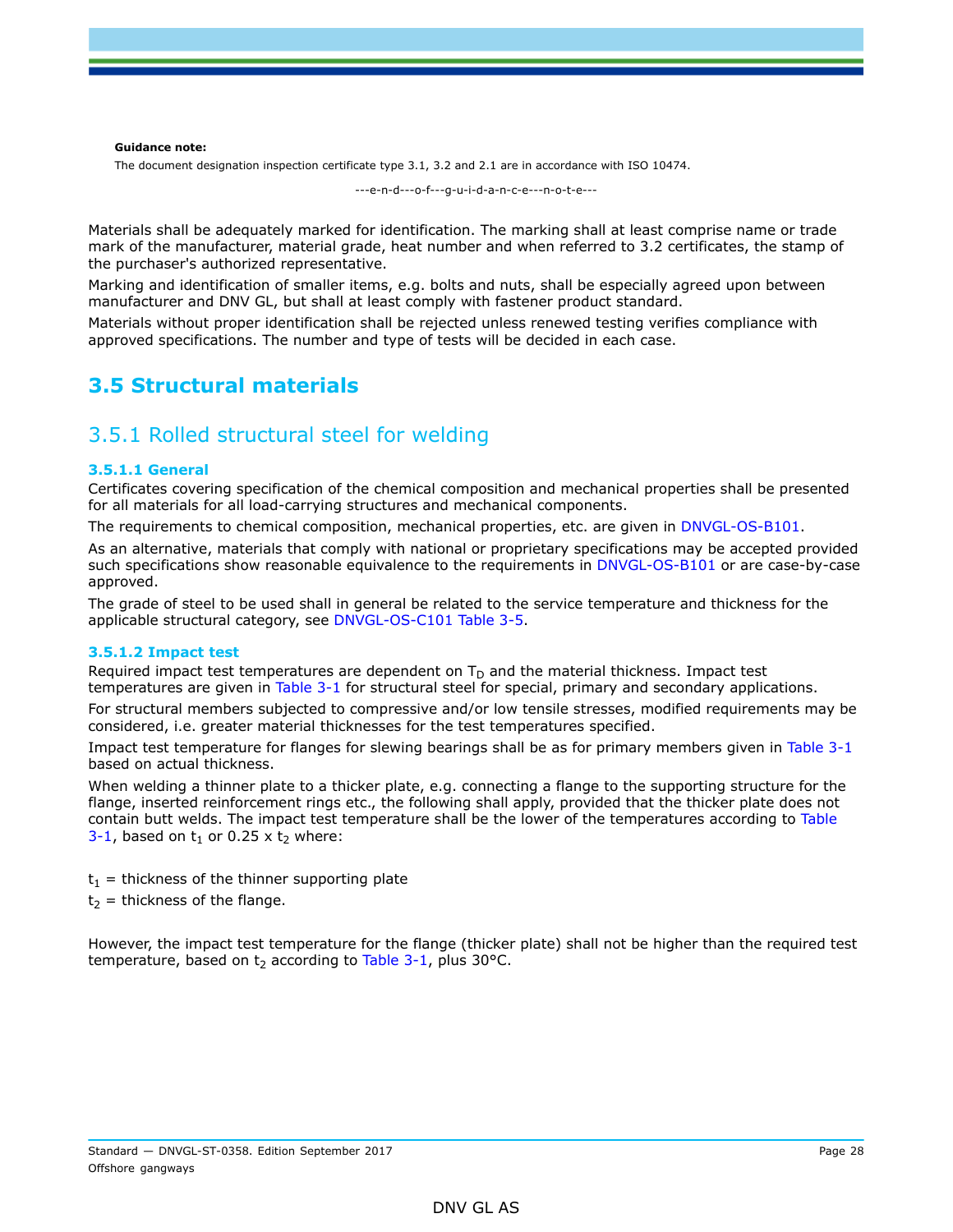**Guidance note:**

The document designation inspection certificate type 3.1, 3.2 and 2.1 are in accordance with ISO 10474.

---e-n-d---o-f---g-u-i-d-a-n-c-e---n-o-t-e---

Materials shall be adequately marked for identification. The marking shall at least comprise name or trade mark of the manufacturer, material grade, heat number and when referred to 3.2 certificates, the stamp of the purchaser's authorized representative.

Marking and identification of smaller items, e.g. bolts and nuts, shall be especially agreed upon between manufacturer and DNV GL, but shall at least comply with fastener product standard.

Materials without proper identification shall be rejected unless renewed testing verifies compliance with approved specifications. The number and type of tests will be decided in each case.

# 3.5 Structural materials

## 3.5.1 Rolled structural steel for welding

### 3.5.1.1 General

Certificates covering specification of the chemical composition and mechanical properties shall be presented for all materials for all load-carrying structures and mechanical components.

The requirements to chemical composition, mechanical properties, etc. are given in DNVGL-OS-B101.

As an alternative, materials that comply with national or proprietary specifications may be accepted provided such specifications show reasonable equivalence to the requirements in DNVGL-OS-B101 or are case-by-case approved.

The grade of steel to be used shall in general be related to the service temperature and thickness for the applicable structural category, see DNVGL-OS-C101 Table 3-5.

### 3.5.1.2 Impact test

Required impact test temperatures are dependent on $T_D$ and the material thickness. Impact test temperatures are given in Table 3-1 for structural steel for special, primary and secondary applications.

For structural members subjected to compressive and/or low tensile stresses, modified requirements may be considered, i.e. greater material thicknesses for the test temperatures specified.

Impact test temperature for flanges for slewing bearings shall be as for primary members given in Table 3-1 based on actual thickness.

When welding a thinner plate to a thicker plate, e.g. connecting a flange to the supporting structure for the flange, inserted reinforcement rings etc., the following shall apply, provided that the thicker plate does not contain butt welds. The impact test temperature shall be the lower of the temperatures according to Table 3-1, based on $t_1$ or 0.25 x $t_2$ where:

$t_1$ = thickness of the thinner supporting plate

$t_2$ = thickness of the flange.

However, the impact test temperature for the flange (thicker plate) shall not be higher than the required test temperature, based on $t_2$ according to Table 3-1, plus 30°C.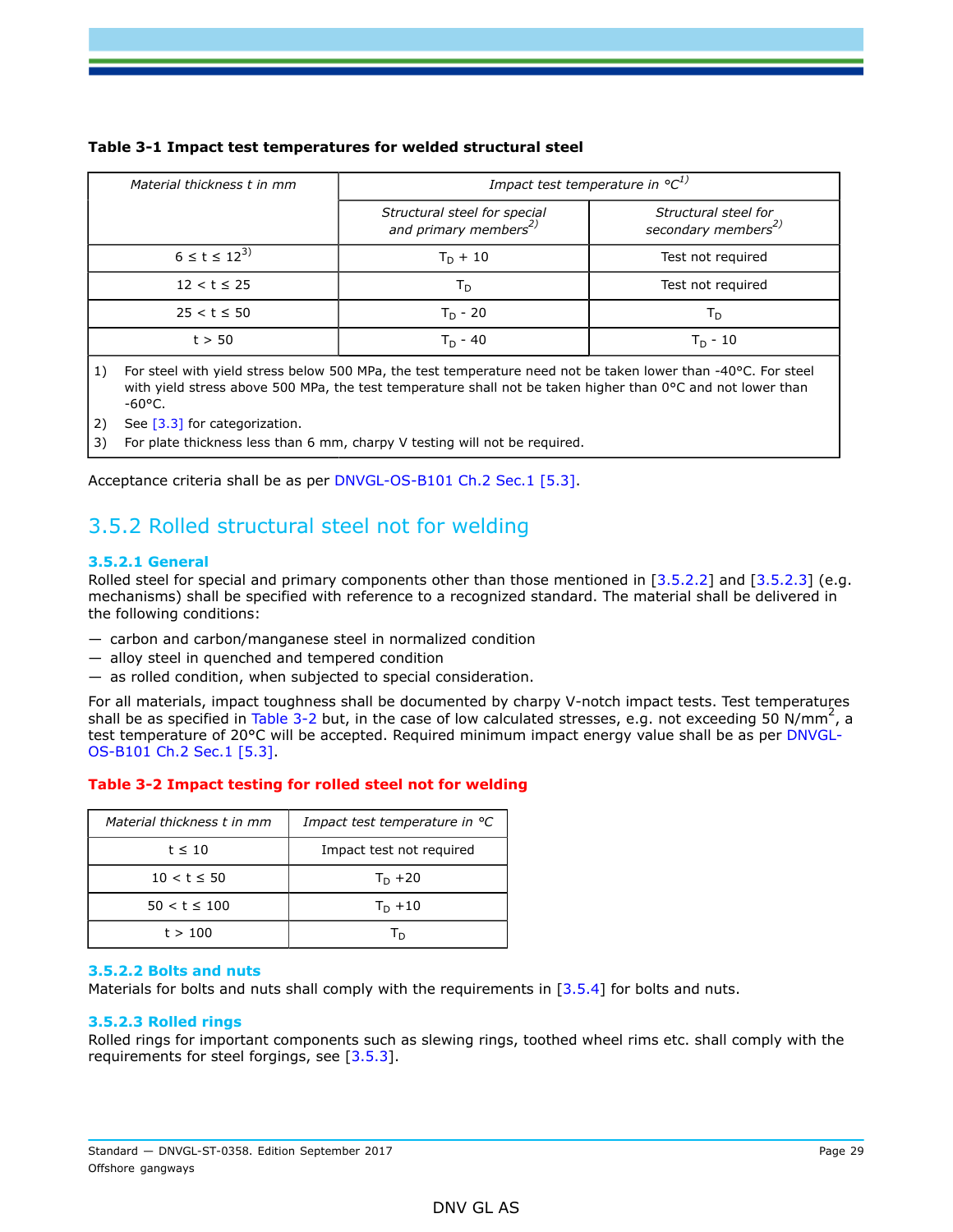**Table 3-1 Impact test temperatures for welded structural steel**

| *Material thickness t in mm* | *Impact test temperature in °C* [1] | |
|---|---|---|
| | *Structural steel for special and primary members* [2] | *Structural steel for secondary members* [2] |
| $6 \leq t \leq 12$ [3] | $T_D + 10$ | Test not required |
| $12 < t \leq 25$ | $T_D$ | Test not required |
| $25 < t \leq 50$ | $T_D - 20$ | $T_D$ |
| $t > 50$ | $T_D - 40$ | $T_D - 10$ |

1) For steel with yield stress below 500 MPa, the test temperature need not be taken lower than -40°C. For steel with yield stress above 500 MPa, the test temperature shall not be taken higher than 0°C and not lower than -60°C.

2) See [3.3] for categorization.

3) For plate thickness less than 6 mm, charpy V testing will not be required.

Acceptance criteria shall be as per DNVGL-OS-B101 Ch.2 Sec.1 [5.3].

## 3.5.2 Rolled structural steel not for welding

### 3.5.2.1 General

Rolled steel for special and primary components other than those mentioned in [3.5.2.2] and [3.5.2.3] (e.g. mechanisms) shall be specified with reference to a recognized standard. The material shall be delivered in the following conditions:

— carbon and carbon/manganese steel in normalized condition
— alloy steel in quenched and tempered condition
— as rolled condition, when subjected to special consideration.

For all materials, impact toughness shall be documented by charpy V-notch impact tests. Test temperatures shall be as specified in Table 3-2 but, in the case of low calculated stresses, e.g. not exceeding 50 $N/mm^2$, a test temperature of 20°C will be accepted. Required minimum impact energy value shall be as per DNVGL-OS-B101 Ch.2 Sec.1 [5.3].

**Table 3-2 Impact testing for rolled steel not for welding**

| *Material thickness t in mm* | *Impact test temperature in °C* |
|---|---|
| $t \leq 10$ | Impact test not required |
| $10 < t \leq 50$ | $T_D + 20$ |
| $50 < t \leq 100$ | $T_D + 10$ |
| $t > 100$ | $T_D$ |

### 3.5.2.2 Bolts and nuts

Materials for bolts and nuts shall comply with the requirements in [3.5.4] for bolts and nuts.

### 3.5.2.3 Rolled rings

Rolled rings for important components such as slewing rings, toothed wheel rims etc. shall comply with the requirements for steel forgings, see [3.5.3].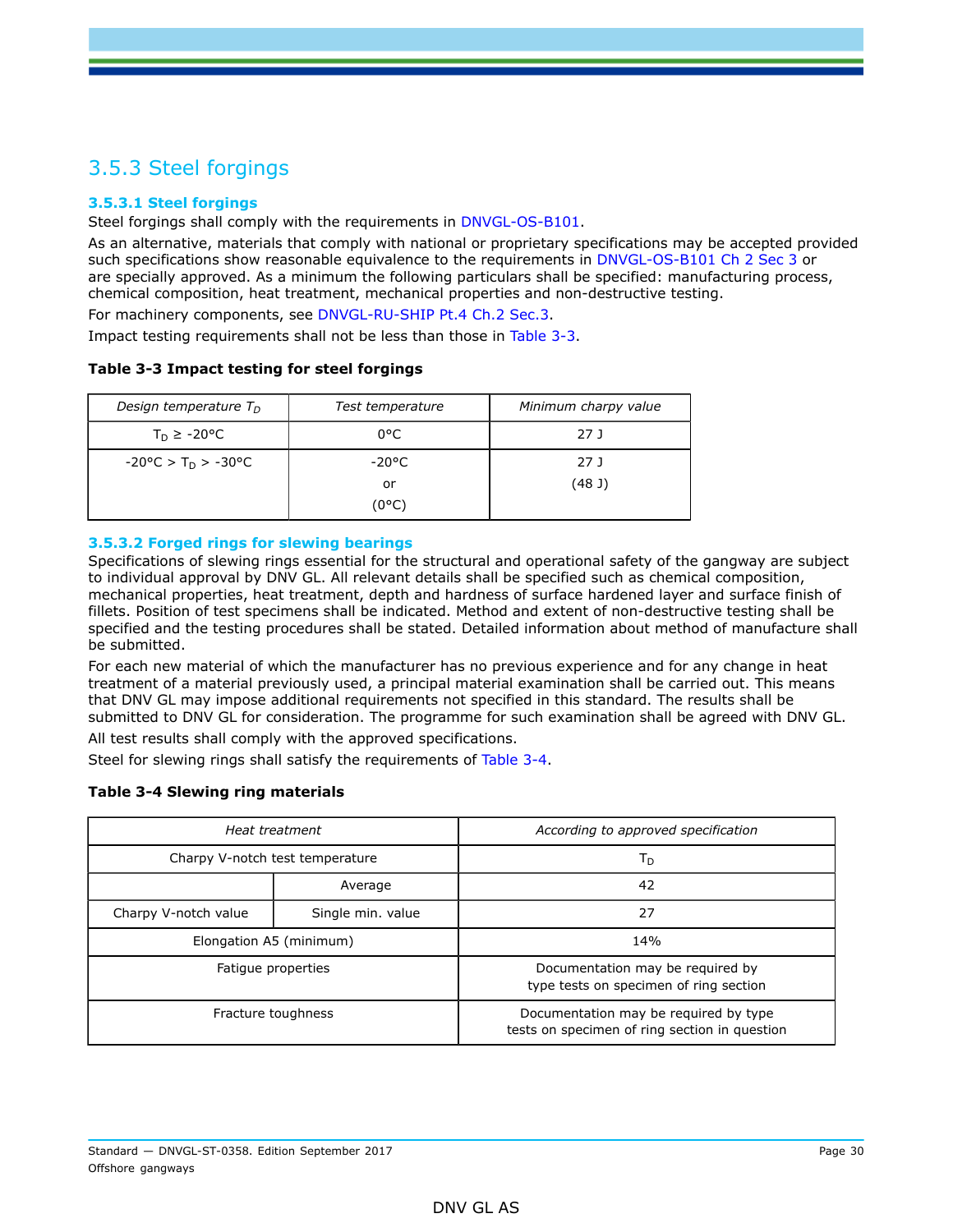## 3.5.3 Steel forgings

### 3.5.3.1 Steel forgings

Steel forgings shall comply with the requirements in DNVGL-OS-B101.

As an alternative, materials that comply with national or proprietary specifications may be accepted provided such specifications show reasonable equivalence to the requirements in DNVGL-OS-B101 Ch 2 Sec 3 or are specially approved. As a minimum the following particulars shall be specified: manufacturing process, chemical composition, heat treatment, mechanical properties and non-destructive testing.

For machinery components, see DNVGL-RU-SHIP Pt.4 Ch.2 Sec.3.

Impact testing requirements shall not be less than those in Table 3-3.

**Table 3-3 Impact testing for steel forgings**

| *Design temperature $T_D$* | *Test temperature* | *Minimum charpy value* |
|---|---|---|
| $T_D \geq$ -20°C | 0°C | 27 J |
| -20°C > $T_D$ > -30°C | -20°C or (0°C) | 27 J (48 J) |

### 3.5.3.2 Forged rings for slewing bearings

Specifications of slewing rings essential for the structural and operational safety of the gangway are subject to individual approval by DNV GL. All relevant details shall be specified such as chemical composition, mechanical properties, heat treatment, depth and hardness of surface hardened layer and surface finish of fillets. Position of test specimens shall be indicated. Method and extent of non-destructive testing shall be specified and the testing procedures shall be stated. Detailed information about method of manufacture shall be submitted.

For each new material of which the manufacturer has no previous experience and for any change in heat treatment of a material previously used, a principal material examination shall be carried out. This means that DNV GL may impose additional requirements not specified in this standard. The results shall be submitted to DNV GL for consideration. The programme for such examination shall be agreed with DNV GL.

All test results shall comply with the approved specifications.

Steel for slewing rings shall satisfy the requirements of Table 3-4.

**Table 3-4 Slewing ring materials**

| *Heat treatment* | | *According to approved specification* |
|---|---|---|
| Charpy V-notch test temperature | | $T_D$ |
| Charpy V-notch value | Average | 42 |
| | Single min. value | 27 |
| Elongation A5 (minimum) | | 14% |
| Fatigue properties | | Documentation may be required by type tests on specimen of ring section |
| Fracture toughness | | Documentation may be required by type tests on specimen of ring section in question |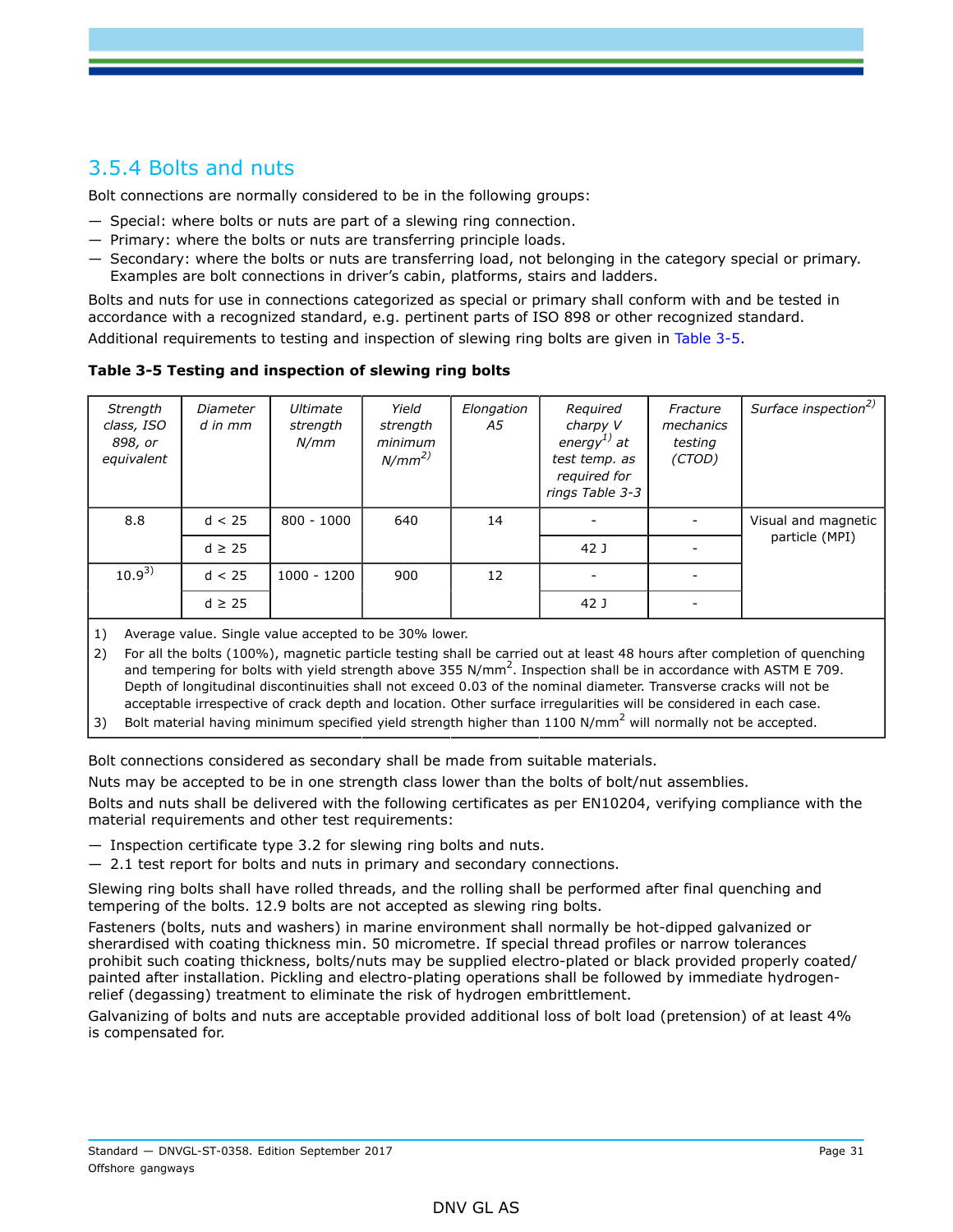## 3.5.4 Bolts and nuts

Bolt connections are normally considered to be in the following groups:

- Special: where bolts or nuts are part of a slewing ring connection.
- Primary: where the bolts or nuts are transferring principle loads.
- Secondary: where the bolts or nuts are transferring load, not belonging in the category special or primary. Examples are bolt connections in driver's cabin, platforms, stairs and ladders.

Bolts and nuts for use in connections categorized as special or primary shall conform with and be tested in accordance with a recognized standard, e.g. pertinent parts of ISO 898 or other recognized standard.

Additional requirements to testing and inspection of slewing ring bolts are given in Table 3-5.

**Table 3-5 Testing and inspection of slewing ring bolts**

| *Strength class, ISO 898, or equivalent* | *Diameter d in mm* | *Ultimate strength N/mm* | *Yield strength minimum N/mm²* [2)] | *Elongation A5* | *Required charpy V energy*[1)] *at test temp. as required for rings Table 3-3* | *Fracture mechanics testing (CTOD)* | *Surface inspection*[2)] |
|---|---|---|---|---|---|---|---|
| 8.8 | d < 25 | 800 - 1000 | 640 | 14 | - | - | Visual and magnetic particle (MPI) |
| | d ≥ 25 | | | | 42 J | - | |
| 10.9[3)] | d < 25 | 1000 - 1200 | 900 | 12 | - | - | |
| | d ≥ 25 | | | | 42 J | - | |

1) Average value. Single value accepted to be 30% lower.

2) For all the bolts (100%), magnetic particle testing shall be carried out at least 48 hours after completion of quenching and tempering for bolts with yield strength above 355 N/mm². Inspection shall be in accordance with ASTM E 709. Depth of longitudinal discontinuities shall not exceed 0.03 of the nominal diameter. Transverse cracks will not be acceptable irrespective of crack depth and location. Other surface irregularities will be considered in each case.

3) Bolt material having minimum specified yield strength higher than 1100 N/mm² will normally not be accepted.

Bolt connections considered as secondary shall be made from suitable materials.

Nuts may be accepted to be in one strength class lower than the bolts of bolt/nut assemblies.

Bolts and nuts shall be delivered with the following certificates as per EN10204, verifying compliance with the material requirements and other test requirements:

- Inspection certificate type 3.2 for slewing ring bolts and nuts.
- 2.1 test report for bolts and nuts in primary and secondary connections.

Slewing ring bolts shall have rolled threads, and the rolling shall be performed after final quenching and tempering of the bolts. 12.9 bolts are not accepted as slewing ring bolts.

Fasteners (bolts, nuts and washers) in marine environment shall normally be hot-dipped galvanized or sherardised with coating thickness min. 50 micrometre. If special thread profiles or narrow tolerances prohibit such coating thickness, bolts/nuts may be supplied electro-plated or black provided properly coated/painted after installation. Pickling and electro-plating operations shall be followed by immediate hydrogen-relief (degassing) treatment to eliminate the risk of hydrogen embrittlement.

Galvanizing of bolts and nuts are acceptable provided additional loss of bolt load (pretension) of at least 4% is compensated for.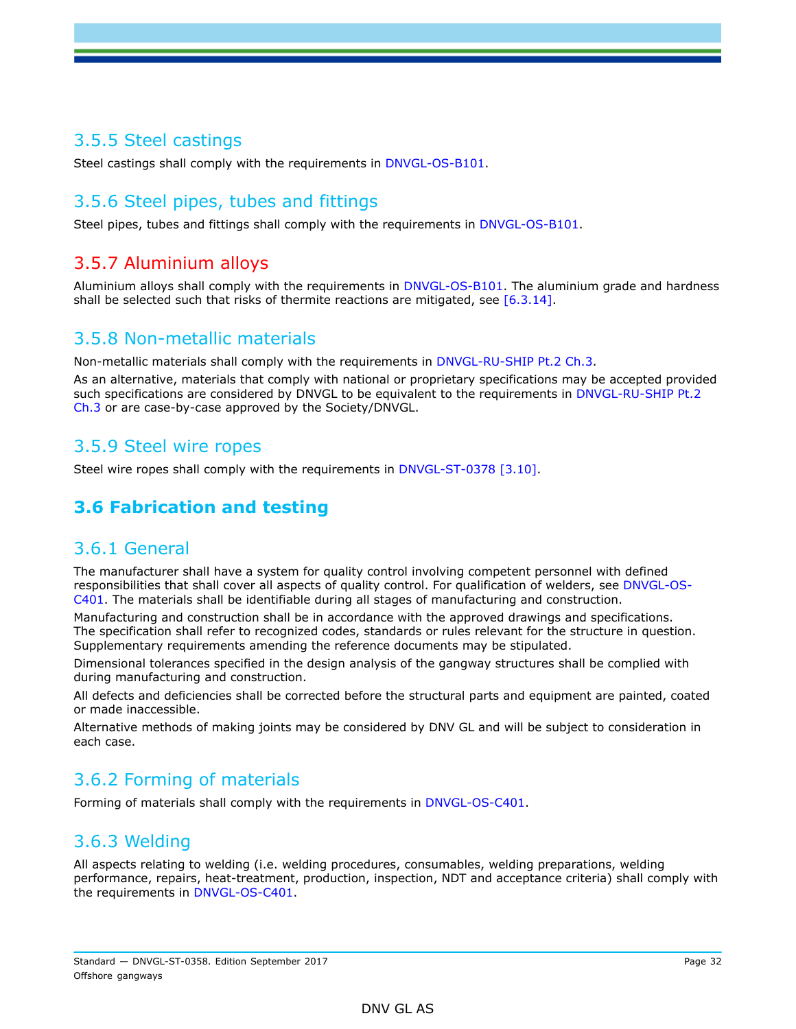### 3.5.5 Steel castings

Steel castings shall comply with the requirements in DNVGL-OS-B101.

### 3.5.6 Steel pipes, tubes and fittings

Steel pipes, tubes and fittings shall comply with the requirements in DNVGL-OS-B101.

### 3.5.7 Aluminium alloys

Aluminium alloys shall comply with the requirements in DNVGL-OS-B101. The aluminium grade and hardness shall be selected such that risks of thermite reactions are mitigated, see [6.3.14].

### 3.5.8 Non-metallic materials

Non-metallic materials shall comply with the requirements in DNVGL-RU-SHIP Pt.2 Ch.3.

As an alternative, materials that comply with national or proprietary specifications may be accepted provided such specifications are considered by DNVGL to be equivalent to the requirements in DNVGL-RU-SHIP Pt.2 Ch.3 or are case-by-case approved by the Society/DNVGL.

### 3.5.9 Steel wire ropes

Steel wire ropes shall comply with the requirements in DNVGL-ST-0378 [3.10].

## 3.6 Fabrication and testing

### 3.6.1 General

The manufacturer shall have a system for quality control involving competent personnel with defined responsibilities that shall cover all aspects of quality control. For qualification of welders, see DNVGL-OS-C401. The materials shall be identifiable during all stages of manufacturing and construction.

Manufacturing and construction shall be in accordance with the approved drawings and specifications. The specification shall refer to recognized codes, standards or rules relevant for the structure in question. Supplementary requirements amending the reference documents may be stipulated.

Dimensional tolerances specified in the design analysis of the gangway structures shall be complied with during manufacturing and construction.

All defects and deficiencies shall be corrected before the structural parts and equipment are painted, coated or made inaccessible.

Alternative methods of making joints may be considered by DNV GL and will be subject to consideration in each case.

### 3.6.2 Forming of materials

Forming of materials shall comply with the requirements in DNVGL-OS-C401.

### 3.6.3 Welding

All aspects relating to welding (i.e. welding procedures, consumables, welding preparations, welding performance, repairs, heat-treatment, production, inspection, NDT and acceptance criteria) shall comply with the requirements in DNVGL-OS-C401.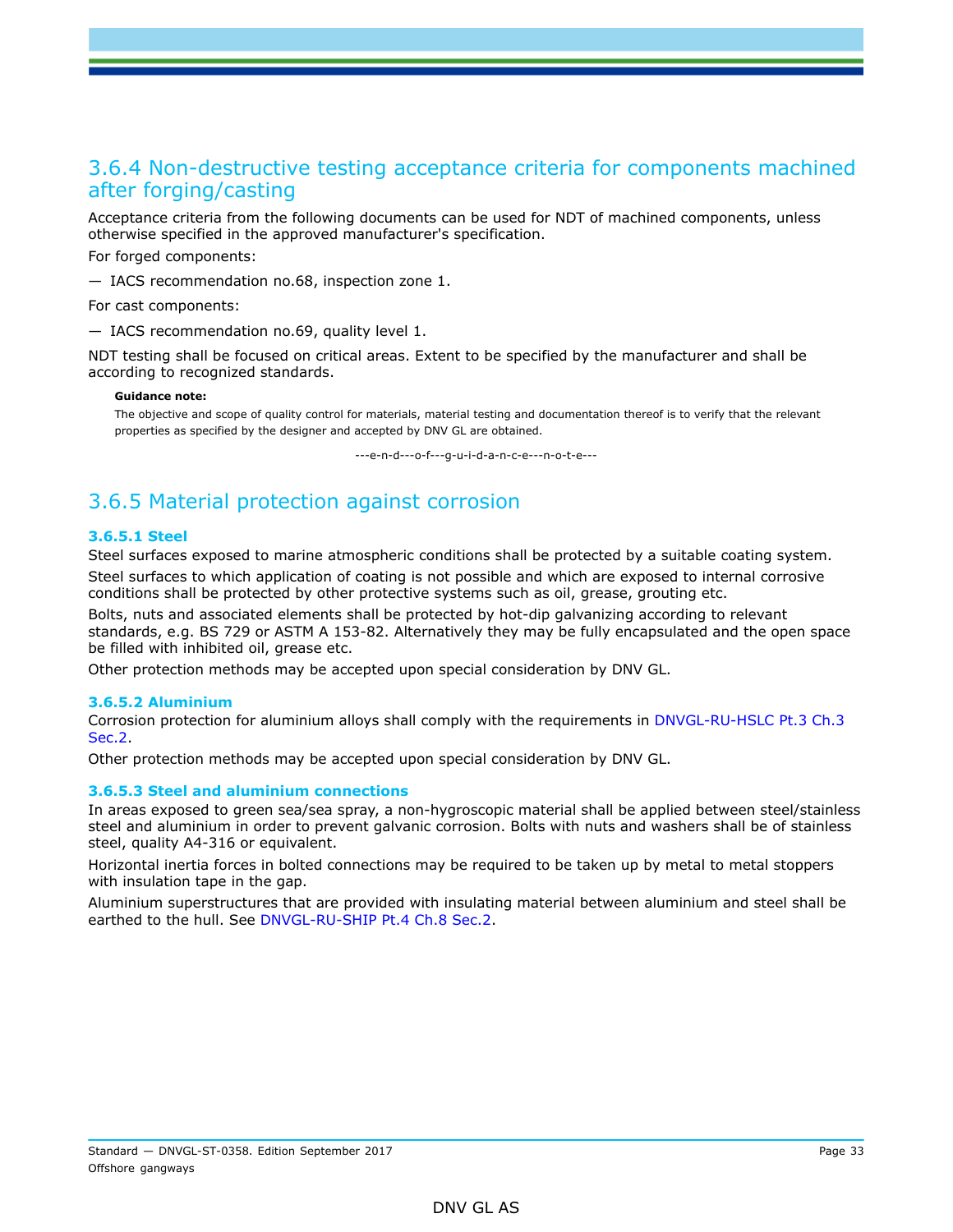### 3.6.4 Non-destructive testing acceptance criteria for components machined after forging/casting

Acceptance criteria from the following documents can be used for NDT of machined components, unless otherwise specified in the approved manufacturer's specification.

For forged components:

— IACS recommendation no.68, inspection zone 1.

For cast components:

— IACS recommendation no.69, quality level 1.

NDT testing shall be focused on critical areas. Extent to be specified by the manufacturer and shall be according to recognized standards.

**Guidance note:**

The objective and scope of quality control for materials, material testing and documentation thereof is to verify that the relevant properties as specified by the designer and accepted by DNV GL are obtained.

---e-n-d---o-f---g-u-i-d-a-n-c-e---n-o-t-e---

### 3.6.5 Material protection against corrosion

#### 3.6.5.1 Steel

Steel surfaces exposed to marine atmospheric conditions shall be protected by a suitable coating system.

Steel surfaces to which application of coating is not possible and which are exposed to internal corrosive conditions shall be protected by other protective systems such as oil, grease, grouting etc.

Bolts, nuts and associated elements shall be protected by hot-dip galvanizing according to relevant standards, e.g. BS 729 or ASTM A 153-82. Alternatively they may be fully encapsulated and the open space be filled with inhibited oil, grease etc.

Other protection methods may be accepted upon special consideration by DNV GL.

#### 3.6.5.2 Aluminium

Corrosion protection for aluminium alloys shall comply with the requirements in DNVGL-RU-HSLC Pt.3 Ch.3 Sec.2.

Other protection methods may be accepted upon special consideration by DNV GL.

#### 3.6.5.3 Steel and aluminium connections

In areas exposed to green sea/sea spray, a non-hygroscopic material shall be applied between steel/stainless steel and aluminium in order to prevent galvanic corrosion. Bolts with nuts and washers shall be of stainless steel, quality A4-316 or equivalent.

Horizontal inertia forces in bolted connections may be required to be taken up by metal to metal stoppers with insulation tape in the gap.

Aluminium superstructures that are provided with insulating material between aluminium and steel shall be earthed to the hull. See DNVGL-RU-SHIP Pt.4 Ch.8 Sec.2.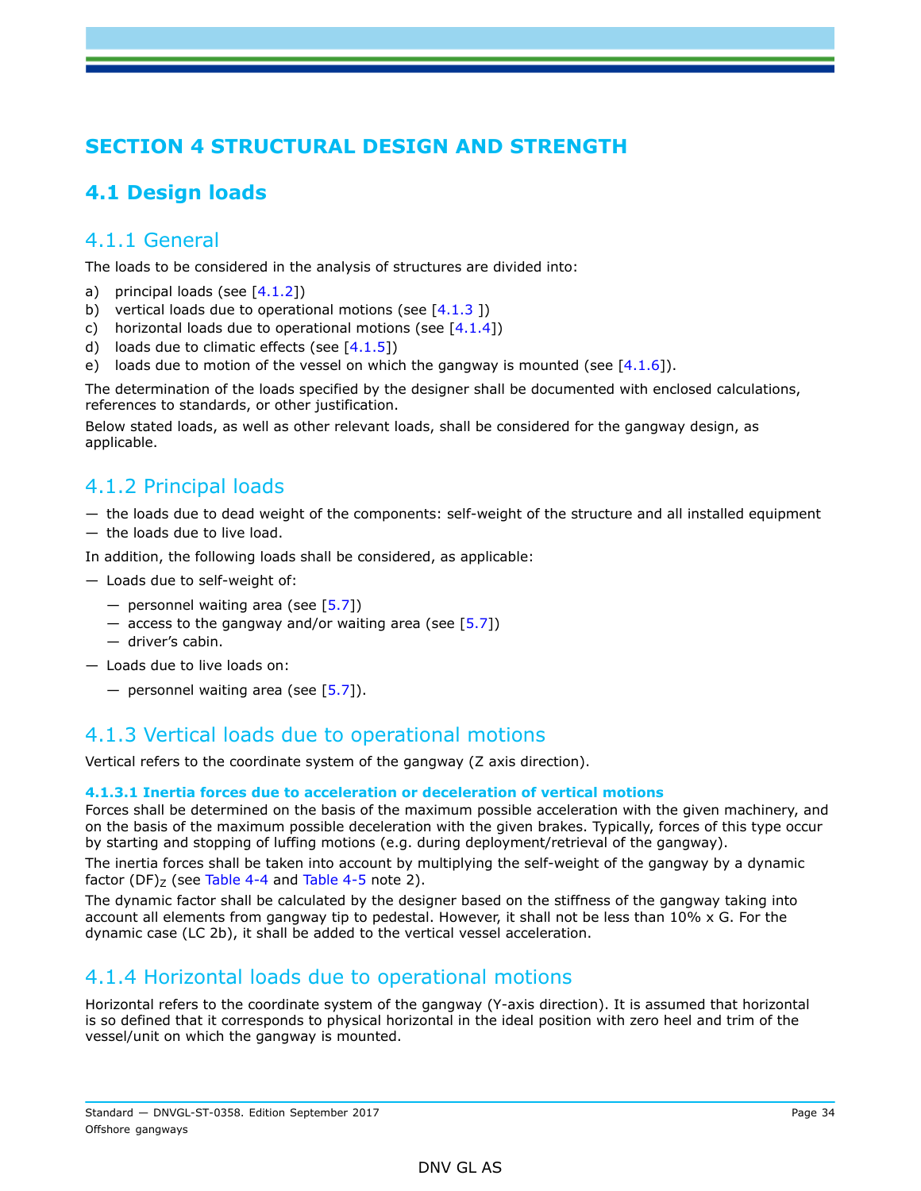# SECTION 4 STRUCTURAL DESIGN AND STRENGTH

## 4.1 Design loads

### 4.1.1 General

The loads to be considered in the analysis of structures are divided into:

a) principal loads (see [4.1.2])
b) vertical loads due to operational motions (see [4.1.3 ])
c) horizontal loads due to operational motions (see [4.1.4])
d) loads due to climatic effects (see [4.1.5])
e) loads due to motion of the vessel on which the gangway is mounted (see [4.1.6]).

The determination of the loads specified by the designer shall be documented with enclosed calculations, references to standards, or other justification.

Below stated loads, as well as other relevant loads, shall be considered for the gangway design, as applicable.

### 4.1.2 Principal loads

— the loads due to dead weight of the components: self-weight of the structure and all installed equipment
— the loads due to live load.

In addition, the following loads shall be considered, as applicable:

— Loads due to self-weight of:
  — personnel waiting area (see [5.7])
  — access to the gangway and/or waiting area (see [5.7])
  — driver's cabin.
— Loads due to live loads on:
  — personnel waiting area (see [5.7]).

### 4.1.3 Vertical loads due to operational motions

Vertical refers to the coordinate system of the gangway (Z axis direction).

#### 4.1.3.1 Inertia forces due to acceleration or deceleration of vertical motions

Forces shall be determined on the basis of the maximum possible acceleration with the given machinery, and on the basis of the maximum possible deceleration with the given brakes. Typically, forces of this type occur by starting and stopping of luffing motions (e.g. during deployment/retrieval of the gangway).

The inertia forces shall be taken into account by multiplying the self-weight of the gangway by a dynamic factor $(DF)_Z$ (see Table 4-4 and Table 4-5 note 2).

The dynamic factor shall be calculated by the designer based on the stiffness of the gangway taking into account all elements from gangway tip to pedestal. However, it shall not be less than 10% x G. For the dynamic case (LC 2b), it shall be added to the vertical vessel acceleration.

### 4.1.4 Horizontal loads due to operational motions

Horizontal refers to the coordinate system of the gangway (Y-axis direction). It is assumed that horizontal is so defined that it corresponds to physical horizontal in the ideal position with zero heel and trim of the vessel/unit on which the gangway is mounted.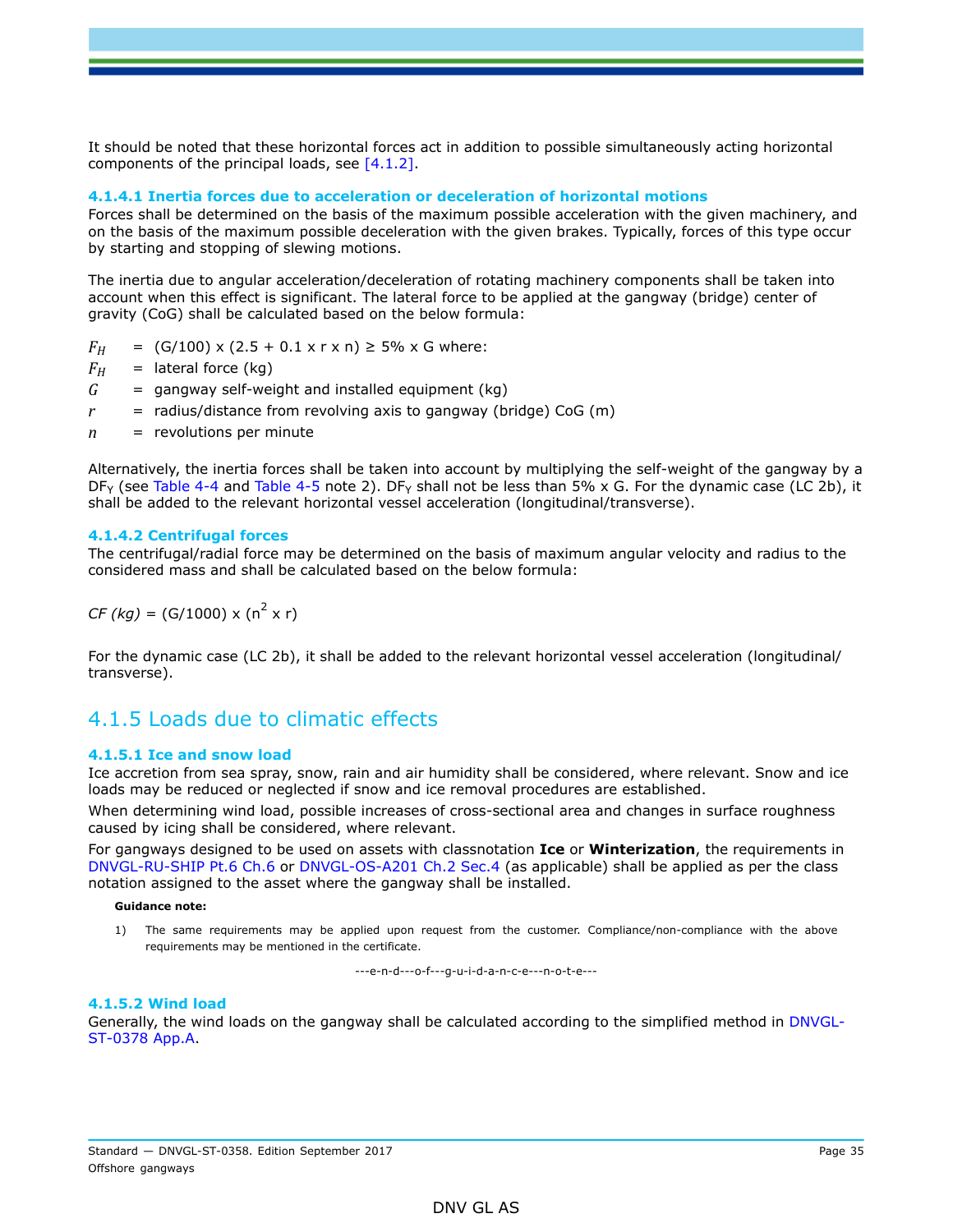It should be noted that these horizontal forces act in addition to possible simultaneously acting horizontal components of the principal loads, see [4.1.2].

#### 4.1.4.1 Inertia forces due to acceleration or deceleration of horizontal motions

Forces shall be determined on the basis of the maximum possible acceleration with the given machinery, and on the basis of the maximum possible deceleration with the given brakes. Typically, forces of this type occur by starting and stopping of slewing motions.

The inertia due to angular acceleration/deceleration of rotating machinery components shall be taken into account when this effect is significant. The lateral force to be applied at the gangway (bridge) center of gravity (CoG) shall be calculated based on the below formula:

$F_H$ = (G/100) x (2.5 + 0.1 x r x n) ≥ 5% x G where:

$F_H$ = lateral force (kg)

$G$ = gangway self-weight and installed equipment (kg)

$r$ = radius/distance from revolving axis to gangway (bridge) CoG (m)

$n$ = revolutions per minute

Alternatively, the inertia forces shall be taken into account by multiplying the self-weight of the gangway by a $DF_Y$ (see Table 4-4 and Table 4-5 note 2). $DF_Y$ shall not be less than 5% x G. For the dynamic case (LC 2b), it shall be added to the relevant horizontal vessel acceleration (longitudinal/transverse).

#### 4.1.4.2 Centrifugal forces

The centrifugal/radial force may be determined on the basis of maximum angular velocity and radius to the considered mass and shall be calculated based on the below formula:

*CF (kg)* = (G/1000) x ($n^2$ x r)

For the dynamic case (LC 2b), it shall be added to the relevant horizontal vessel acceleration (longitudinal/ transverse).

## 4.1.5 Loads due to climatic effects

#### 4.1.5.1 Ice and snow load

Ice accretion from sea spray, snow, rain and air humidity shall be considered, where relevant. Snow and ice loads may be reduced or neglected if snow and ice removal procedures are established.

When determining wind load, possible increases of cross-sectional area and changes in surface roughness caused by icing shall be considered, where relevant.

For gangways designed to be used on assets with classnotation **Ice** or **Winterization**, the requirements in DNVGL-RU-SHIP Pt.6 Ch.6 or DNVGL-OS-A201 Ch.2 Sec.4 (as applicable) shall be applied as per the class notation assigned to the asset where the gangway shall be installed.

**Guidance note:**

1) The same requirements may be applied upon request from the customer. Compliance/non-compliance with the above requirements may be mentioned in the certificate.

---e-n-d---o-f---g-u-i-d-a-n-c-e---n-o-t-e---

#### 4.1.5.2 Wind load

Generally, the wind loads on the gangway shall be calculated according to the simplified method in DNVGL-ST-0378 App.A.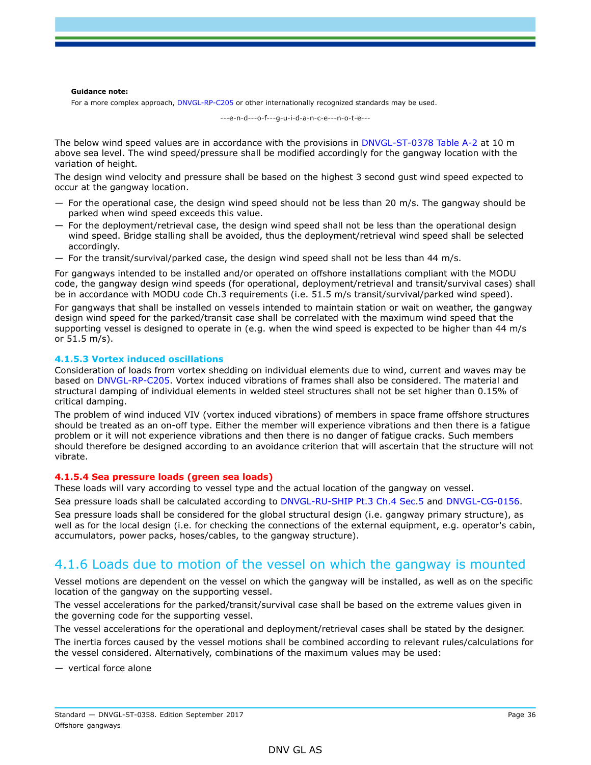**Guidance note:**

For a more complex approach, DNVGL-RP-C205 or other internationally recognized standards may be used.

---e-n-d---o-f---g-u-i-d-a-n-c-e---n-o-t-e---

The below wind speed values are in accordance with the provisions in DNVGL-ST-0378 Table A-2 at 10 m above sea level. The wind speed/pressure shall be modified accordingly for the gangway location with the variation of height.

The design wind velocity and pressure shall be based on the highest 3 second gust wind speed expected to occur at the gangway location.

- For the operational case, the design wind speed should not be less than 20 m/s. The gangway should be parked when wind speed exceeds this value.
- For the deployment/retrieval case, the design wind speed shall not be less than the operational design wind speed. Bridge stalling shall be avoided, thus the deployment/retrieval wind speed shall be selected accordingly.
- For the transit/survival/parked case, the design wind speed shall not be less than 44 m/s.

For gangways intended to be installed and/or operated on offshore installations compliant with the MODU code, the gangway design wind speeds (for operational, deployment/retrieval and transit/survival cases) shall be in accordance with MODU code Ch.3 requirements (i.e. 51.5 m/s transit/survival/parked wind speed).

For gangways that shall be installed on vessels intended to maintain station or wait on weather, the gangway design wind speed for the parked/transit case shall be correlated with the maximum wind speed that the supporting vessel is designed to operate in (e.g. when the wind speed is expected to be higher than 44 m/s or 51.5 m/s).

#### 4.1.5.3 Vortex induced oscillations

Consideration of loads from vortex shedding on individual elements due to wind, current and waves may be based on DNVGL-RP-C205. Vortex induced vibrations of frames shall also be considered. The material and structural damping of individual elements in welded steel structures shall not be set higher than 0.15% of critical damping.

The problem of wind induced VIV (vortex induced vibrations) of members in space frame offshore structures should be treated as an on-off type. Either the member will experience vibrations and then there is a fatigue problem or it will not experience vibrations and then there is no danger of fatigue cracks. Such members should therefore be designed according to an avoidance criterion that will ascertain that the structure will not vibrate.

#### 4.1.5.4 Sea pressure loads (green sea loads)

These loads will vary according to vessel type and the actual location of the gangway on vessel.

Sea pressure loads shall be calculated according to DNVGL-RU-SHIP Pt.3 Ch.4 Sec.5 and DNVGL-CG-0156.

Sea pressure loads shall be considered for the global structural design (i.e. gangway primary structure), as well as for the local design (i.e. for checking the connections of the external equipment, e.g. operator's cabin, accumulators, power packs, hoses/cables, to the gangway structure).

## 4.1.6 Loads due to motion of the vessel on which the gangway is mounted

Vessel motions are dependent on the vessel on which the gangway will be installed, as well as on the specific location of the gangway on the supporting vessel.

The vessel accelerations for the parked/transit/survival case shall be based on the extreme values given in the governing code for the supporting vessel.

The vessel accelerations for the operational and deployment/retrieval cases shall be stated by the designer.

The inertia forces caused by the vessel motions shall be combined according to relevant rules/calculations for the vessel considered. Alternatively, combinations of the maximum values may be used:

- vertical force alone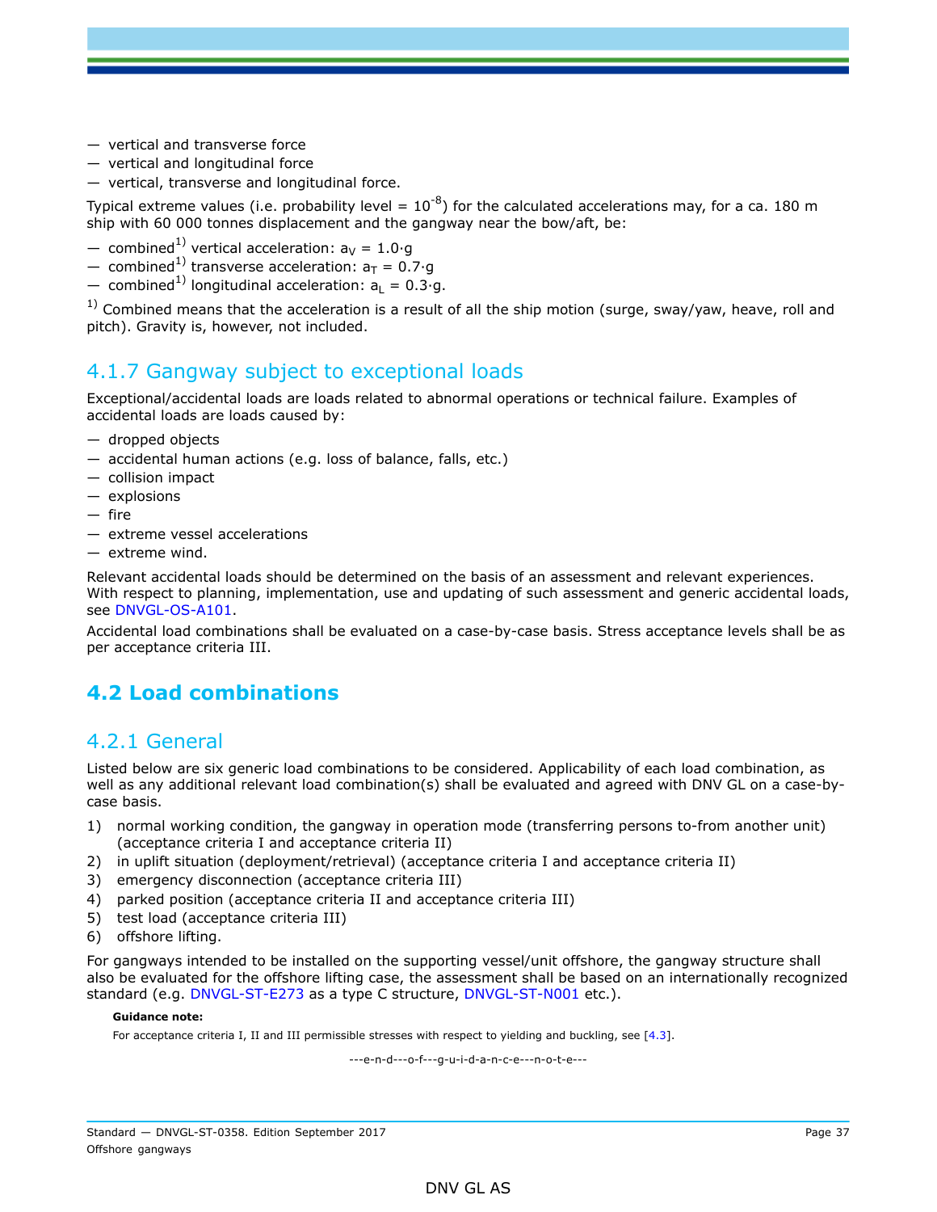- vertical and transverse force
- vertical and longitudinal force
- vertical, transverse and longitudinal force.

Typical extreme values (i.e. probability level = $10^{-8}$) for the calculated accelerations may, for a ca. 180 m ship with 60 000 tonnes displacement and the gangway near the bow/aft, be:

- combined[1)] vertical acceleration: $a_V = 1.0 \cdot g$
- combined[1)] transverse acceleration: $a_T = 0.7 \cdot g$
- combined[1)] longitudinal acceleration: $a_L = 0.3 \cdot g$.

[1)] Combined means that the acceleration is a result of all the ship motion (surge, sway/yaw, heave, roll and pitch). Gravity is, however, not included.

### 4.1.7 Gangway subject to exceptional loads

Exceptional/accidental loads are loads related to abnormal operations or technical failure. Examples of accidental loads are loads caused by:

- dropped objects
- accidental human actions (e.g. loss of balance, falls, etc.)
- collision impact
- explosions
- fire
- extreme vessel accelerations
- extreme wind.

Relevant accidental loads should be determined on the basis of an assessment and relevant experiences. With respect to planning, implementation, use and updating of such assessment and generic accidental loads, see DNVGL-OS-A101.

Accidental load combinations shall be evaluated on a case-by-case basis. Stress acceptance levels shall be as per acceptance criteria III.

## 4.2 Load combinations

### 4.2.1 General

Listed below are six generic load combinations to be considered. Applicability of each load combination, as well as any additional relevant load combination(s) shall be evaluated and agreed with DNV GL on a case-by-case basis.

1) normal working condition, the gangway in operation mode (transferring persons to-from another unit) (acceptance criteria I and acceptance criteria II)
2) in uplift situation (deployment/retrieval) (acceptance criteria I and acceptance criteria II)
3) emergency disconnection (acceptance criteria III)
4) parked position (acceptance criteria II and acceptance criteria III)
5) test load (acceptance criteria III)
6) offshore lifting.

For gangways intended to be installed on the supporting vessel/unit offshore, the gangway structure shall also be evaluated for the offshore lifting case, the assessment shall be based on an internationally recognized standard (e.g. DNVGL-ST-E273 as a type C structure, DNVGL-ST-N001 etc.).

**Guidance note:**

For acceptance criteria I, II and III permissible stresses with respect to yielding and buckling, see [4.3].

---e-n-d---o-f---g-u-i-d-a-n-c-e---n-o-t-e---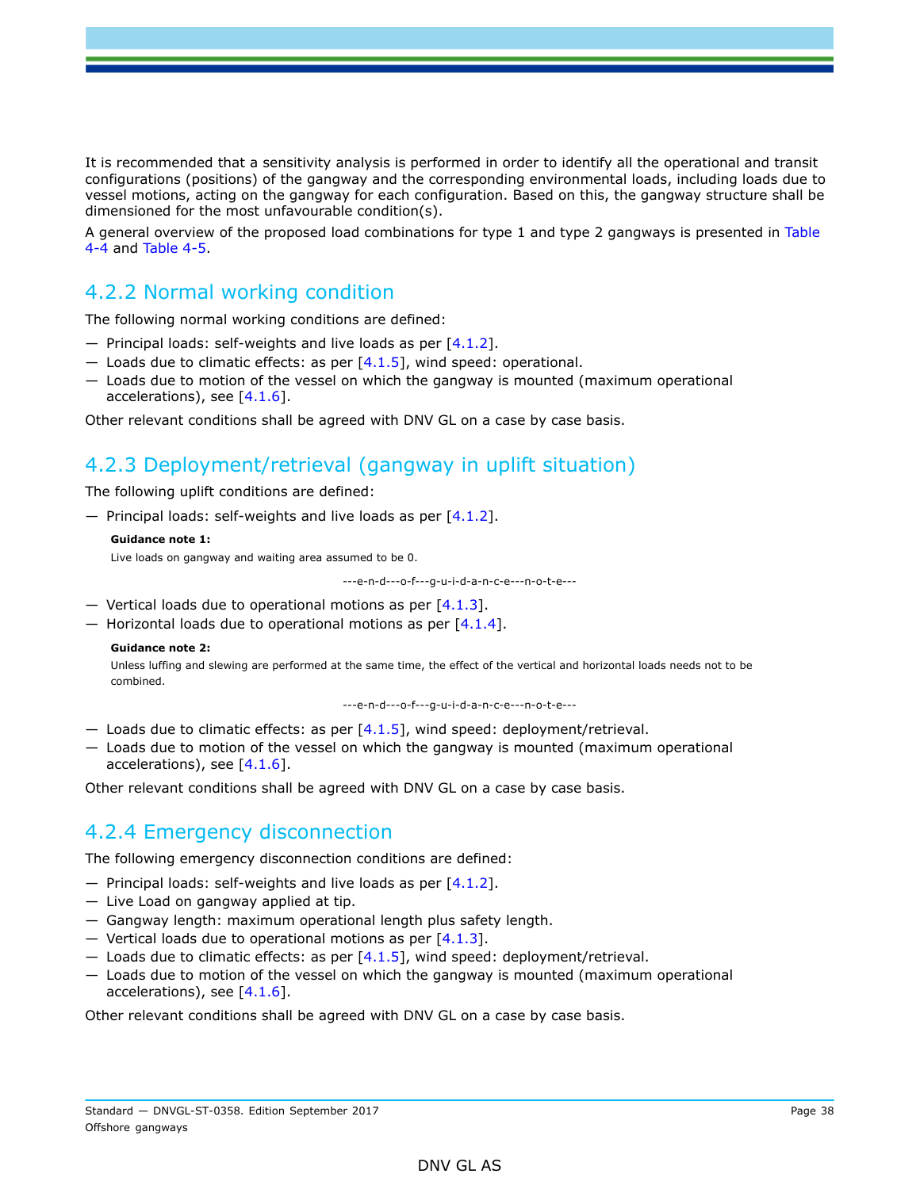It is recommended that a sensitivity analysis is performed in order to identify all the operational and transit configurations (positions) of the gangway and the corresponding environmental loads, including loads due to vessel motions, acting on the gangway for each configuration. Based on this, the gangway structure shall be dimensioned for the most unfavourable condition(s).

A general overview of the proposed load combinations for type 1 and type 2 gangways is presented in Table 4-4 and Table 4-5.

## 4.2.2 Normal working condition

The following normal working conditions are defined:

— Principal loads: self-weights and live loads as per [4.1.2].
— Loads due to climatic effects: as per [4.1.5], wind speed: operational.
— Loads due to motion of the vessel on which the gangway is mounted (maximum operational accelerations), see [4.1.6].

Other relevant conditions shall be agreed with DNV GL on a case by case basis.

## 4.2.3 Deployment/retrieval (gangway in uplift situation)

The following uplift conditions are defined:

— Principal loads: self-weights and live loads as per [4.1.2].

**Guidance note 1:**

Live loads on gangway and waiting area assumed to be 0.

---e-n-d---o-f---g-u-i-d-a-n-c-e---n-o-t-e---

— Vertical loads due to operational motions as per [4.1.3].
— Horizontal loads due to operational motions as per [4.1.4].

**Guidance note 2:**

Unless luffing and slewing are performed at the same time, the effect of the vertical and horizontal loads needs not to be combined.

---e-n-d---o-f---g-u-i-d-a-n-c-e---n-o-t-e---

— Loads due to climatic effects: as per [4.1.5], wind speed: deployment/retrieval.
— Loads due to motion of the vessel on which the gangway is mounted (maximum operational accelerations), see [4.1.6].

Other relevant conditions shall be agreed with DNV GL on a case by case basis.

## 4.2.4 Emergency disconnection

The following emergency disconnection conditions are defined:

— Principal loads: self-weights and live loads as per [4.1.2].
— Live Load on gangway applied at tip.
— Gangway length: maximum operational length plus safety length.
— Vertical loads due to operational motions as per [4.1.3].
— Loads due to climatic effects: as per [4.1.5], wind speed: deployment/retrieval.
— Loads due to motion of the vessel on which the gangway is mounted (maximum operational accelerations), see [4.1.6].

Other relevant conditions shall be agreed with DNV GL on a case by case basis.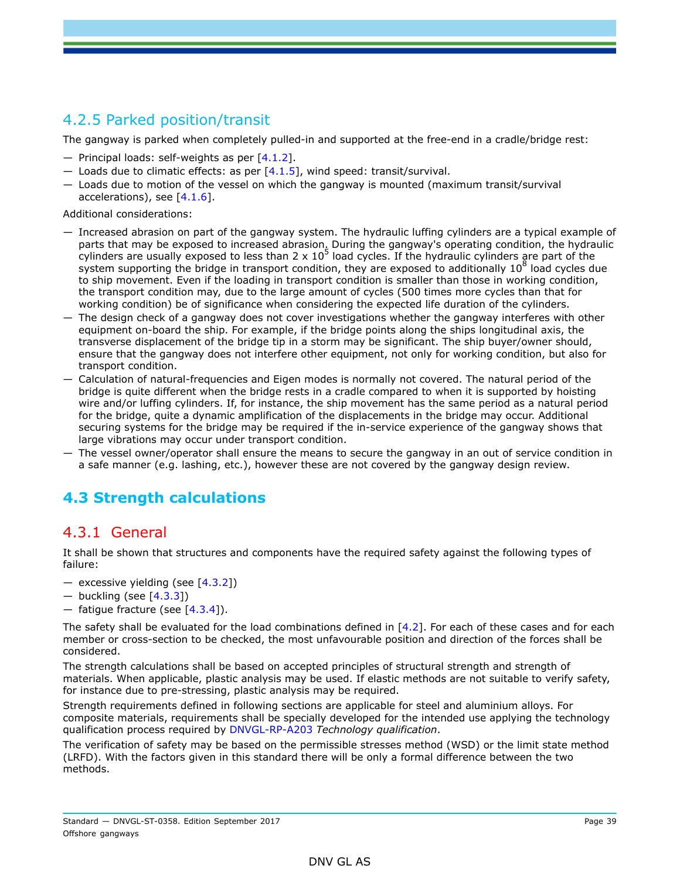### 4.2.5 Parked position/transit

The gangway is parked when completely pulled-in and supported at the free-end in a cradle/bridge rest:

- Principal loads: self-weights as per [4.1.2].
- Loads due to climatic effects: as per [4.1.5], wind speed: transit/survival.
- Loads due to motion of the vessel on which the gangway is mounted (maximum transit/survival accelerations), see [4.1.6].

Additional considerations:

- Increased abrasion on part of the gangway system. The hydraulic luffing cylinders are a typical example of parts that may be exposed to increased abrasion. During the gangway's operating condition, the hydraulic cylinders are usually exposed to less than $2 \times 10^5$ load cycles. If the hydraulic cylinders are part of the system supporting the bridge in transport condition, they are exposed to additionally $10^8$ load cycles due to ship movement. Even if the loading in transport condition is smaller than those in working condition, the transport condition may, due to the large amount of cycles (500 times more cycles than that for working condition) be of significance when considering the expected life duration of the cylinders.
- The design check of a gangway does not cover investigations whether the gangway interferes with other equipment on-board the ship. For example, if the bridge points along the ships longitudinal axis, the transverse displacement of the bridge tip in a storm may be significant. The ship buyer/owner should, ensure that the gangway does not interfere other equipment, not only for working condition, but also for transport condition.
- Calculation of natural-frequencies and Eigen modes is normally not covered. The natural period of the bridge is quite different when the bridge rests in a cradle compared to when it is supported by hoisting wire and/or luffing cylinders. If, for instance, the ship movement has the same period as a natural period for the bridge, quite a dynamic amplification of the displacements in the bridge may occur. Additional securing systems for the bridge may be required if the in-service experience of the gangway shows that large vibrations may occur under transport condition.
- The vessel owner/operator shall ensure the means to secure the gangway in an out of service condition in a safe manner (e.g. lashing, etc.), however these are not covered by the gangway design review.

## 4.3 Strength calculations

### 4.3.1 General

It shall be shown that structures and components have the required safety against the following types of failure:

- excessive yielding (see [4.3.2])
- buckling (see [4.3.3])
- fatigue fracture (see [4.3.4]).

The safety shall be evaluated for the load combinations defined in [4.2]. For each of these cases and for each member or cross-section to be checked, the most unfavourable position and direction of the forces shall be considered.

The strength calculations shall be based on accepted principles of structural strength and strength of materials. When applicable, plastic analysis may be used. If elastic methods are not suitable to verify safety, for instance due to pre-stressing, plastic analysis may be required.

Strength requirements defined in following sections are applicable for steel and aluminium alloys. For composite materials, requirements shall be specially developed for the intended use applying the technology qualification process required by DNVGL-RP-A203 *Technology qualification*.

The verification of safety may be based on the permissible stresses method (WSD) or the limit state method (LRFD). With the factors given in this standard there will be only a formal difference between the two methods.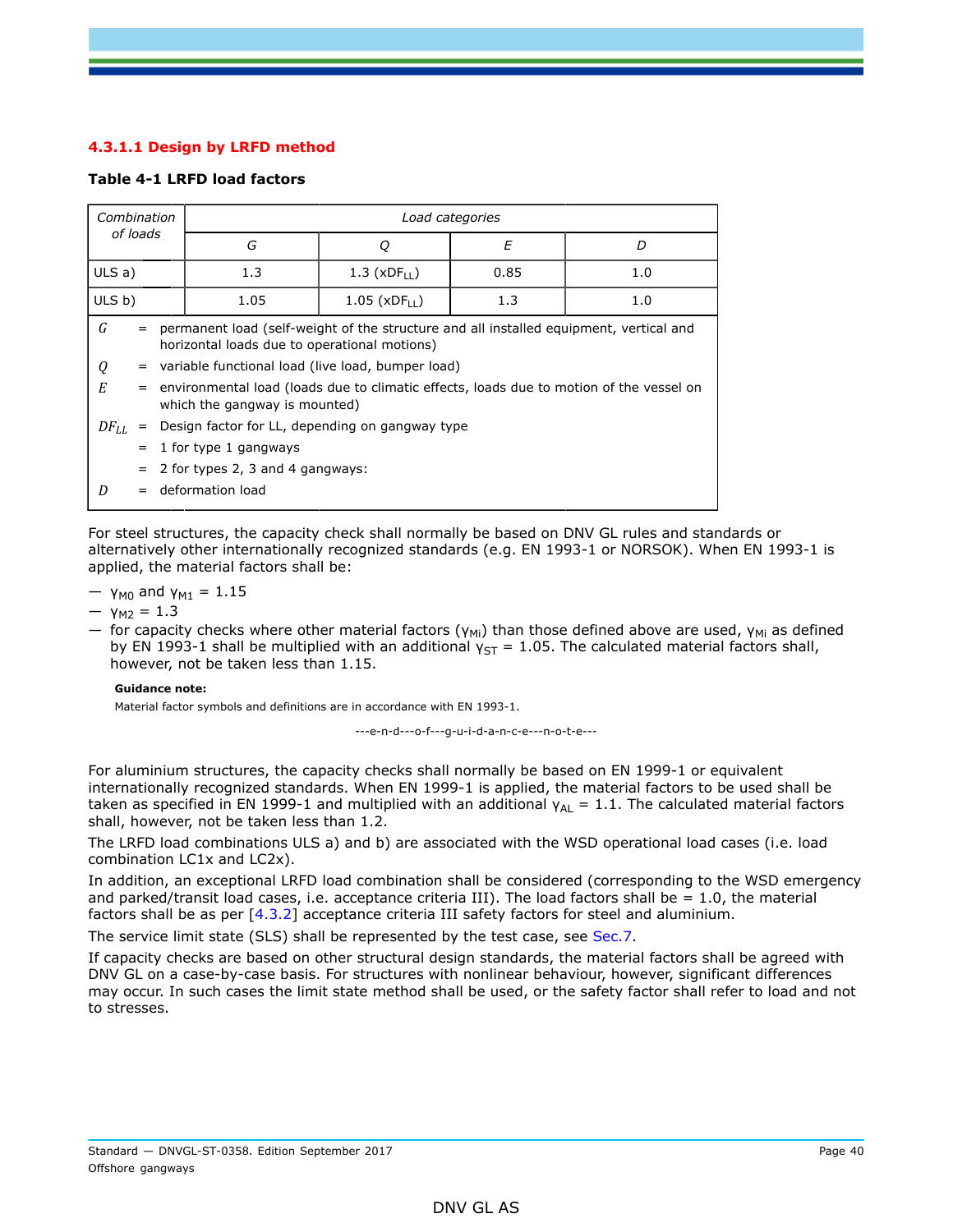#### 4.3.1.1 Design by LRFD method

**Table 4-1 LRFD load factors**

| *Combination of loads* | *Load categories* | | | |
|---|---|---|---|---|
| | *G* | *Q* | *E* | *D* |
| ULS a) | 1.3 | 1.3 ($xDF_{LL}$) | 0.85 | 1.0 |
| ULS b) | 1.05 | 1.05 ($xDF_{LL}$) | 1.3 | 1.0 |

$G$ = permanent load (self-weight of the structure and all installed equipment, vertical and horizontal loads due to operational motions)

$Q$ = variable functional load (live load, bumper load)

$E$ = environmental load (loads due to climatic effects, loads due to motion of the vessel on which the gangway is mounted)

$DF_{LL}$ = Design factor for LL, depending on gangway type
= 1 for type 1 gangways
= 2 for types 2, 3 and 4 gangways:

$D$ = deformation load

For steel structures, the capacity check shall normally be based on DNV GL rules and standards or alternatively other internationally recognized standards (e.g. EN 1993-1 or NORSOK). When EN 1993-1 is applied, the material factors shall be:

- $\gamma_{M0}$ and $\gamma_{M1}$ = 1.15
- $\gamma_{M2}$ = 1.3
- for capacity checks where other material factors ($\gamma_{Mi}$) than those defined above are used, $\gamma_{Mi}$ as defined by EN 1993-1 shall be multiplied with an additional $\gamma_{ST}$ = 1.05. The calculated material factors shall, however, not be taken less than 1.15.

**Guidance note:**

Material factor symbols and definitions are in accordance with EN 1993-1.

---e-n-d---o-f---g-u-i-d-a-n-c-e---n-o-t-e---

For aluminium structures, the capacity checks shall normally be based on EN 1999-1 or equivalent internationally recognized standards. When EN 1999-1 is applied, the material factors to be used shall be taken as specified in EN 1999-1 and multiplied with an additional $\gamma_{AL}$ = 1.1. The calculated material factors shall, however, not be taken less than 1.2.

The LRFD load combinations ULS a) and b) are associated with the WSD operational load cases (i.e. load combination LC1x and LC2x).

In addition, an exceptional LRFD load combination shall be considered (corresponding to the WSD emergency and parked/transit load cases, i.e. acceptance criteria III). The load factors shall be = 1.0, the material factors shall be as per [4.3.2] acceptance criteria III safety factors for steel and aluminium.

The service limit state (SLS) shall be represented by the test case, see Sec.7.

If capacity checks are based on other structural design standards, the material factors shall be agreed with DNV GL on a case-by-case basis. For structures with nonlinear behaviour, however, significant differences may occur. In such cases the limit state method shall be used, or the safety factor shall refer to load and not to stresses.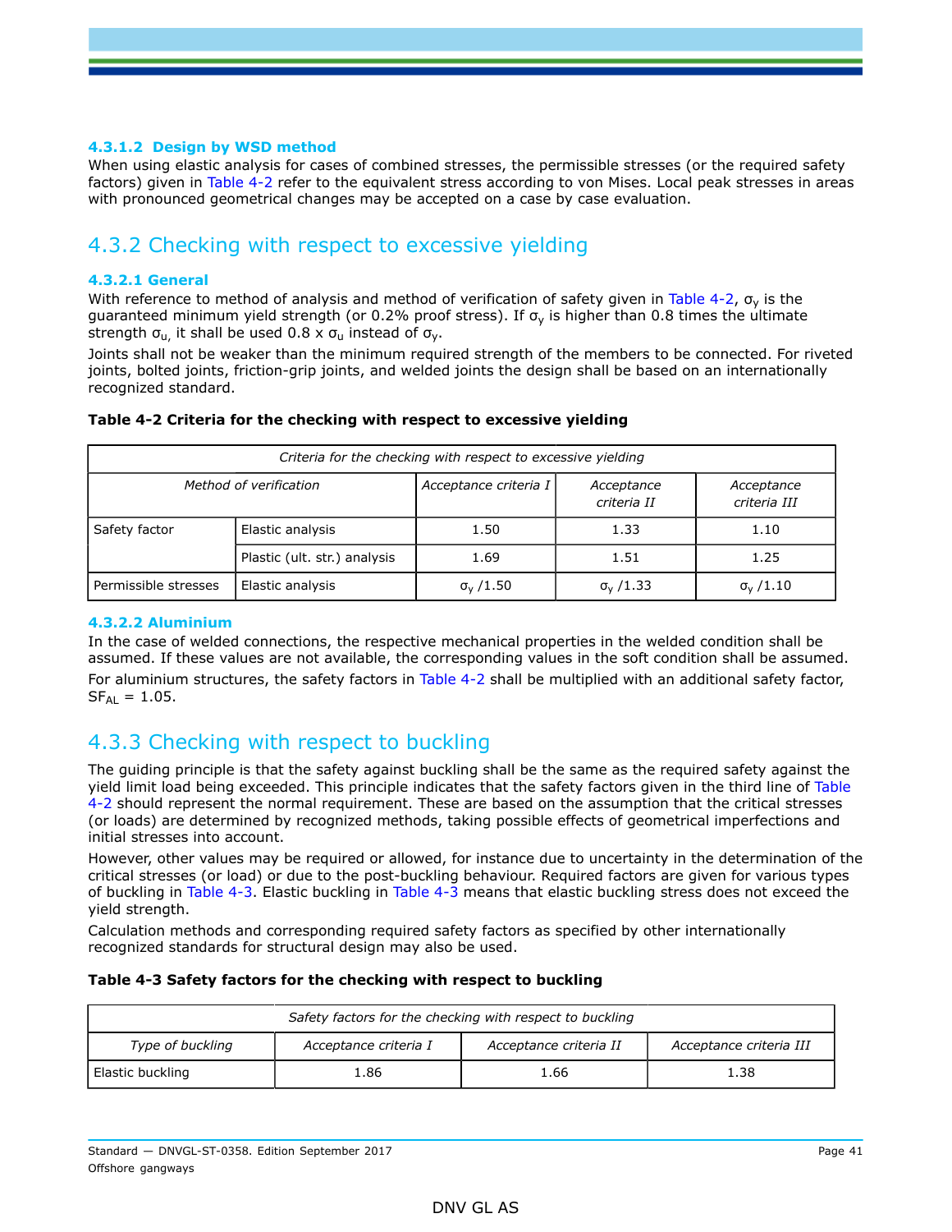#### 4.3.1.2 Design by WSD method

When using elastic analysis for cases of combined stresses, the permissible stresses (or the required safety factors) given in Table 4-2 refer to the equivalent stress according to von Mises. Local peak stresses in areas with pronounced geometrical changes may be accepted on a case by case evaluation.

### 4.3.2 Checking with respect to excessive yielding

#### 4.3.2.1 General

With reference to method of analysis and method of verification of safety given in Table 4-2, $\sigma_y$ is the guaranteed minimum yield strength (or 0.2% proof stress). If $\sigma_y$ is higher than 0.8 times the ultimate strength $\sigma_u$, it shall be used 0.8 x $\sigma_u$ instead of $\sigma_y$.

Joints shall not be weaker than the minimum required strength of the members to be connected. For riveted joints, bolted joints, friction-grip joints, and welded joints the design shall be based on an internationally recognized standard.

**Table 4-2 Criteria for the checking with respect to excessive yielding**

| *Criteria for the checking with respect to excessive yielding* | | | | |
|---|---|---|---|---|
| *Method of verification* | | *Acceptance criteria I* | *Acceptance criteria II* | *Acceptance criteria III* |
| Safety factor | Elastic analysis | 1.50 | 1.33 | 1.10 |
| | Plastic (ult. str.) analysis | 1.69 | 1.51 | 1.25 |
| Permissible stresses | Elastic analysis | $\sigma_y$ /1.50 | $\sigma_y$ /1.33 | $\sigma_y$ /1.10 |

#### 4.3.2.2 Aluminium

In the case of welded connections, the respective mechanical properties in the welded condition shall be assumed. If these values are not available, the corresponding values in the soft condition shall be assumed.

For aluminium structures, the safety factors in Table 4-2 shall be multiplied with an additional safety factor, $SF_{AL}$ = 1.05.

### 4.3.3 Checking with respect to buckling

The guiding principle is that the safety against buckling shall be the same as the required safety against the yield limit load being exceeded. This principle indicates that the safety factors given in the third line of Table 4-2 should represent the normal requirement. These are based on the assumption that the critical stresses (or loads) are determined by recognized methods, taking possible effects of geometrical imperfections and initial stresses into account.

However, other values may be required or allowed, for instance due to uncertainty in the determination of the critical stresses (or load) or due to the post-buckling behaviour. Required factors are given for various types of buckling in Table 4-3. Elastic buckling in Table 4-3 means that elastic buckling stress does not exceed the yield strength.

Calculation methods and corresponding required safety factors as specified by other internationally recognized standards for structural design may also be used.

**Table 4-3 Safety factors for the checking with respect to buckling**

| *Safety factors for the checking with respect to buckling* | | | |
|---|---|---|---|
| *Type of buckling* | *Acceptance criteria I* | *Acceptance criteria II* | *Acceptance criteria III* |
| Elastic buckling | 1.86 | 1.66 | 1.38 |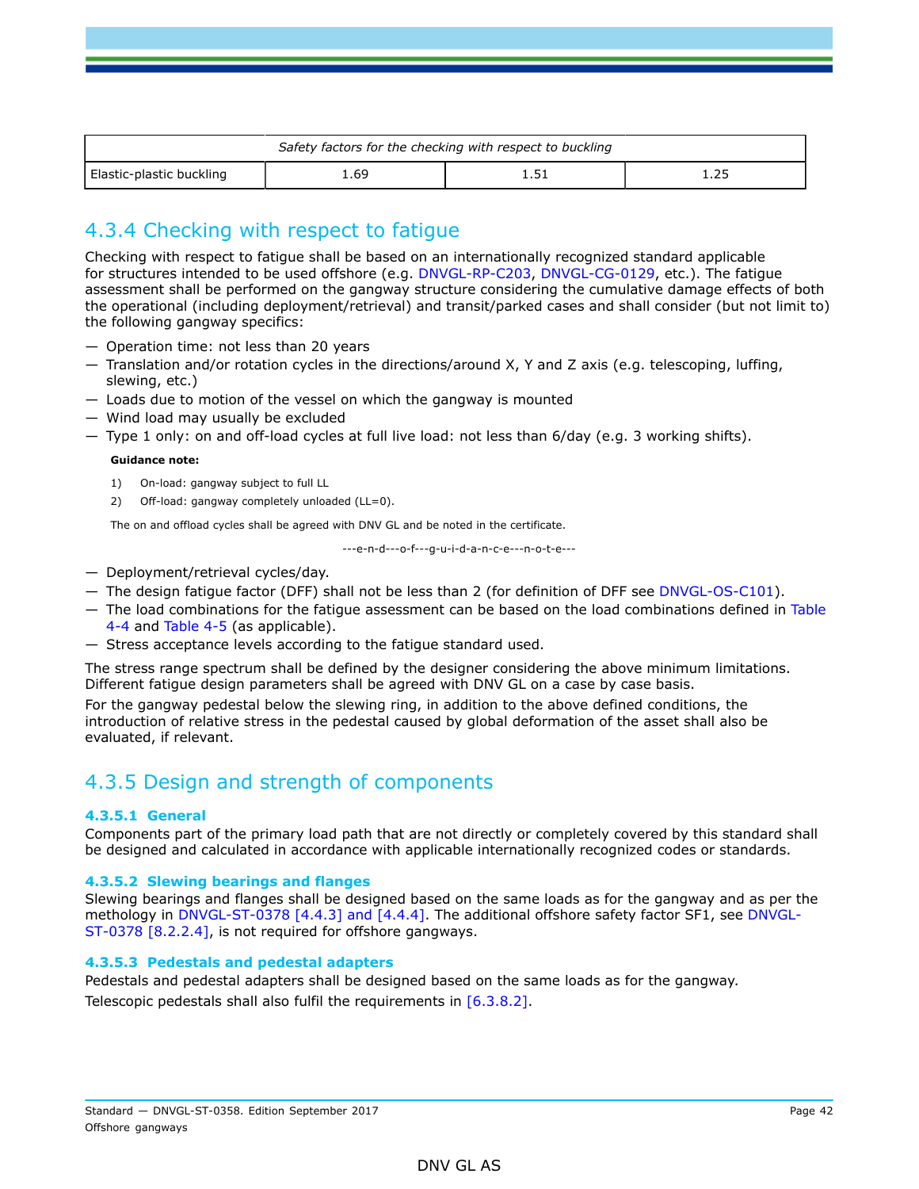| Safety factors for the checking with respect to buckling | | | |
|---|---|---|---|
| Elastic-plastic buckling | 1.69 | 1.51 | 1.25 |

## 4.3.4 Checking with respect to fatigue

Checking with respect to fatigue shall be based on an internationally recognized standard applicable for structures intended to be used offshore (e.g. DNVGL-RP-C203, DNVGL-CG-0129, etc.). The fatigue assessment shall be performed on the gangway structure considering the cumulative damage effects of both the operational (including deployment/retrieval) and transit/parked cases and shall consider (but not limit to) the following gangway specifics:

— Operation time: not less than 20 years
— Translation and/or rotation cycles in the directions/around X, Y and Z axis (e.g. telescoping, luffing, slewing, etc.)
— Loads due to motion of the vessel on which the gangway is mounted
— Wind load may usually be excluded
— Type 1 only: on and off-load cycles at full live load: not less than 6/day (e.g. 3 working shifts).

**Guidance note:**

1) On-load: gangway subject to full LL
2) Off-load: gangway completely unloaded (LL=0).

The on and offload cycles shall be agreed with DNV GL and be noted in the certificate.

---e-n-d---o-f---g-u-i-d-a-n-c-e---n-o-t-e---

— Deployment/retrieval cycles/day.
— The design fatigue factor (DFF) shall not be less than 2 (for definition of DFF see DNVGL-OS-C101).
— The load combinations for the fatigue assessment can be based on the load combinations defined in Table 4-4 and Table 4-5 (as applicable).
— Stress acceptance levels according to the fatigue standard used.

The stress range spectrum shall be defined by the designer considering the above minimum limitations. Different fatigue design parameters shall be agreed with DNV GL on a case by case basis.

For the gangway pedestal below the slewing ring, in addition to the above defined conditions, the introduction of relative stress in the pedestal caused by global deformation of the asset shall also be evaluated, if relevant.

## 4.3.5 Design and strength of components

### 4.3.5.1 General

Components part of the primary load path that are not directly or completely covered by this standard shall be designed and calculated in accordance with applicable internationally recognized codes or standards.

### 4.3.5.2 Slewing bearings and flanges

Slewing bearings and flanges shall be designed based on the same loads as for the gangway and as per the methology in DNVGL-ST-0378 [4.4.3] and [4.4.4]. The additional offshore safety factor SF1, see DNVGL-ST-0378 [8.2.2.4], is not required for offshore gangways.

### 4.3.5.3 Pedestals and pedestal adapters

Pedestals and pedestal adapters shall be designed based on the same loads as for the gangway.

Telescopic pedestals shall also fulfil the requirements in [6.3.8.2].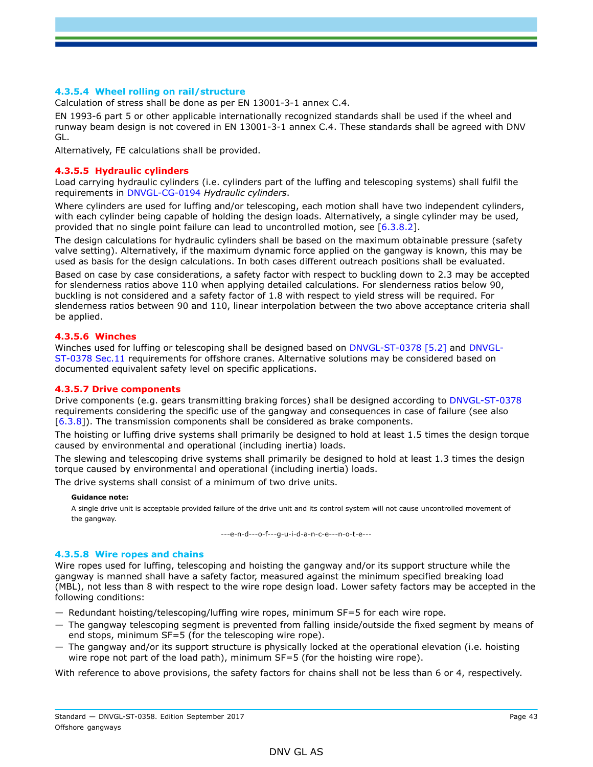#### 4.3.5.4 Wheel rolling on rail/structure

Calculation of stress shall be done as per EN 13001-3-1 annex C.4.

EN 1993-6 part 5 or other applicable internationally recognized standards shall be used if the wheel and runway beam design is not covered in EN 13001-3-1 annex C.4. These standards shall be agreed with DNV GL.

Alternatively, FE calculations shall be provided.

#### 4.3.5.5 Hydraulic cylinders

Load carrying hydraulic cylinders (i.e. cylinders part of the luffing and telescoping systems) shall fulfil the requirements in DNVGL-CG-0194 *Hydraulic cylinders*.

Where cylinders are used for luffing and/or telescoping, each motion shall have two independent cylinders, with each cylinder being capable of holding the design loads. Alternatively, a single cylinder may be used, provided that no single point failure can lead to uncontrolled motion, see [6.3.8.2].

The design calculations for hydraulic cylinders shall be based on the maximum obtainable pressure (safety valve setting). Alternatively, if the maximum dynamic force applied on the gangway is known, this may be used as basis for the design calculations. In both cases different outreach positions shall be evaluated.

Based on case by case considerations, a safety factor with respect to buckling down to 2.3 may be accepted for slenderness ratios above 110 when applying detailed calculations. For slenderness ratios below 90, buckling is not considered and a safety factor of 1.8 with respect to yield stress will be required. For slenderness ratios between 90 and 110, linear interpolation between the two above acceptance criteria shall be applied.

#### 4.3.5.6 Winches

Winches used for luffing or telescoping shall be designed based on DNVGL-ST-0378 [5.2] and DNVGL-ST-0378 Sec.11 requirements for offshore cranes. Alternative solutions may be considered based on documented equivalent safety level on specific applications.

#### 4.3.5.7 Drive components

Drive components (e.g. gears transmitting braking forces) shall be designed according to DNVGL-ST-0378 requirements considering the specific use of the gangway and consequences in case of failure (see also [6.3.8]). The transmission components shall be considered as brake components.

The hoisting or luffing drive systems shall primarily be designed to hold at least 1.5 times the design torque caused by environmental and operational (including inertia) loads.

The slewing and telescoping drive systems shall primarily be designed to hold at least 1.3 times the design torque caused by environmental and operational (including inertia) loads.

The drive systems shall consist of a minimum of two drive units.

**Guidance note:**

A single drive unit is acceptable provided failure of the drive unit and its control system will not cause uncontrolled movement of the gangway.

---e-n-d---o-f---g-u-i-d-a-n-c-e---n-o-t-e---

#### 4.3.5.8 Wire ropes and chains

Wire ropes used for luffing, telescoping and hoisting the gangway and/or its support structure while the gangway is manned shall have a safety factor, measured against the minimum specified breaking load (MBL), not less than 8 with respect to the wire rope design load. Lower safety factors may be accepted in the following conditions:

— Redundant hoisting/telescoping/luffing wire ropes, minimum SF=5 for each wire rope.
— The gangway telescoping segment is prevented from falling inside/outside the fixed segment by means of end stops, minimum SF=5 (for the telescoping wire rope).
— The gangway and/or its support structure is physically locked at the operational elevation (i.e. hoisting wire rope not part of the load path), minimum SF=5 (for the hoisting wire rope).

With reference to above provisions, the safety factors for chains shall not be less than 6 or 4, respectively.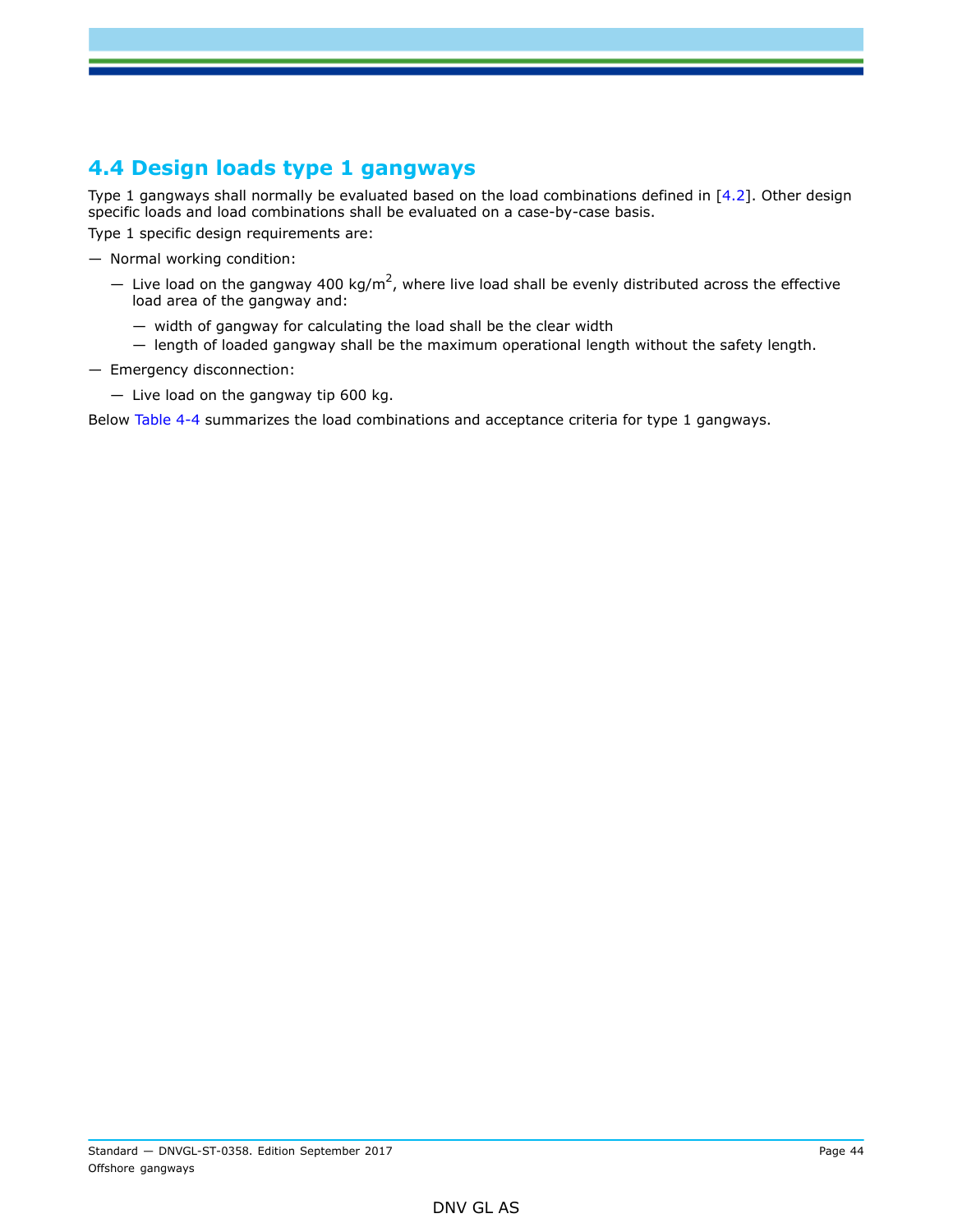## 4.4 Design loads type 1 gangways

Type 1 gangways shall normally be evaluated based on the load combinations defined in [4.2]. Other design specific loads and load combinations shall be evaluated on a case-by-case basis.

Type 1 specific design requirements are:

— Normal working condition:

  — Live load on the gangway 400 kg/m$^2$, where live load shall be evenly distributed across the effective load area of the gangway and:

    — width of gangway for calculating the load shall be the clear width

    — length of loaded gangway shall be the maximum operational length without the safety length.

— Emergency disconnection:

  — Live load on the gangway tip 600 kg.

Below Table 4-4 summarizes the load combinations and acceptance criteria for type 1 gangways.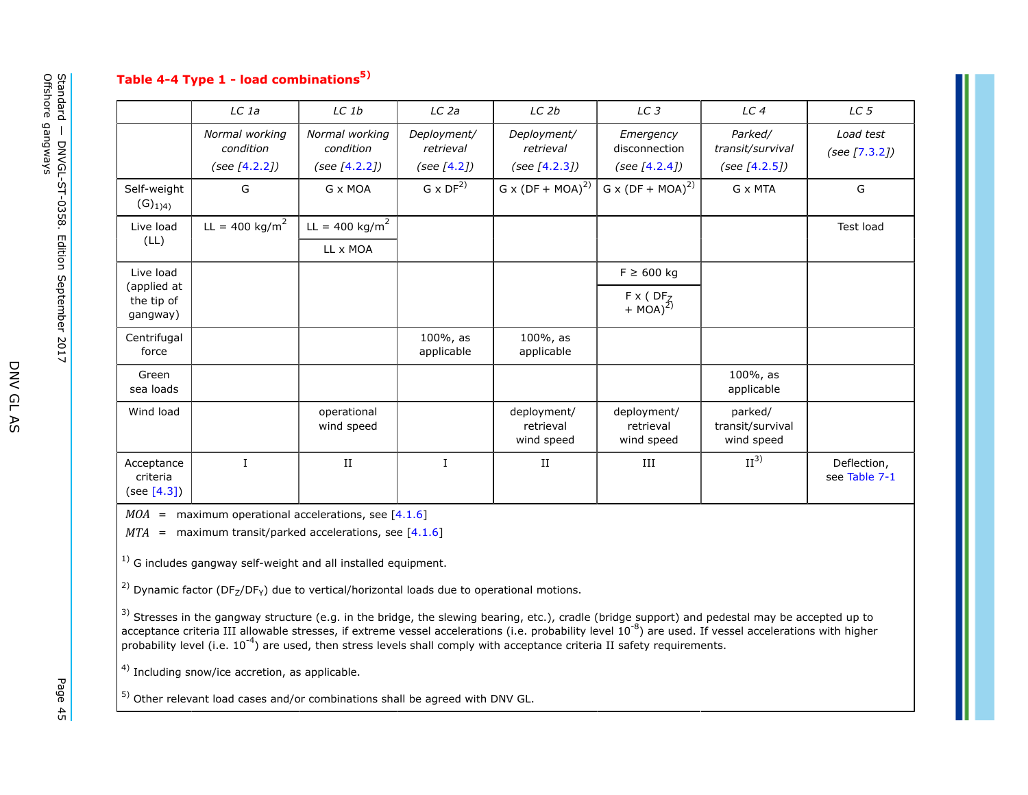**Table 4-4 Type 1 - load combinations[5)]**

| | LC 1a | LC 1b | LC 2a | LC 2b | LC 3 | LC 4 | LC 5 |
|---|---|---|---|---|---|---|---|
| | *Normal working condition (see [4.2.2])* | *Normal working condition (see [4.2.2])* | *Deployment/ retrieval (see [4.2])* | *Deployment/ retrieval (see [4.2.3])* | *Emergency disconnection (see [4.2.4])* | *Parked/ transit/survival (see [4.2.5])* | *Load test (see [7.3.2])* |
| Self-weight (G)[1)4)] | G | G x MOA | G x DF[2)] | G x (DF + MOA)[2)] | G x (DF + MOA)[2)] | G x MTA | G |
| Live load (LL) | LL = 400 $kg/m^2$ | LL = 400 $kg/m^2$ <br> LL x MOA | | | | | Test load |
| Live load (applied at the tip of gangway) | | | | | F ≥ 600 kg <br> F x ( $DF_Z$ + MOA)[2)] | | |
| Centrifugal force | | | 100%, as applicable | 100%, as applicable | | | |
| Green sea loads | | | | | | 100%, as applicable | |
| Wind load | | operational wind speed | | deployment/ retrieval wind speed | deployment/ retrieval wind speed | parked/ transit/survival wind speed | |
| Acceptance criteria (see [4.3]) | I | II | I | II | III | II[3)] | Deflection, see Table 7-1 |

*MOA* = maximum operational accelerations, see [4.1.6]

*MTA* = maximum transit/parked accelerations, see [4.1.6]

1) G includes gangway self-weight and all installed equipment.

2) Dynamic factor ($DF_Z$/$DF_Y$) due to vertical/horizontal loads due to operational motions.

3) Stresses in the gangway structure (e.g. in the bridge, the slewing bearing, etc.), cradle (bridge support) and pedestal may be accepted up to acceptance criteria III allowable stresses, if extreme vessel accelerations (i.e. probability level $10^{-8}$) are used. If vessel accelerations with higher probability level (i.e. $10^{-4}$) are used, then stress levels shall comply with acceptance criteria II safety requirements.

4) Including snow/ice accretion, as applicable.

5) Other relevant load cases and/or combinations shall be agreed with DNV GL.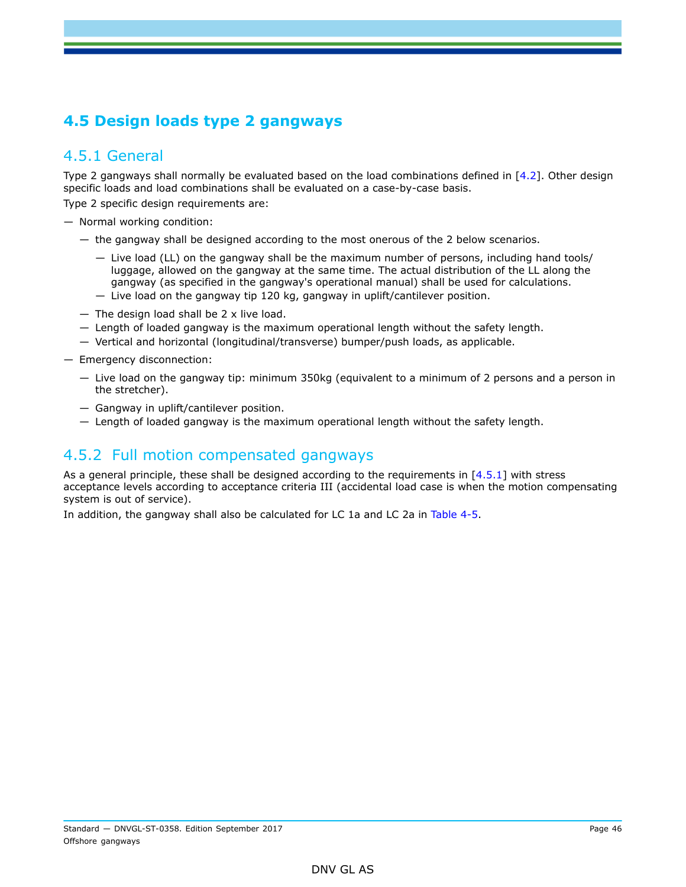## 4.5 Design loads type 2 gangways

### 4.5.1 General

Type 2 gangways shall normally be evaluated based on the load combinations defined in [4.2]. Other design specific loads and load combinations shall be evaluated on a case-by-case basis.

Type 2 specific design requirements are:

- Normal working condition:
  - the gangway shall be designed according to the most onerous of the 2 below scenarios.
    - Live load (LL) on the gangway shall be the maximum number of persons, including hand tools/ luggage, allowed on the gangway at the same time. The actual distribution of the LL along the gangway (as specified in the gangway's operational manual) shall be used for calculations.
    - Live load on the gangway tip 120 kg, gangway in uplift/cantilever position.
  - The design load shall be 2 x live load.
  - Length of loaded gangway is the maximum operational length without the safety length.
  - Vertical and horizontal (longitudinal/transverse) bumper/push loads, as applicable.
- Emergency disconnection:
  - Live load on the gangway tip: minimum 350kg (equivalent to a minimum of 2 persons and a person in the stretcher).
  - Gangway in uplift/cantilever position.
  - Length of loaded gangway is the maximum operational length without the safety length.

### 4.5.2 Full motion compensated gangways

As a general principle, these shall be designed according to the requirements in [4.5.1] with stress acceptance levels according to acceptance criteria III (accidental load case is when the motion compensating system is out of service).

In addition, the gangway shall also be calculated for LC 1a and LC 2a in Table 4-5.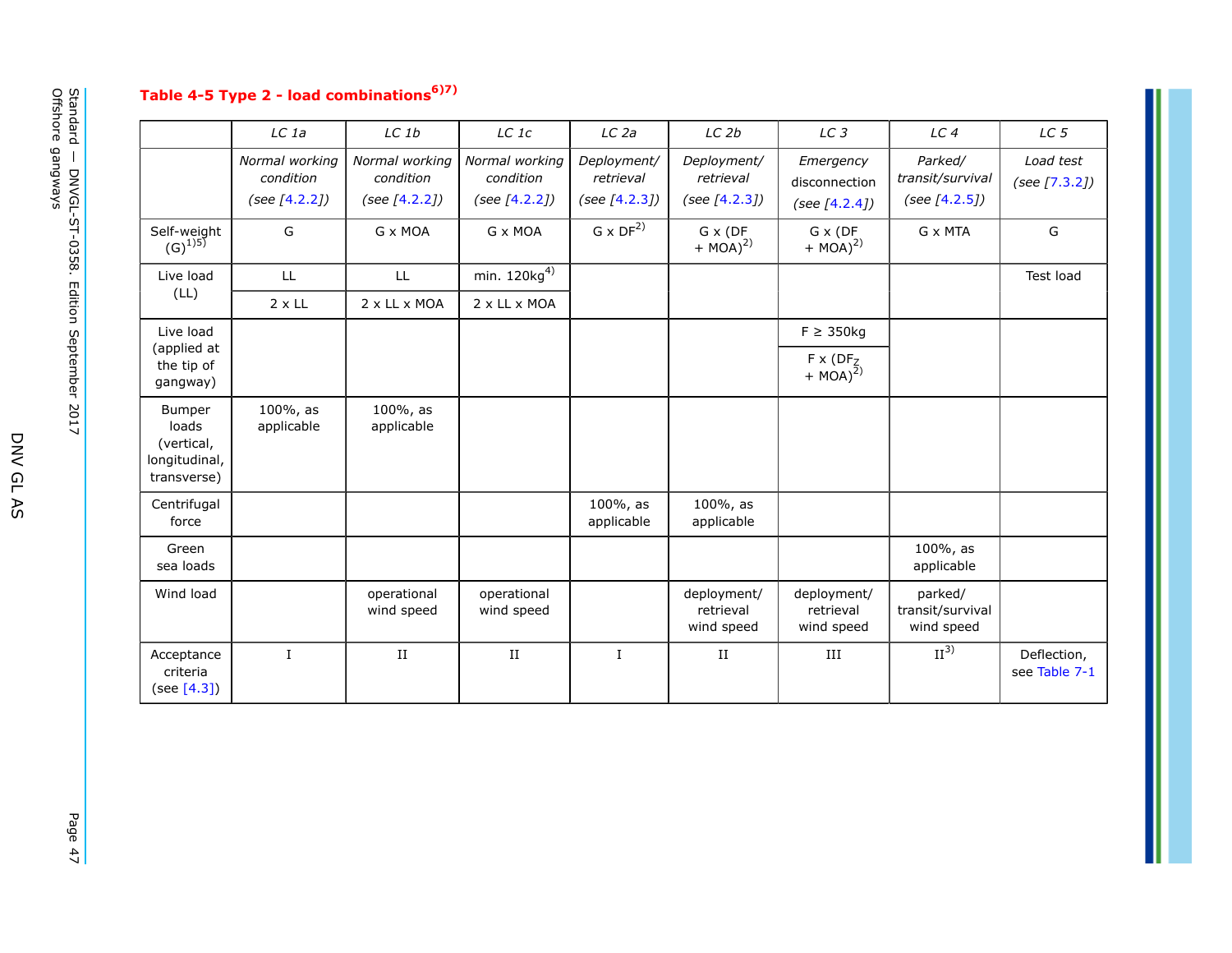### Table 4-5 Type 2 - load combinations[6)7)]

| | LC 1a | LC 1b | LC 1c | LC 2a | LC 2b | LC 3 | LC 4 | LC 5 |
|---|---|---|---|---|---|---|---|---|
| | *Normal working condition (see [4.2.2])* | *Normal working condition (see [4.2.2])* | *Normal working condition (see [4.2.2])* | *Deployment/ retrieval (see [4.2.3])* | *Deployment/ retrieval (see [4.2.3])* | *Emergency* disconnection *(see [4.2.4])* | *Parked/ transit/survival (see [4.2.5])* | *Load test (see [7.3.2])* |
| Self-weight (G)[1)5)] | G | G x MOA | G x MOA | G x DF[2)] | G x (DF + MOA)[2)] | G x (DF + MOA)[2)] | G x MTA | G |
| Live load (LL) | LL | LL | min. 120kg[4)] | | | | | Test load |
| | 2 x LL | 2 x LL x MOA | 2 x LL x MOA | | | | | |
| Live load (applied at the tip of gangway) | | | | | | F ≥ 350kg | | |
| | | | | | | F x ($DF_Z$ + MOA)[2)] | | |
| Bumper loads (vertical, longitudinal, transverse) | 100%, as applicable | 100%, as applicable | | | | | | |
| Centrifugal force | | | | 100%, as applicable | 100%, as applicable | | | |
| Green sea loads | | | | | | | 100%, as applicable | |
| Wind load | | operational wind speed | operational wind speed | | deployment/ retrieval wind speed | deployment/ retrieval wind speed | parked/ transit/survival wind speed | |
| Acceptance criteria (see [4.3]) | I | II | II | I | II | III | II[3)] | Deflection, see Table 7-1 |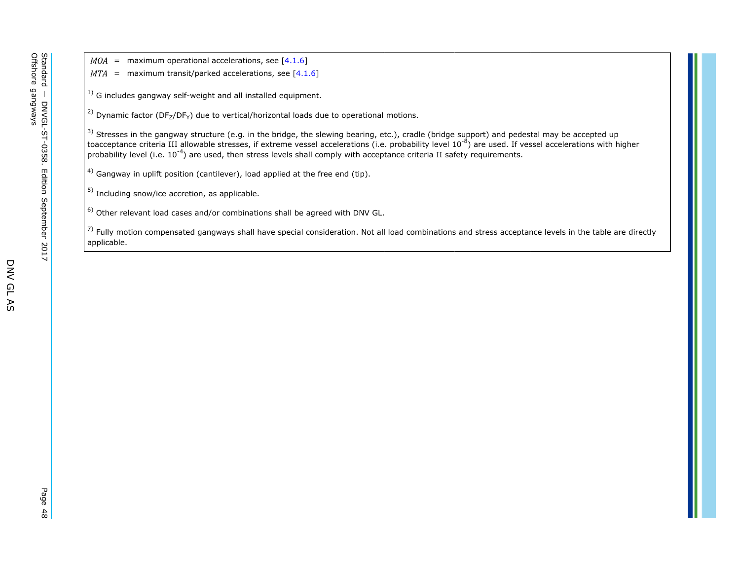$MOA$ = maximum operational accelerations, see [4.1.6]

$MTA$ = maximum transit/parked accelerations, see [4.1.6]

1) G includes gangway self-weight and all installed equipment.

2) Dynamic factor ($DF_Z$/$DF_Y$) due to vertical/horizontal loads due to operational motions.

3) Stresses in the gangway structure (e.g. in the bridge, the slewing bearing, etc.), cradle (bridge support) and pedestal may be accepted up toacceptance criteria III allowable stresses, if extreme vessel accelerations (i.e. probability level $10^{-8}$) are used. If vessel accelerations with higher probability level (i.e. $10^{-4}$) are used, then stress levels shall comply with acceptance criteria II safety requirements.

4) Gangway in uplift position (cantilever), load applied at the free end (tip).

5) Including snow/ice accretion, as applicable.

6) Other relevant load cases and/or combinations shall be agreed with DNV GL.

7) Fully motion compensated gangways shall have special consideration. Not all load combinations and stress acceptance levels in the table are directly applicable.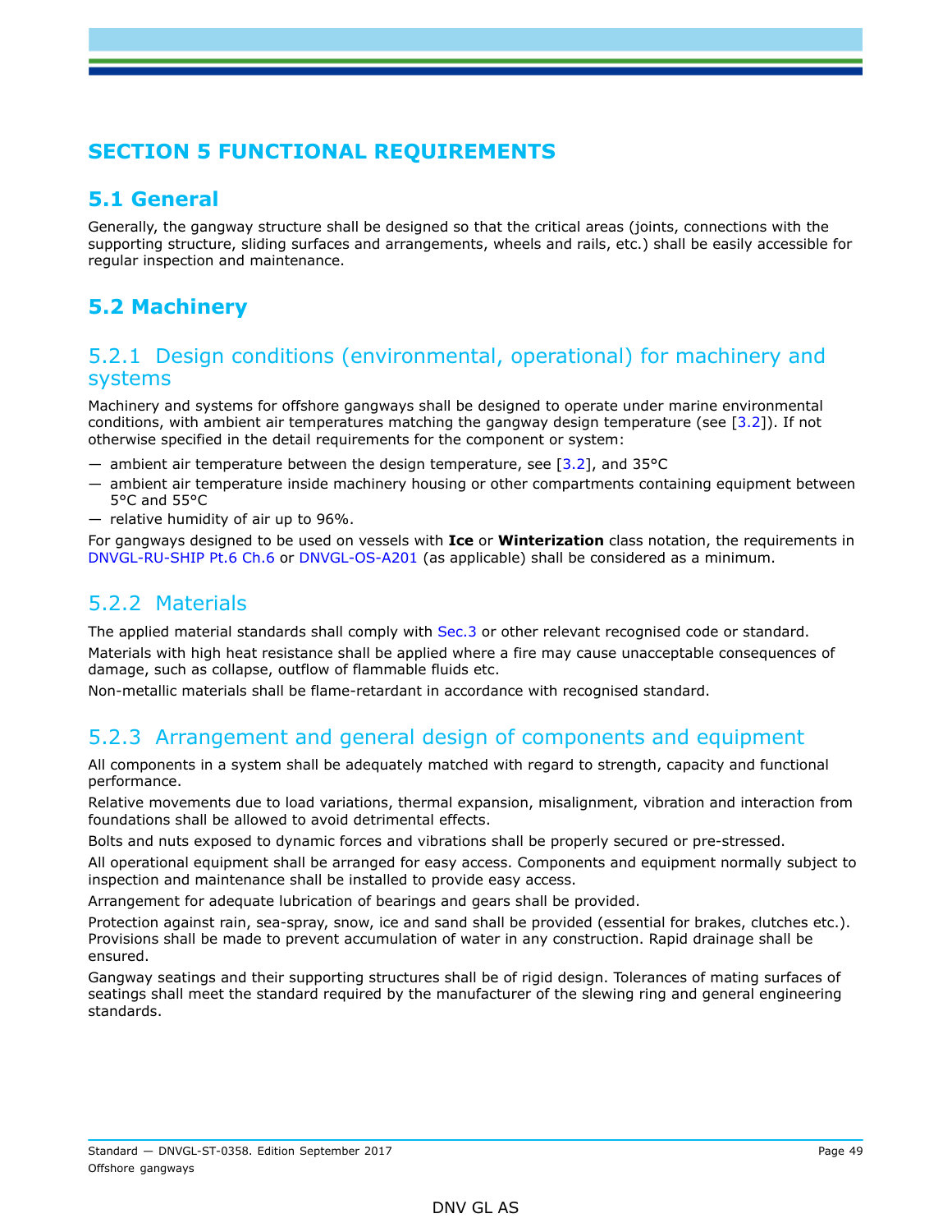# SECTION 5 FUNCTIONAL REQUIREMENTS

## 5.1 General

Generally, the gangway structure shall be designed so that the critical areas (joints, connections with the supporting structure, sliding surfaces and arrangements, wheels and rails, etc.) shall be easily accessible for regular inspection and maintenance.

## 5.2 Machinery

### 5.2.1 Design conditions (environmental, operational) for machinery and systems

Machinery and systems for offshore gangways shall be designed to operate under marine environmental conditions, with ambient air temperatures matching the gangway design temperature (see [3.2]). If not otherwise specified in the detail requirements for the component or system:

- ambient air temperature between the design temperature, see [3.2], and 35°C
- ambient air temperature inside machinery housing or other compartments containing equipment between 5°C and 55°C
- relative humidity of air up to 96%.

For gangways designed to be used on vessels with **Ice** or **Winterization** class notation, the requirements in DNVGL-RU-SHIP Pt.6 Ch.6 or DNVGL-OS-A201 (as applicable) shall be considered as a minimum.

### 5.2.2 Materials

The applied material standards shall comply with Sec.3 or other relevant recognised code or standard.

Materials with high heat resistance shall be applied where a fire may cause unacceptable consequences of damage, such as collapse, outflow of flammable fluids etc.

Non-metallic materials shall be flame-retardant in accordance with recognised standard.

### 5.2.3 Arrangement and general design of components and equipment

All components in a system shall be adequately matched with regard to strength, capacity and functional performance.

Relative movements due to load variations, thermal expansion, misalignment, vibration and interaction from foundations shall be allowed to avoid detrimental effects.

Bolts and nuts exposed to dynamic forces and vibrations shall be properly secured or pre-stressed.

All operational equipment shall be arranged for easy access. Components and equipment normally subject to inspection and maintenance shall be installed to provide easy access.

Arrangement for adequate lubrication of bearings and gears shall be provided.

Protection against rain, sea-spray, snow, ice and sand shall be provided (essential for brakes, clutches etc.). Provisions shall be made to prevent accumulation of water in any construction. Rapid drainage shall be ensured.

Gangway seatings and their supporting structures shall be of rigid design. Tolerances of mating surfaces of seatings shall meet the standard required by the manufacturer of the slewing ring and general engineering standards.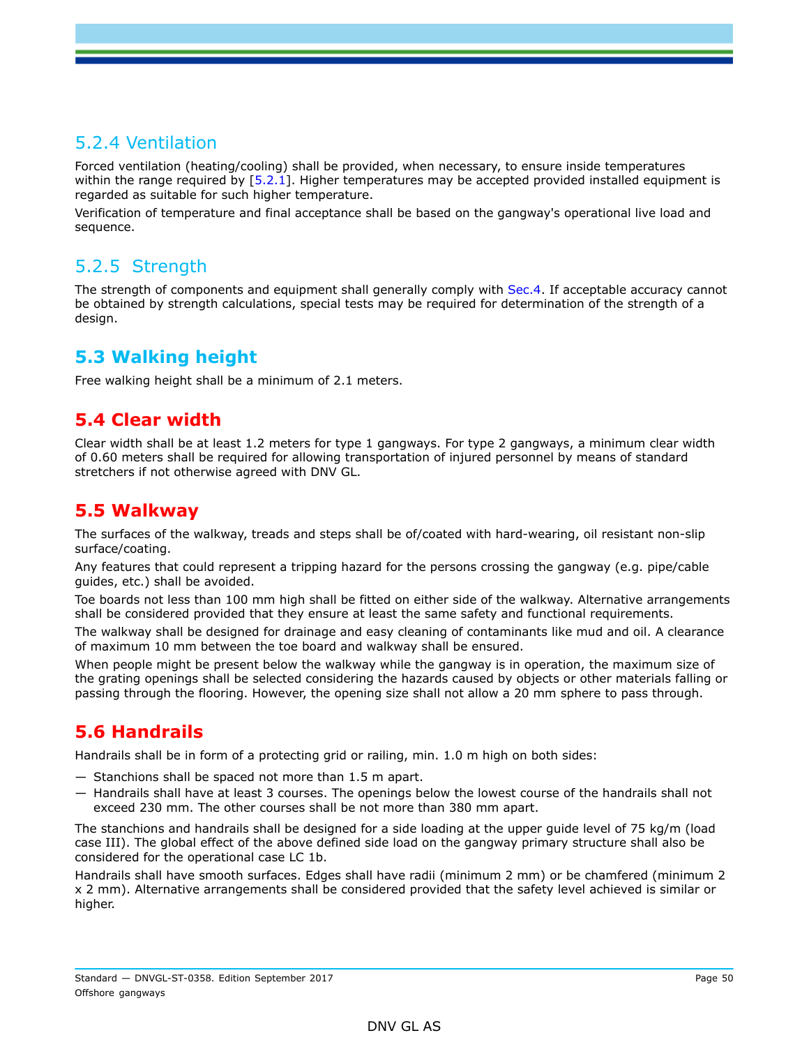### 5.2.4 Ventilation

Forced ventilation (heating/cooling) shall be provided, when necessary, to ensure inside temperatures within the range required by [5.2.1]. Higher temperatures may be accepted provided installed equipment is regarded as suitable for such higher temperature.

Verification of temperature and final acceptance shall be based on the gangway's operational live load and sequence.

### 5.2.5 Strength

The strength of components and equipment shall generally comply with Sec.4. If acceptable accuracy cannot be obtained by strength calculations, special tests may be required for determination of the strength of a design.

## 5.3 Walking height

Free walking height shall be a minimum of 2.1 meters.

## 5.4 Clear width

Clear width shall be at least 1.2 meters for type 1 gangways. For type 2 gangways, a minimum clear width of 0.60 meters shall be required for allowing transportation of injured personnel by means of standard stretchers if not otherwise agreed with DNV GL.

## 5.5 Walkway

The surfaces of the walkway, treads and steps shall be of/coated with hard-wearing, oil resistant non-slip surface/coating.

Any features that could represent a tripping hazard for the persons crossing the gangway (e.g. pipe/cable guides, etc.) shall be avoided.

Toe boards not less than 100 mm high shall be fitted on either side of the walkway. Alternative arrangements shall be considered provided that they ensure at least the same safety and functional requirements.

The walkway shall be designed for drainage and easy cleaning of contaminants like mud and oil. A clearance of maximum 10 mm between the toe board and walkway shall be ensured.

When people might be present below the walkway while the gangway is in operation, the maximum size of the grating openings shall be selected considering the hazards caused by objects or other materials falling or passing through the flooring. However, the opening size shall not allow a 20 mm sphere to pass through.

## 5.6 Handrails

Handrails shall be in form of a protecting grid or railing, min. 1.0 m high on both sides:

- Stanchions shall be spaced not more than 1.5 m apart.
- Handrails shall have at least 3 courses. The openings below the lowest course of the handrails shall not exceed 230 mm. The other courses shall be not more than 380 mm apart.

The stanchions and handrails shall be designed for a side loading at the upper guide level of 75 kg/m (load case III). The global effect of the above defined side load on the gangway primary structure shall also be considered for the operational case LC 1b.

Handrails shall have smooth surfaces. Edges shall have radii (minimum 2 mm) or be chamfered (minimum 2 x 2 mm). Alternative arrangements shall be considered provided that the safety level achieved is similar or higher.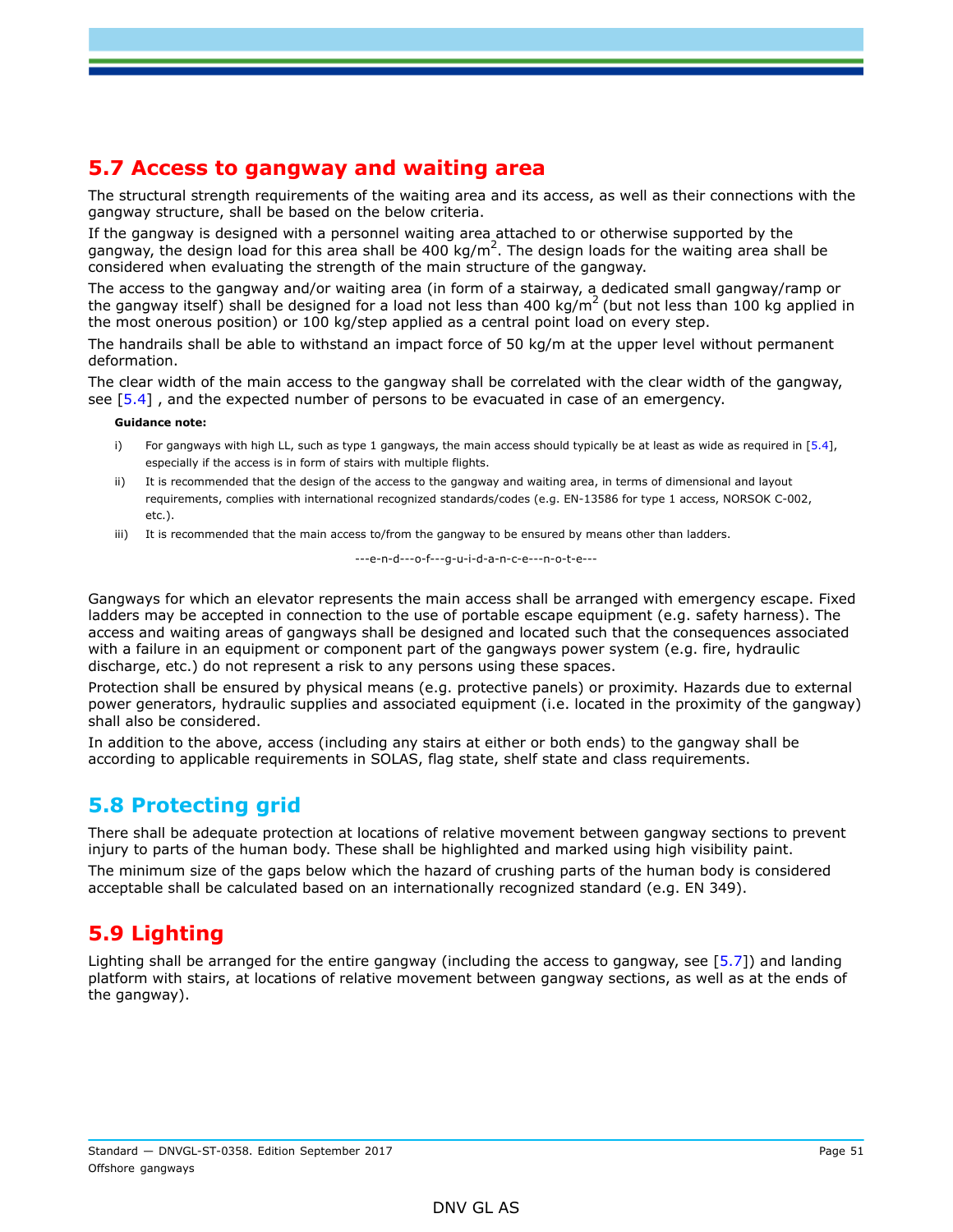## 5.7 Access to gangway and waiting area

The structural strength requirements of the waiting area and its access, as well as their connections with the gangway structure, shall be based on the below criteria.

If the gangway is designed with a personnel waiting area attached to or otherwise supported by the gangway, the design load for this area shall be 400 kg/m$^2$. The design loads for the waiting area shall be considered when evaluating the strength of the main structure of the gangway.

The access to the gangway and/or waiting area (in form of a stairway, a dedicated small gangway/ramp or the gangway itself) shall be designed for a load not less than 400 kg/m$^2$ (but not less than 100 kg applied in the most onerous position) or 100 kg/step applied as a central point load on every step.

The handrails shall be able to withstand an impact force of 50 kg/m at the upper level without permanent deformation.

The clear width of the main access to the gangway shall be correlated with the clear width of the gangway, see [5.4] , and the expected number of persons to be evacuated in case of an emergency.

**Guidance note:**

i) For gangways with high LL, such as type 1 gangways, the main access should typically be at least as wide as required in [5.4], especially if the access is in form of stairs with multiple flights.

ii) It is recommended that the design of the access to the gangway and waiting area, in terms of dimensional and layout requirements, complies with international recognized standards/codes (e.g. EN-13586 for type 1 access, NORSOK C-002, etc.).

iii) It is recommended that the main access to/from the gangway to be ensured by means other than ladders.

---e-n-d---o-f---g-u-i-d-a-n-c-e---n-o-t-e---

Gangways for which an elevator represents the main access shall be arranged with emergency escape. Fixed ladders may be accepted in connection to the use of portable escape equipment (e.g. safety harness). The access and waiting areas of gangways shall be designed and located such that the consequences associated with a failure in an equipment or component part of the gangways power system (e.g. fire, hydraulic discharge, etc.) do not represent a risk to any persons using these spaces.

Protection shall be ensured by physical means (e.g. protective panels) or proximity. Hazards due to external power generators, hydraulic supplies and associated equipment (i.e. located in the proximity of the gangway) shall also be considered.

In addition to the above, access (including any stairs at either or both ends) to the gangway shall be according to applicable requirements in SOLAS, flag state, shelf state and class requirements.

## 5.8 Protecting grid

There shall be adequate protection at locations of relative movement between gangway sections to prevent injury to parts of the human body. These shall be highlighted and marked using high visibility paint.

The minimum size of the gaps below which the hazard of crushing parts of the human body is considered acceptable shall be calculated based on an internationally recognized standard (e.g. EN 349).

## 5.9 Lighting

Lighting shall be arranged for the entire gangway (including the access to gangway, see [5.7]) and landing platform with stairs, at locations of relative movement between gangway sections, as well as at the ends of the gangway).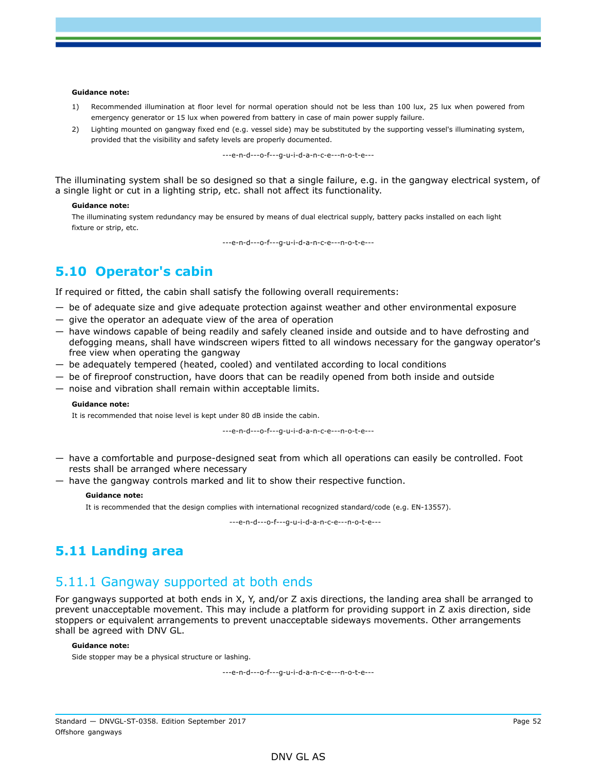**Guidance note:**

1) Recommended illumination at floor level for normal operation should not be less than 100 lux, 25 lux when powered from emergency generator or 15 lux when powered from battery in case of main power supply failure.
2) Lighting mounted on gangway fixed end (e.g. vessel side) may be substituted by the supporting vessel's illuminating system, provided that the visibility and safety levels are properly documented.

---e-n-d---o-f---g-u-i-d-a-n-c-e---n-o-t-e---

The illuminating system shall be so designed so that a single failure, e.g. in the gangway electrical system, of a single light or cut in a lighting strip, etc. shall not affect its functionality.

**Guidance note:**

The illuminating system redundancy may be ensured by means of dual electrical supply, battery packs installed on each light fixture or strip, etc.

---e-n-d---o-f---g-u-i-d-a-n-c-e---n-o-t-e---

## 5.10 Operator's cabin

If required or fitted, the cabin shall satisfy the following overall requirements:

— be of adequate size and give adequate protection against weather and other environmental exposure
— give the operator an adequate view of the area of operation
— have windows capable of being readily and safely cleaned inside and outside and to have defrosting and defogging means, shall have windscreen wipers fitted to all windows necessary for the gangway operator's free view when operating the gangway
— be adequately tempered (heated, cooled) and ventilated according to local conditions
— be of fireproof construction, have doors that can be readily opened from both inside and outside
— noise and vibration shall remain within acceptable limits.

**Guidance note:**

It is recommended that noise level is kept under 80 dB inside the cabin.

---e-n-d---o-f---g-u-i-d-a-n-c-e---n-o-t-e---

— have a comfortable and purpose-designed seat from which all operations can easily be controlled. Foot rests shall be arranged where necessary
— have the gangway controls marked and lit to show their respective function.

**Guidance note:**

It is recommended that the design complies with international recognized standard/code (e.g. EN-13557).

---e-n-d---o-f---g-u-i-d-a-n-c-e---n-o-t-e---

## 5.11 Landing area

### 5.11.1 Gangway supported at both ends

For gangways supported at both ends in X, Y, and/or Z axis directions, the landing area shall be arranged to prevent unacceptable movement. This may include a platform for providing support in Z axis direction, side stoppers or equivalent arrangements to prevent unacceptable sideways movements. Other arrangements shall be agreed with DNV GL.

**Guidance note:**

Side stopper may be a physical structure or lashing.

---e-n-d---o-f---g-u-i-d-a-n-c-e---n-o-t-e---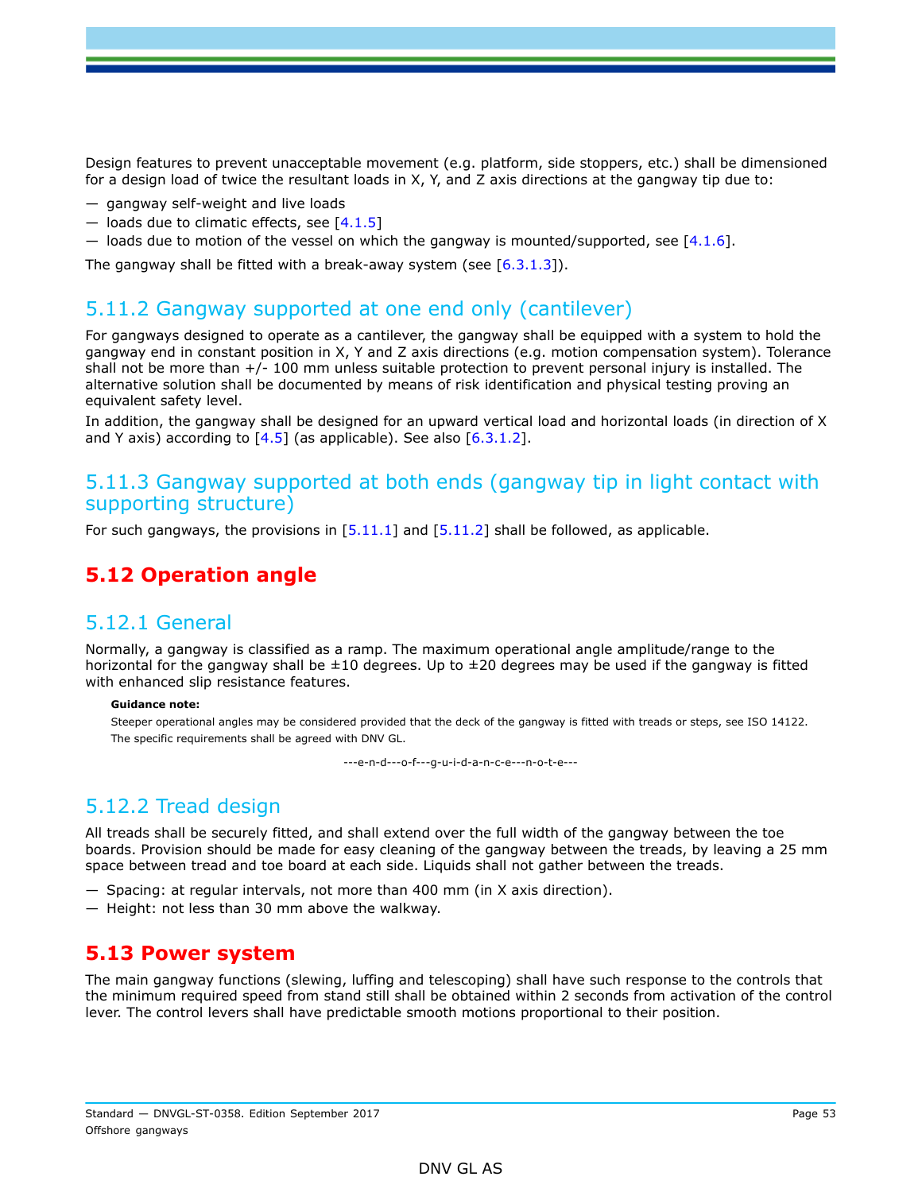Design features to prevent unacceptable movement (e.g. platform, side stoppers, etc.) shall be dimensioned for a design load of twice the resultant loads in X, Y, and Z axis directions at the gangway tip due to:

- gangway self-weight and live loads
- loads due to climatic effects, see [4.1.5]
- loads due to motion of the vessel on which the gangway is mounted/supported, see [4.1.6].

The gangway shall be fitted with a break-away system (see [6.3.1.3]).

### 5.11.2 Gangway supported at one end only (cantilever)

For gangways designed to operate as a cantilever, the gangway shall be equipped with a system to hold the gangway end in constant position in X, Y and Z axis directions (e.g. motion compensation system). Tolerance shall not be more than +/- 100 mm unless suitable protection to prevent personal injury is installed. The alternative solution shall be documented by means of risk identification and physical testing proving an equivalent safety level.

In addition, the gangway shall be designed for an upward vertical load and horizontal loads (in direction of X and Y axis) according to [4.5] (as applicable). See also [6.3.1.2].

### 5.11.3 Gangway supported at both ends (gangway tip in light contact with supporting structure)

For such gangways, the provisions in [5.11.1] and [5.11.2] shall be followed, as applicable.

## 5.12 Operation angle

### 5.12.1 General

Normally, a gangway is classified as a ramp. The maximum operational angle amplitude/range to the horizontal for the gangway shall be ±10 degrees. Up to ±20 degrees may be used if the gangway is fitted with enhanced slip resistance features.

**Guidance note:**

Steeper operational angles may be considered provided that the deck of the gangway is fitted with treads or steps, see ISO 14122. The specific requirements shall be agreed with DNV GL.

---e-n-d---o-f---g-u-i-d-a-n-c-e---n-o-t-e---

### 5.12.2 Tread design

All treads shall be securely fitted, and shall extend over the full width of the gangway between the toe boards. Provision should be made for easy cleaning of the gangway between the treads, by leaving a 25 mm space between tread and toe board at each side. Liquids shall not gather between the treads.

- Spacing: at regular intervals, not more than 400 mm (in X axis direction).
- Height: not less than 30 mm above the walkway.

## 5.13 Power system

The main gangway functions (slewing, luffing and telescoping) shall have such response to the controls that the minimum required speed from stand still shall be obtained within 2 seconds from activation of the control lever. The control levers shall have predictable smooth motions proportional to their position.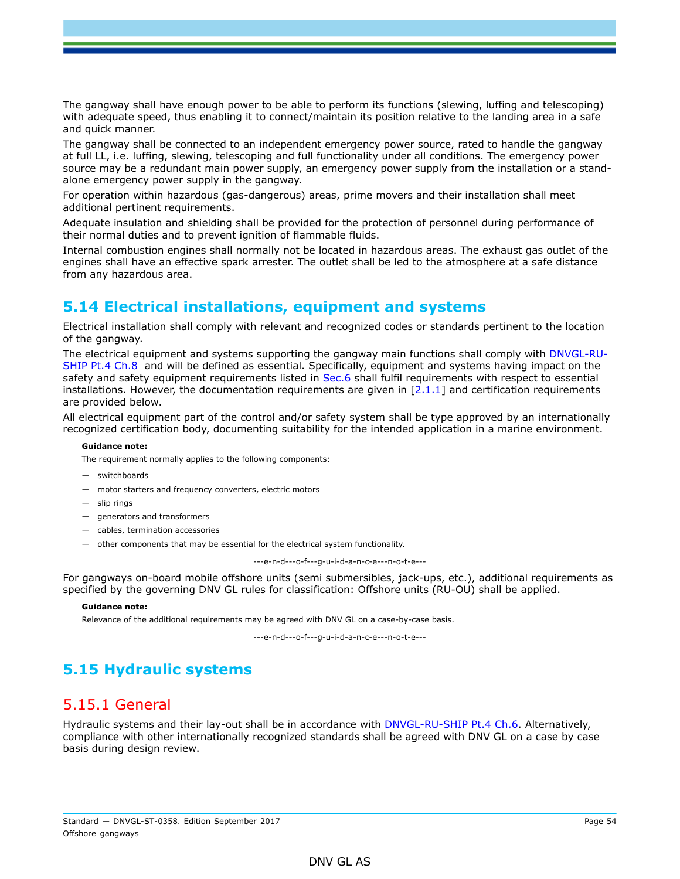The gangway shall have enough power to be able to perform its functions (slewing, luffing and telescoping) with adequate speed, thus enabling it to connect/maintain its position relative to the landing area in a safe and quick manner.

The gangway shall be connected to an independent emergency power source, rated to handle the gangway at full LL, i.e. luffing, slewing, telescoping and full functionality under all conditions. The emergency power source may be a redundant main power supply, an emergency power supply from the installation or a stand-alone emergency power supply in the gangway.

For operation within hazardous (gas-dangerous) areas, prime movers and their installation shall meet additional pertinent requirements.

Adequate insulation and shielding shall be provided for the protection of personnel during performance of their normal duties and to prevent ignition of flammable fluids.

Internal combustion engines shall normally not be located in hazardous areas. The exhaust gas outlet of the engines shall have an effective spark arrester. The outlet shall be led to the atmosphere at a safe distance from any hazardous area.

## 5.14 Electrical installations, equipment and systems

Electrical installation shall comply with relevant and recognized codes or standards pertinent to the location of the gangway.

The electrical equipment and systems supporting the gangway main functions shall comply with DNVGL-RU-SHIP Pt.4 Ch.8 and will be defined as essential. Specifically, equipment and systems having impact on the safety and safety equipment requirements listed in Sec.6 shall fulfil requirements with respect to essential installations. However, the documentation requirements are given in [2.1.1] and certification requirements are provided below.

All electrical equipment part of the control and/or safety system shall be type approved by an internationally recognized certification body, documenting suitability for the intended application in a marine environment.

**Guidance note:**

The requirement normally applies to the following components:

- switchboards
- motor starters and frequency converters, electric motors
- slip rings
- generators and transformers
- cables, termination accessories
- other components that may be essential for the electrical system functionality.

---e-n-d---o-f---g-u-i-d-a-n-c-e---n-o-t-e---

For gangways on-board mobile offshore units (semi submersibles, jack-ups, etc.), additional requirements as specified by the governing DNV GL rules for classification: Offshore units (RU-OU) shall be applied.

**Guidance note:**

Relevance of the additional requirements may be agreed with DNV GL on a case-by-case basis.

---e-n-d---o-f---g-u-i-d-a-n-c-e---n-o-t-e---

## 5.15 Hydraulic systems

### 5.15.1 General

Hydraulic systems and their lay-out shall be in accordance with DNVGL-RU-SHIP Pt.4 Ch.6. Alternatively, compliance with other internationally recognized standards shall be agreed with DNV GL on a case by case basis during design review.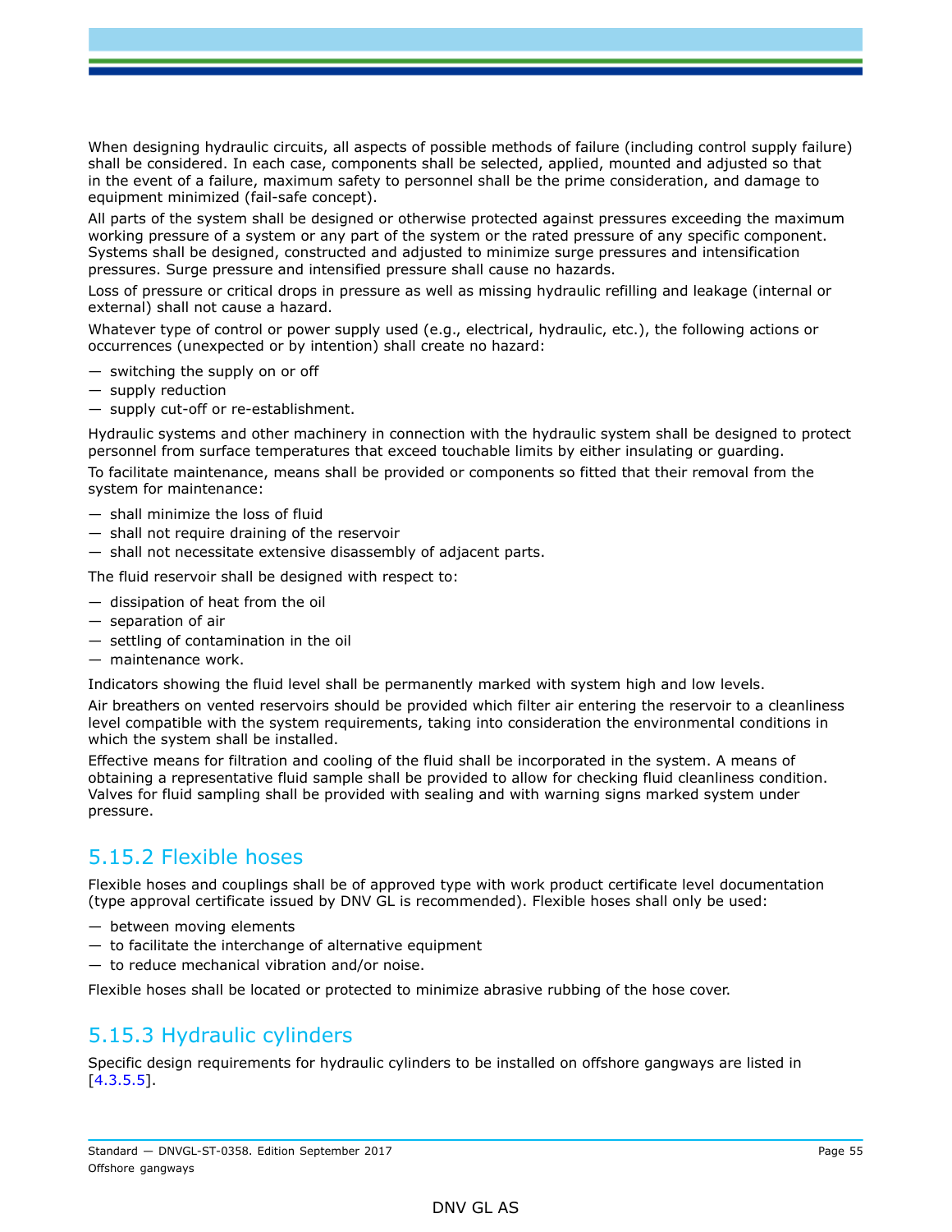When designing hydraulic circuits, all aspects of possible methods of failure (including control supply failure) shall be considered. In each case, components shall be selected, applied, mounted and adjusted so that in the event of a failure, maximum safety to personnel shall be the prime consideration, and damage to equipment minimized (fail-safe concept).

All parts of the system shall be designed or otherwise protected against pressures exceeding the maximum working pressure of a system or any part of the system or the rated pressure of any specific component. Systems shall be designed, constructed and adjusted to minimize surge pressures and intensification pressures. Surge pressure and intensified pressure shall cause no hazards.

Loss of pressure or critical drops in pressure as well as missing hydraulic refilling and leakage (internal or external) shall not cause a hazard.

Whatever type of control or power supply used (e.g., electrical, hydraulic, etc.), the following actions or occurrences (unexpected or by intention) shall create no hazard:

— switching the supply on or off
— supply reduction
— supply cut-off or re-establishment.

Hydraulic systems and other machinery in connection with the hydraulic system shall be designed to protect personnel from surface temperatures that exceed touchable limits by either insulating or guarding.

To facilitate maintenance, means shall be provided or components so fitted that their removal from the system for maintenance:

— shall minimize the loss of fluid
— shall not require draining of the reservoir
— shall not necessitate extensive disassembly of adjacent parts.

The fluid reservoir shall be designed with respect to:

— dissipation of heat from the oil
— separation of air
— settling of contamination in the oil
— maintenance work.

Indicators showing the fluid level shall be permanently marked with system high and low levels.

Air breathers on vented reservoirs should be provided which filter air entering the reservoir to a cleanliness level compatible with the system requirements, taking into consideration the environmental conditions in which the system shall be installed.

Effective means for filtration and cooling of the fluid shall be incorporated in the system. A means of obtaining a representative fluid sample shall be provided to allow for checking fluid cleanliness condition. Valves for fluid sampling shall be provided with sealing and with warning signs marked system under pressure.

## 5.15.2 Flexible hoses

Flexible hoses and couplings shall be of approved type with work product certificate level documentation (type approval certificate issued by DNV GL is recommended). Flexible hoses shall only be used:

— between moving elements
— to facilitate the interchange of alternative equipment
— to reduce mechanical vibration and/or noise.

Flexible hoses shall be located or protected to minimize abrasive rubbing of the hose cover.

## 5.15.3 Hydraulic cylinders

Specific design requirements for hydraulic cylinders to be installed on offshore gangways are listed in [4.3.5.5].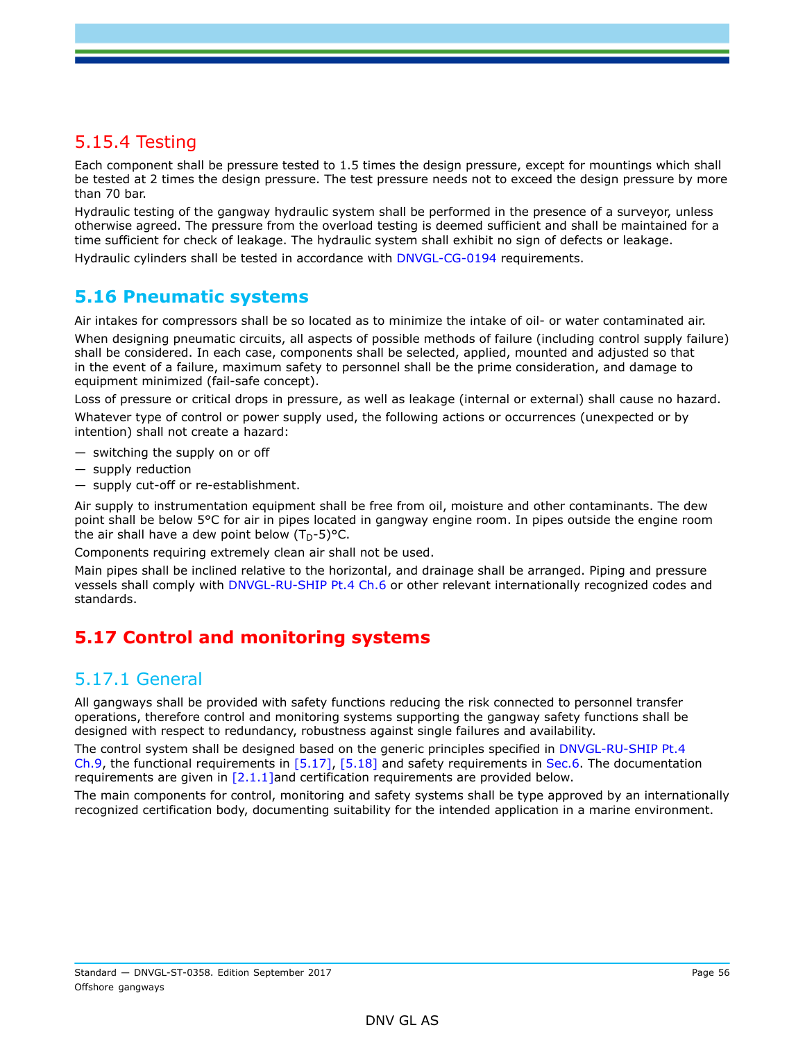### 5.15.4 Testing

Each component shall be pressure tested to 1.5 times the design pressure, except for mountings which shall be tested at 2 times the design pressure. The test pressure needs not to exceed the design pressure by more than 70 bar.

Hydraulic testing of the gangway hydraulic system shall be performed in the presence of a surveyor, unless otherwise agreed. The pressure from the overload testing is deemed sufficient and shall be maintained for a time sufficient for check of leakage. The hydraulic system shall exhibit no sign of defects or leakage.

Hydraulic cylinders shall be tested in accordance with DNVGL-CG-0194 requirements.

## 5.16 Pneumatic systems

Air intakes for compressors shall be so located as to minimize the intake of oil- or water contaminated air.

When designing pneumatic circuits, all aspects of possible methods of failure (including control supply failure) shall be considered. In each case, components shall be selected, applied, mounted and adjusted so that in the event of a failure, maximum safety to personnel shall be the prime consideration, and damage to equipment minimized (fail-safe concept).

Loss of pressure or critical drops in pressure, as well as leakage (internal or external) shall cause no hazard.

Whatever type of control or power supply used, the following actions or occurrences (unexpected or by intention) shall not create a hazard:

- switching the supply on or off
- supply reduction
- supply cut-off or re-establishment.

Air supply to instrumentation equipment shall be free from oil, moisture and other contaminants. The dew point shall be below 5°C for air in pipes located in gangway engine room. In pipes outside the engine room the air shall have a dew point below ($T_D$-5)°C.

Components requiring extremely clean air shall not be used.

Main pipes shall be inclined relative to the horizontal, and drainage shall be arranged. Piping and pressure vessels shall comply with DNVGL-RU-SHIP Pt.4 Ch.6 or other relevant internationally recognized codes and standards.

## 5.17 Control and monitoring systems

### 5.17.1 General

All gangways shall be provided with safety functions reducing the risk connected to personnel transfer operations, therefore control and monitoring systems supporting the gangway safety functions shall be designed with respect to redundancy, robustness against single failures and availability.

The control system shall be designed based on the generic principles specified in DNVGL-RU-SHIP Pt.4 Ch.9, the functional requirements in [5.17], [5.18] and safety requirements in Sec.6. The documentation requirements are given in [2.1.1]and certification requirements are provided below.

The main components for control, monitoring and safety systems shall be type approved by an internationally recognized certification body, documenting suitability for the intended application in a marine environment.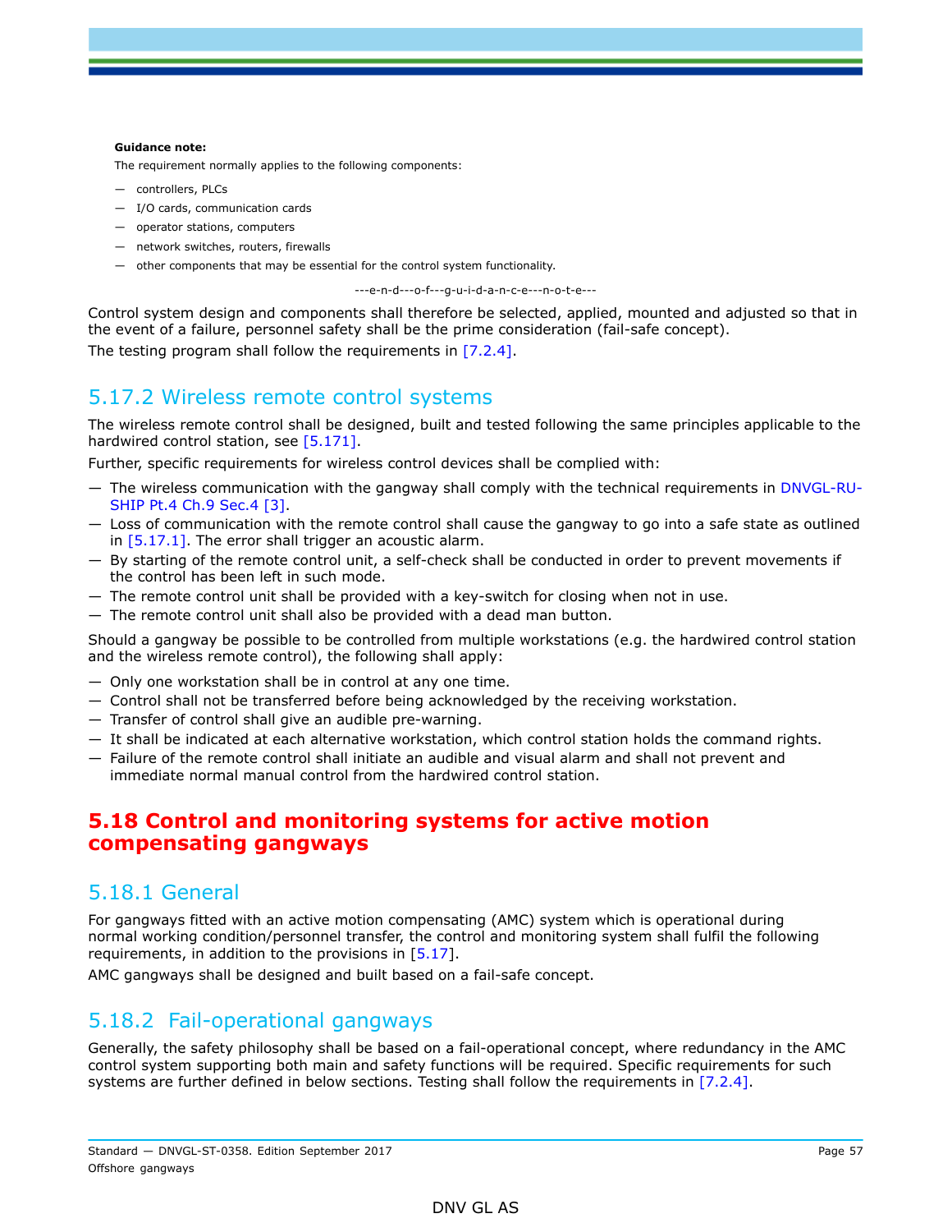**Guidance note:**

The requirement normally applies to the following components:

- controllers, PLCs
- I/O cards, communication cards
- operator stations, computers
- network switches, routers, firewalls
- other components that may be essential for the control system functionality.

---e-n-d---o-f---g-u-i-d-a-n-c-e---n-o-t-e---

Control system design and components shall therefore be selected, applied, mounted and adjusted so that in the event of a failure, personnel safety shall be the prime consideration (fail-safe concept).

The testing program shall follow the requirements in [7.2.4].

### 5.17.2 Wireless remote control systems

The wireless remote control shall be designed, built and tested following the same principles applicable to the hardwired control station, see [5.171].

Further, specific requirements for wireless control devices shall be complied with:

- The wireless communication with the gangway shall comply with the technical requirements in DNVGL-RU-SHIP Pt.4 Ch.9 Sec.4 [3].
- Loss of communication with the remote control shall cause the gangway to go into a safe state as outlined in [5.17.1]. The error shall trigger an acoustic alarm.
- By starting of the remote control unit, a self-check shall be conducted in order to prevent movements if the control has been left in such mode.
- The remote control unit shall be provided with a key-switch for closing when not in use.
- The remote control unit shall also be provided with a dead man button.

Should a gangway be possible to be controlled from multiple workstations (e.g. the hardwired control station and the wireless remote control), the following shall apply:

- Only one workstation shall be in control at any one time.
- Control shall not be transferred before being acknowledged by the receiving workstation.
- Transfer of control shall give an audible pre-warning.
- It shall be indicated at each alternative workstation, which control station holds the command rights.
- Failure of the remote control shall initiate an audible and visual alarm and shall not prevent and immediate normal manual control from the hardwired control station.

## 5.18 Control and monitoring systems for active motion compensating gangways

### 5.18.1 General

For gangways fitted with an active motion compensating (AMC) system which is operational during normal working condition/personnel transfer, the control and monitoring system shall fulfil the following requirements, in addition to the provisions in [5.17].

AMC gangways shall be designed and built based on a fail-safe concept.

### 5.18.2 Fail-operational gangways

Generally, the safety philosophy shall be based on a fail-operational concept, where redundancy in the AMC control system supporting both main and safety functions will be required. Specific requirements for such systems are further defined in below sections. Testing shall follow the requirements in [7.2.4].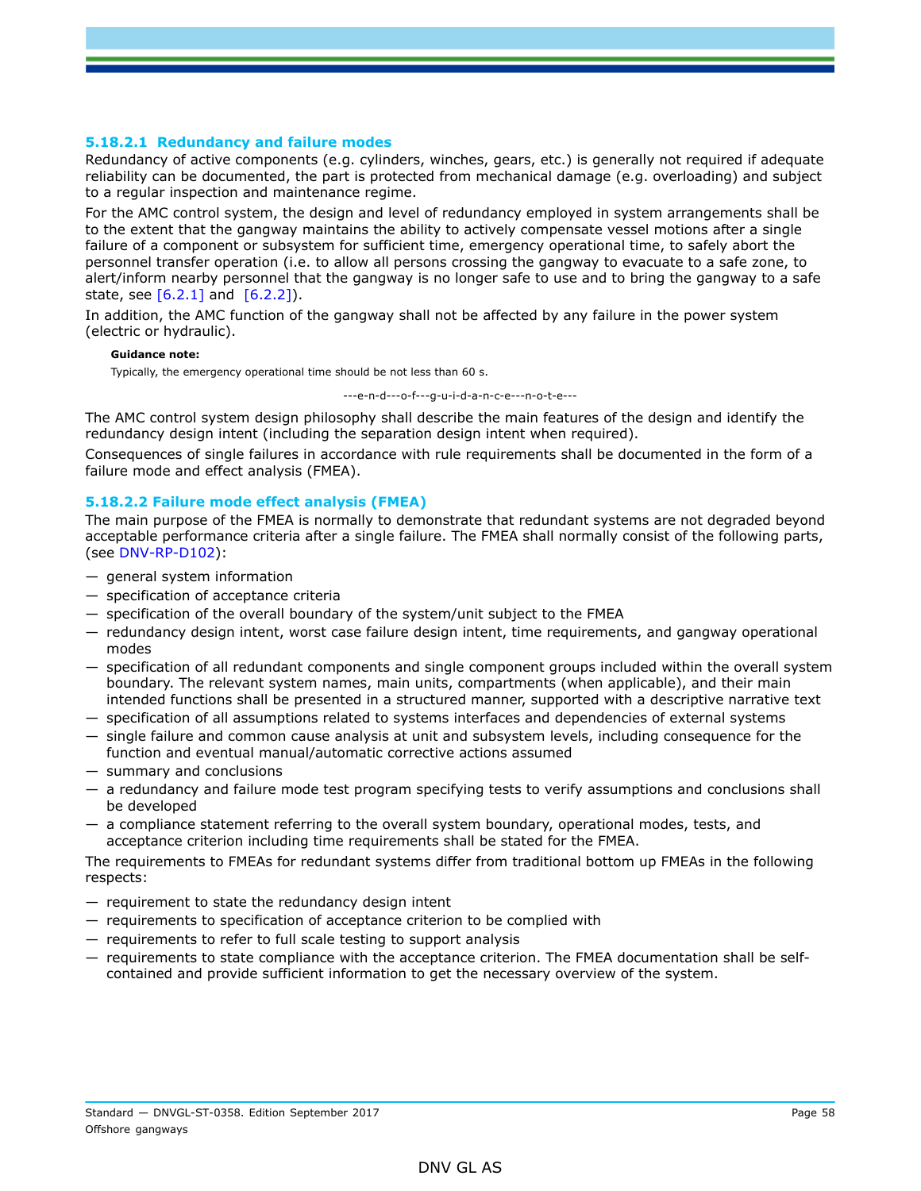#### 5.18.2.1 Redundancy and failure modes

Redundancy of active components (e.g. cylinders, winches, gears, etc.) is generally not required if adequate reliability can be documented, the part is protected from mechanical damage (e.g. overloading) and subject to a regular inspection and maintenance regime.

For the AMC control system, the design and level of redundancy employed in system arrangements shall be to the extent that the gangway maintains the ability to actively compensate vessel motions after a single failure of a component or subsystem for sufficient time, emergency operational time, to safely abort the personnel transfer operation (i.e. to allow all persons crossing the gangway to evacuate to a safe zone, to alert/inform nearby personnel that the gangway is no longer safe to use and to bring the gangway to a safe state, see [6.2.1] and [6.2.2]).

In addition, the AMC function of the gangway shall not be affected by any failure in the power system (electric or hydraulic).

**Guidance note:**

Typically, the emergency operational time should be not less than 60 s.

---e-n-d---o-f---g-u-i-d-a-n-c-e---n-o-t-e---

The AMC control system design philosophy shall describe the main features of the design and identify the redundancy design intent (including the separation design intent when required).

Consequences of single failures in accordance with rule requirements shall be documented in the form of a failure mode and effect analysis (FMEA).

#### 5.18.2.2 Failure mode effect analysis (FMEA)

The main purpose of the FMEA is normally to demonstrate that redundant systems are not degraded beyond acceptable performance criteria after a single failure. The FMEA shall normally consist of the following parts, (see DNV-RP-D102):

- general system information
- specification of acceptance criteria
- specification of the overall boundary of the system/unit subject to the FMEA
- redundancy design intent, worst case failure design intent, time requirements, and gangway operational modes
- specification of all redundant components and single component groups included within the overall system boundary. The relevant system names, main units, compartments (when applicable), and their main intended functions shall be presented in a structured manner, supported with a descriptive narrative text
- specification of all assumptions related to systems interfaces and dependencies of external systems
- single failure and common cause analysis at unit and subsystem levels, including consequence for the function and eventual manual/automatic corrective actions assumed
- summary and conclusions
- a redundancy and failure mode test program specifying tests to verify assumptions and conclusions shall be developed
- a compliance statement referring to the overall system boundary, operational modes, tests, and acceptance criterion including time requirements shall be stated for the FMEA.

The requirements to FMEAs for redundant systems differ from traditional bottom up FMEAs in the following respects:

- requirement to state the redundancy design intent
- requirements to specification of acceptance criterion to be complied with
- requirements to refer to full scale testing to support analysis
- requirements to state compliance with the acceptance criterion. The FMEA documentation shall be self-contained and provide sufficient information to get the necessary overview of the system.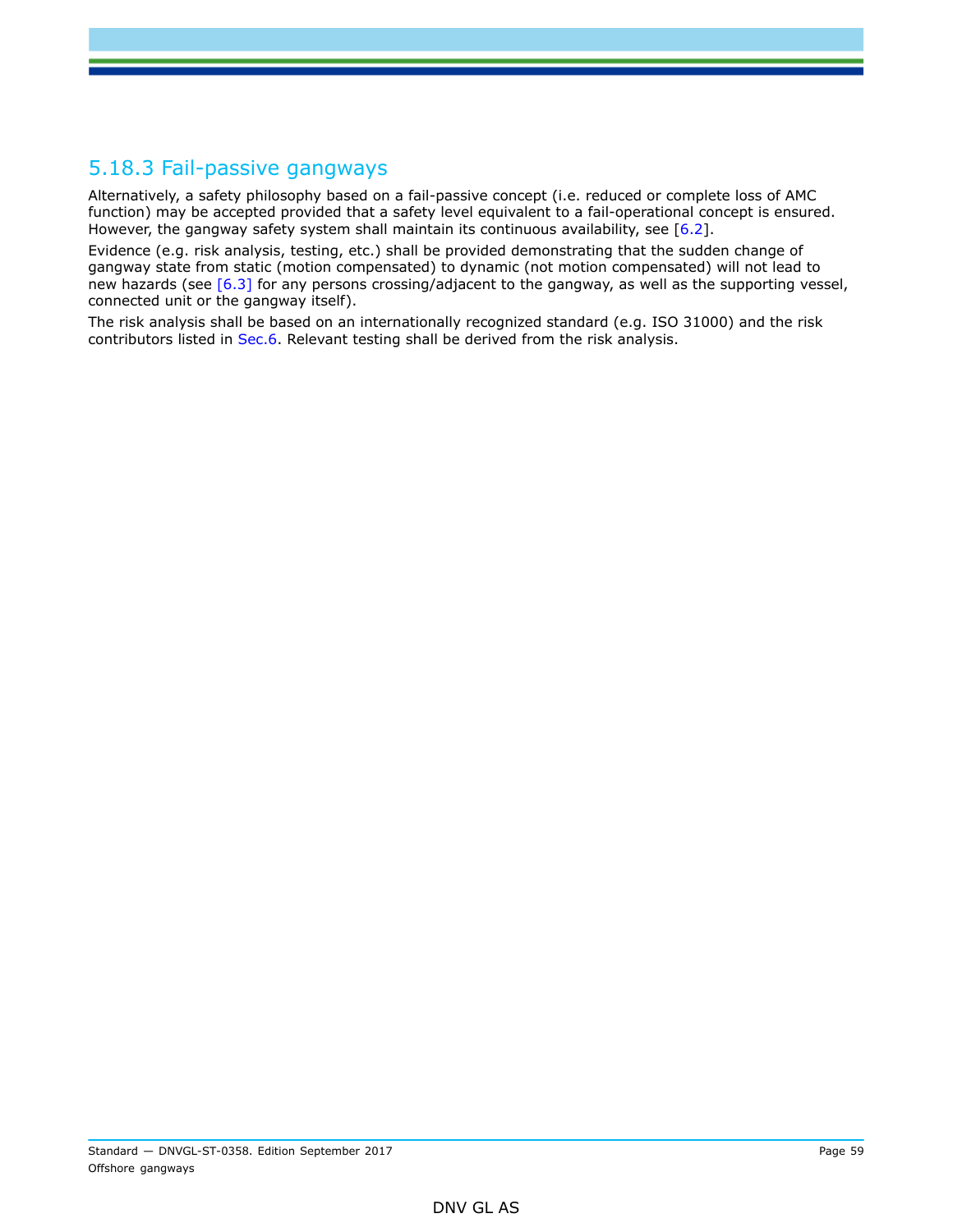### 5.18.3 Fail-passive gangways

Alternatively, a safety philosophy based on a fail-passive concept (i.e. reduced or complete loss of AMC function) may be accepted provided that a safety level equivalent to a fail-operational concept is ensured. However, the gangway safety system shall maintain its continuous availability, see [6.2].

Evidence (e.g. risk analysis, testing, etc.) shall be provided demonstrating that the sudden change of gangway state from static (motion compensated) to dynamic (not motion compensated) will not lead to new hazards (see [6.3] for any persons crossing/adjacent to the gangway, as well as the supporting vessel, connected unit or the gangway itself).

The risk analysis shall be based on an internationally recognized standard (e.g. ISO 31000) and the risk contributors listed in Sec.6. Relevant testing shall be derived from the risk analysis.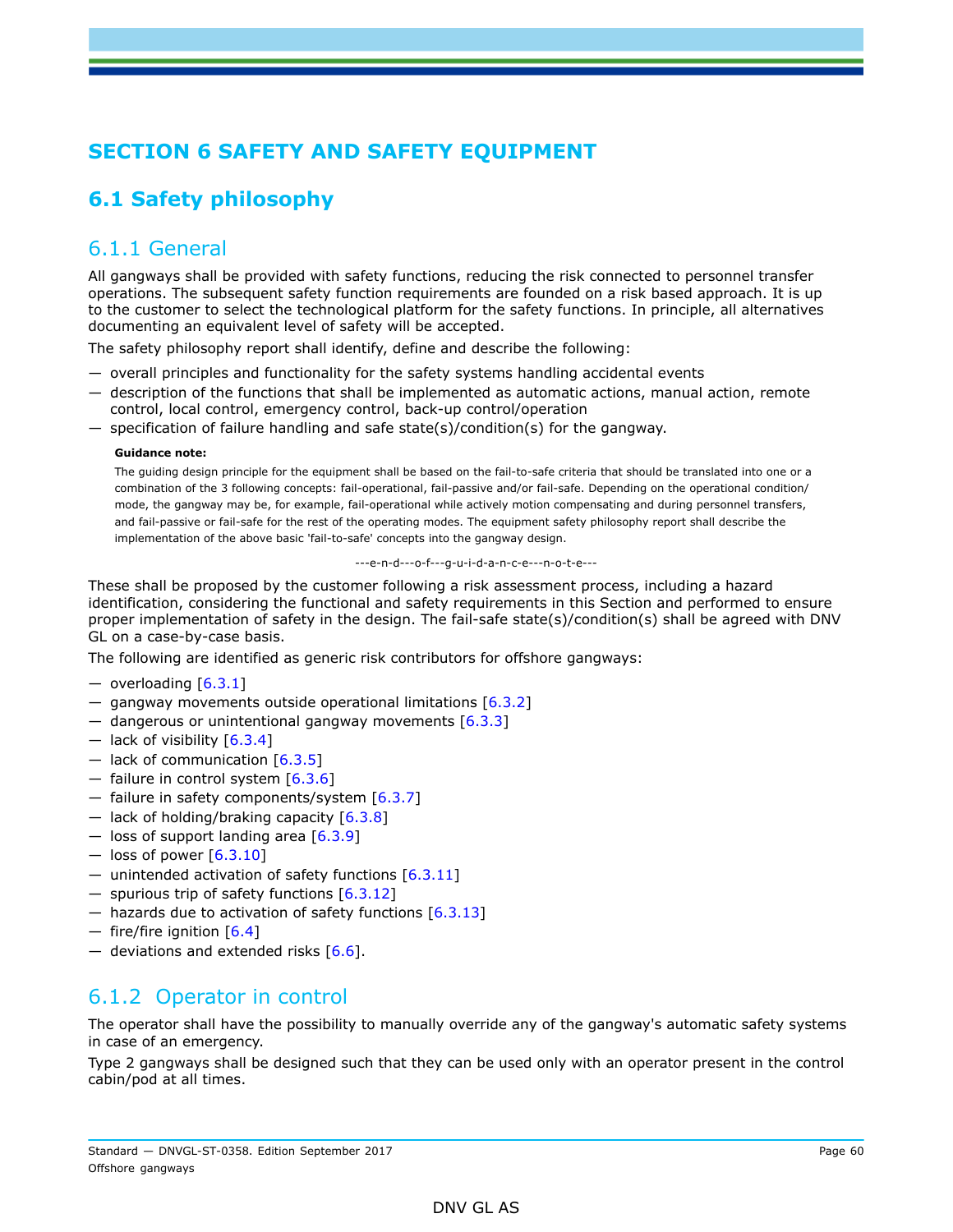# SECTION 6 SAFETY AND SAFETY EQUIPMENT

## 6.1 Safety philosophy

### 6.1.1 General

All gangways shall be provided with safety functions, reducing the risk connected to personnel transfer operations. The subsequent safety function requirements are founded on a risk based approach. It is up to the customer to select the technological platform for the safety functions. In principle, all alternatives documenting an equivalent level of safety will be accepted.

The safety philosophy report shall identify, define and describe the following:

— overall principles and functionality for the safety systems handling accidental events
— description of the functions that shall be implemented as automatic actions, manual action, remote control, local control, emergency control, back-up control/operation
— specification of failure handling and safe state(s)/condition(s) for the gangway.

**Guidance note:**

The guiding design principle for the equipment shall be based on the fail-to-safe criteria that should be translated into one or a combination of the 3 following concepts: fail-operational, fail-passive and/or fail-safe. Depending on the operational condition/mode, the gangway may be, for example, fail-operational while actively motion compensating and during personnel transfers, and fail-passive or fail-safe for the rest of the operating modes. The equipment safety philosophy report shall describe the implementation of the above basic 'fail-to-safe' concepts into the gangway design.

---e-n-d---o-f---g-u-i-d-a-n-c-e---n-o-t-e---

These shall be proposed by the customer following a risk assessment process, including a hazard identification, considering the functional and safety requirements in this Section and performed to ensure proper implementation of safety in the design. The fail-safe state(s)/condition(s) shall be agreed with DNV GL on a case-by-case basis.

The following are identified as generic risk contributors for offshore gangways:

— overloading [6.3.1]
— gangway movements outside operational limitations [6.3.2]
— dangerous or unintentional gangway movements [6.3.3]
— lack of visibility [6.3.4]
— lack of communication [6.3.5]
— failure in control system [6.3.6]
— failure in safety components/system [6.3.7]
— lack of holding/braking capacity [6.3.8]
— loss of support landing area [6.3.9]
— loss of power [6.3.10]
— unintended activation of safety functions [6.3.11]
— spurious trip of safety functions [6.3.12]
— hazards due to activation of safety functions [6.3.13]
— fire/fire ignition [6.4]
— deviations and extended risks [6.6].

### 6.1.2 Operator in control

The operator shall have the possibility to manually override any of the gangway's automatic safety systems in case of an emergency.

Type 2 gangways shall be designed such that they can be used only with an operator present in the control cabin/pod at all times.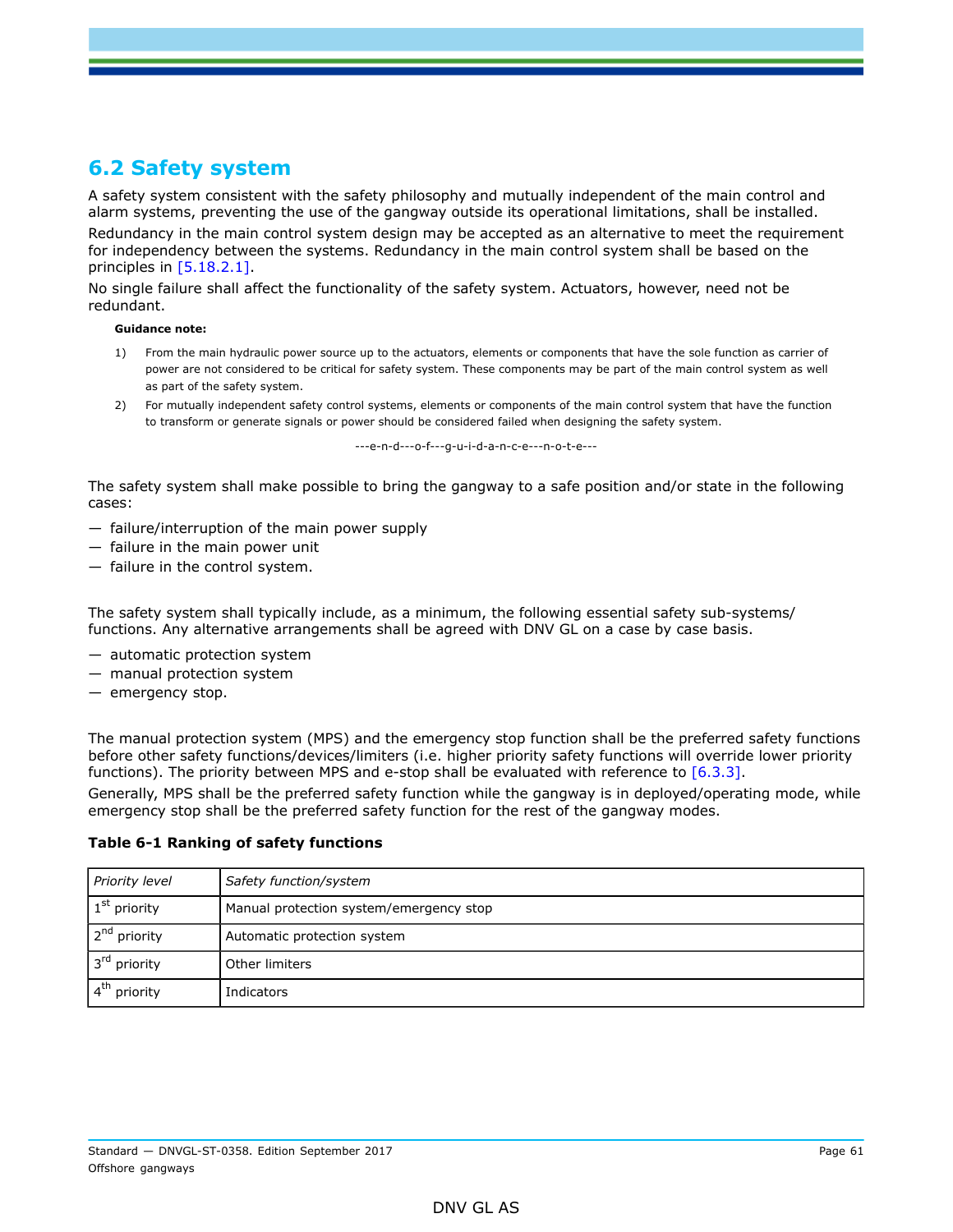## 6.2 Safety system

A safety system consistent with the safety philosophy and mutually independent of the main control and alarm systems, preventing the use of the gangway outside its operational limitations, shall be installed.

Redundancy in the main control system design may be accepted as an alternative to meet the requirement for independency between the systems. Redundancy in the main control system shall be based on the principles in [5.18.2.1].

No single failure shall affect the functionality of the safety system. Actuators, however, need not be redundant.

**Guidance note:**

1) From the main hydraulic power source up to the actuators, elements or components that have the sole function as carrier of power are not considered to be critical for safety system. These components may be part of the main control system as well as part of the safety system.

2) For mutually independent safety control systems, elements or components of the main control system that have the function to transform or generate signals or power should be considered failed when designing the safety system.

---e-n-d---o-f---g-u-i-d-a-n-c-e---n-o-t-e---

The safety system shall make possible to bring the gangway to a safe position and/or state in the following cases:

— failure/interruption of the main power supply
— failure in the main power unit
— failure in the control system.

The safety system shall typically include, as a minimum, the following essential safety sub-systems/ functions. Any alternative arrangements shall be agreed with DNV GL on a case by case basis.

— automatic protection system
— manual protection system
— emergency stop.

The manual protection system (MPS) and the emergency stop function shall be the preferred safety functions before other safety functions/devices/limiters (i.e. higher priority safety functions will override lower priority functions). The priority between MPS and e-stop shall be evaluated with reference to [6.3.3].

Generally, MPS shall be the preferred safety function while the gangway is in deployed/operating mode, while emergency stop shall be the preferred safety function for the rest of the gangway modes.

**Table 6-1 Ranking of safety functions**

| *Priority level* | *Safety function/system* |
|---|---|
| 1st priority | Manual protection system/emergency stop |
| 2nd priority | Automatic protection system |
| 3rd priority | Other limiters |
| 4th priority | Indicators |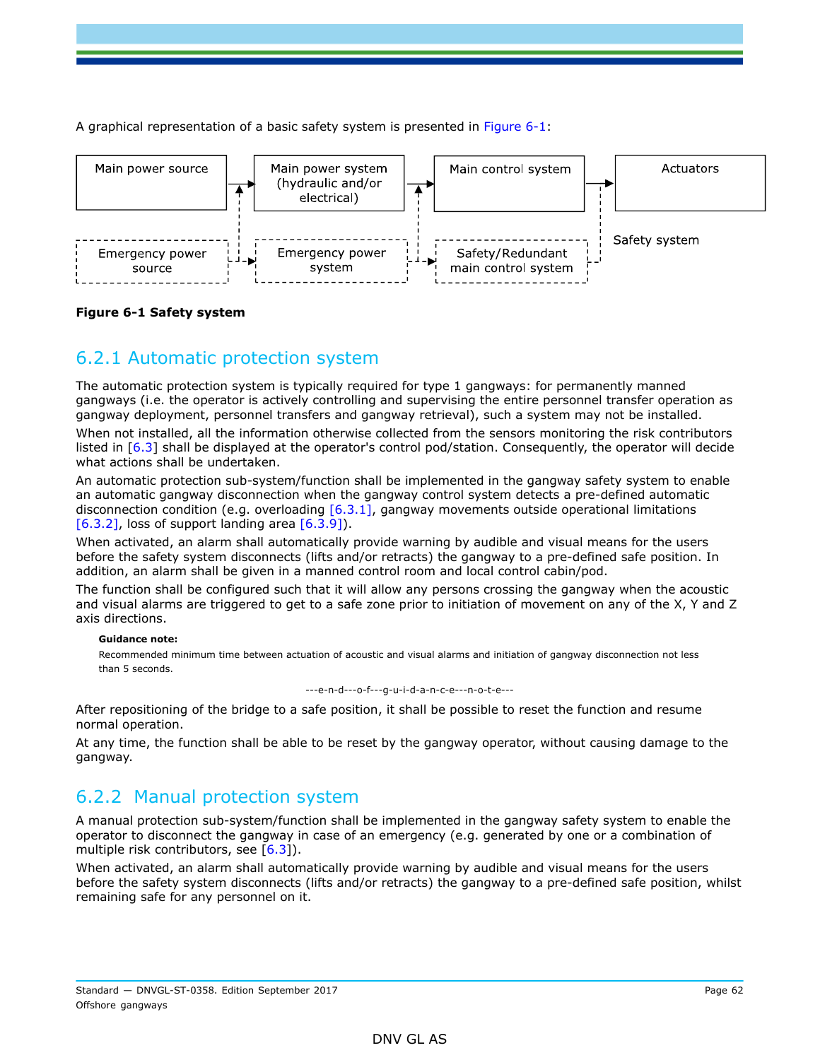A graphical representation of a basic safety system is presented in Figure 6-1:

Main power source → Main power system (hydraulic and/or electrical) → Main control system → Actuators

Emergency power source → Emergency power system → Safety/Redundant main control system

Safety system

**Figure 6-1 Safety system**

## 6.2.1 Automatic protection system

The automatic protection system is typically required for type 1 gangways: for permanently manned gangways (i.e. the operator is actively controlling and supervising the entire personnel transfer operation as gangway deployment, personnel transfers and gangway retrieval), such a system may not be installed.

When not installed, all the information otherwise collected from the sensors monitoring the risk contributors listed in [6.3] shall be displayed at the operator's control pod/station. Consequently, the operator will decide what actions shall be undertaken.

An automatic protection sub-system/function shall be implemented in the gangway safety system to enable an automatic gangway disconnection when the gangway control system detects a pre-defined automatic disconnection condition (e.g. overloading [6.3.1], gangway movements outside operational limitations [6.3.2], loss of support landing area [6.3.9]).

When activated, an alarm shall automatically provide warning by audible and visual means for the users before the safety system disconnects (lifts and/or retracts) the gangway to a pre-defined safe position. In addition, an alarm shall be given in a manned control room and local control cabin/pod.

The function shall be configured such that it will allow any persons crossing the gangway when the acoustic and visual alarms are triggered to get to a safe zone prior to initiation of movement on any of the X, Y and Z axis directions.

**Guidance note:**

Recommended minimum time between actuation of acoustic and visual alarms and initiation of gangway disconnection not less than 5 seconds.

---e-n-d---o-f---g-u-i-d-a-n-c-e---n-o-t-e---

After repositioning of the bridge to a safe position, it shall be possible to reset the function and resume normal operation.

At any time, the function shall be able to be reset by the gangway operator, without causing damage to the gangway.

## 6.2.2 Manual protection system

A manual protection sub-system/function shall be implemented in the gangway safety system to enable the operator to disconnect the gangway in case of an emergency (e.g. generated by one or a combination of multiple risk contributors, see [6.3]).

When activated, an alarm shall automatically provide warning by audible and visual means for the users before the safety system disconnects (lifts and/or retracts) the gangway to a pre-defined safe position, whilst remaining safe for any personnel on it.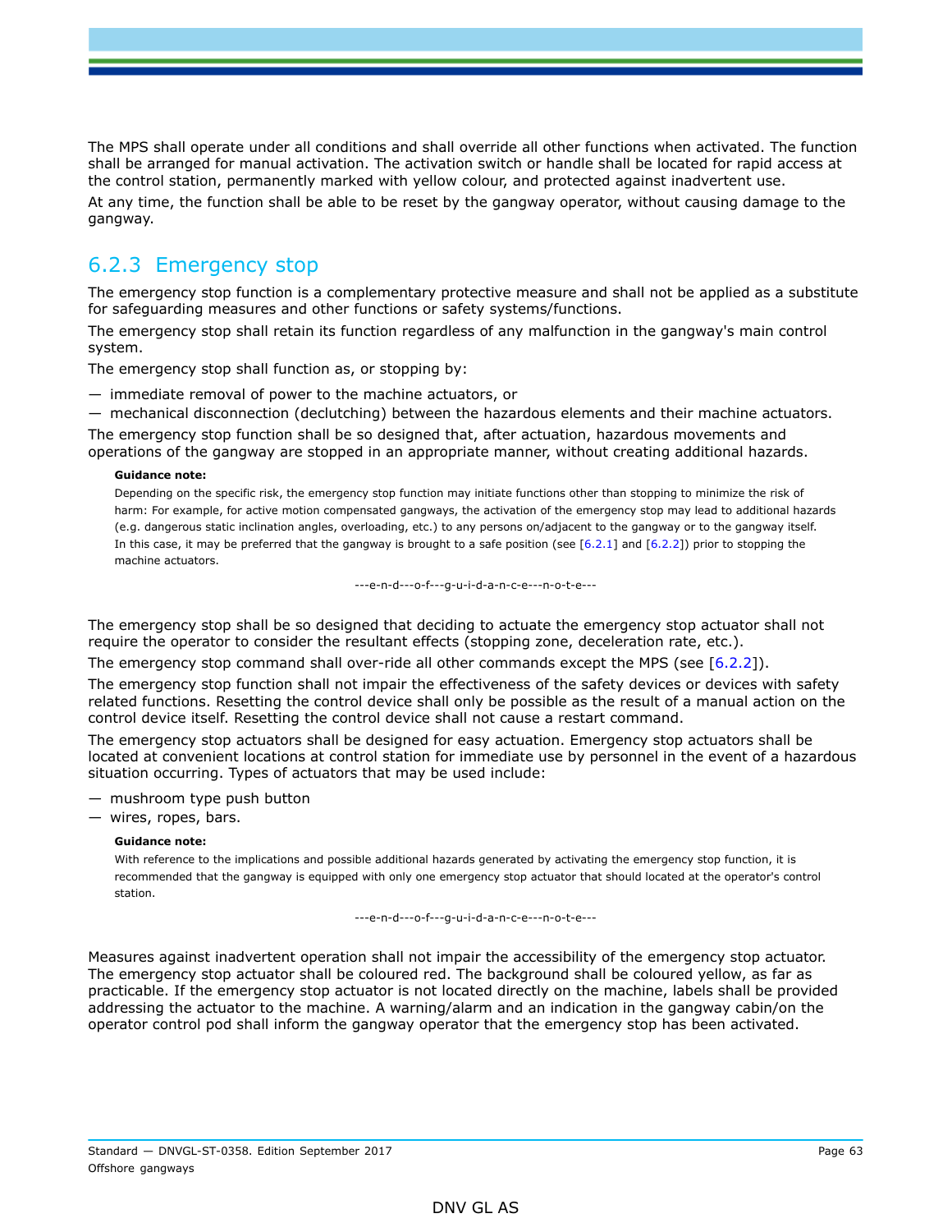The MPS shall operate under all conditions and shall override all other functions when activated. The function shall be arranged for manual activation. The activation switch or handle shall be located for rapid access at the control station, permanently marked with yellow colour, and protected against inadvertent use.

At any time, the function shall be able to be reset by the gangway operator, without causing damage to the gangway.

### 6.2.3 Emergency stop

The emergency stop function is a complementary protective measure and shall not be applied as a substitute for safeguarding measures and other functions or safety systems/functions.

The emergency stop shall retain its function regardless of any malfunction in the gangway's main control system.

The emergency stop shall function as, or stopping by:

— immediate removal of power to the machine actuators, or

— mechanical disconnection (declutching) between the hazardous elements and their machine actuators.

The emergency stop function shall be so designed that, after actuation, hazardous movements and operations of the gangway are stopped in an appropriate manner, without creating additional hazards.

**Guidance note:**

Depending on the specific risk, the emergency stop function may initiate functions other than stopping to minimize the risk of harm: For example, for active motion compensated gangways, the activation of the emergency stop may lead to additional hazards (e.g. dangerous static inclination angles, overloading, etc.) to any persons on/adjacent to the gangway or to the gangway itself. In this case, it may be preferred that the gangway is brought to a safe position (see [6.2.1] and [6.2.2]) prior to stopping the machine actuators.

---e-n-d---o-f---g-u-i-d-a-n-c-e---n-o-t-e---

The emergency stop shall be so designed that deciding to actuate the emergency stop actuator shall not require the operator to consider the resultant effects (stopping zone, deceleration rate, etc.).

The emergency stop command shall over-ride all other commands except the MPS (see [6.2.2]).

The emergency stop function shall not impair the effectiveness of the safety devices or devices with safety related functions. Resetting the control device shall only be possible as the result of a manual action on the control device itself. Resetting the control device shall not cause a restart command.

The emergency stop actuators shall be designed for easy actuation. Emergency stop actuators shall be located at convenient locations at control station for immediate use by personnel in the event of a hazardous situation occurring. Types of actuators that may be used include:

— mushroom type push button

— wires, ropes, bars.

**Guidance note:**

With reference to the implications and possible additional hazards generated by activating the emergency stop function, it is recommended that the gangway is equipped with only one emergency stop actuator that should located at the operator's control station.

---e-n-d---o-f---g-u-i-d-a-n-c-e---n-o-t-e---

Measures against inadvertent operation shall not impair the accessibility of the emergency stop actuator. The emergency stop actuator shall be coloured red. The background shall be coloured yellow, as far as practicable. If the emergency stop actuator is not located directly on the machine, labels shall be provided addressing the actuator to the machine. A warning/alarm and an indication in the gangway cabin/on the operator control pod shall inform the gangway operator that the emergency stop has been activated.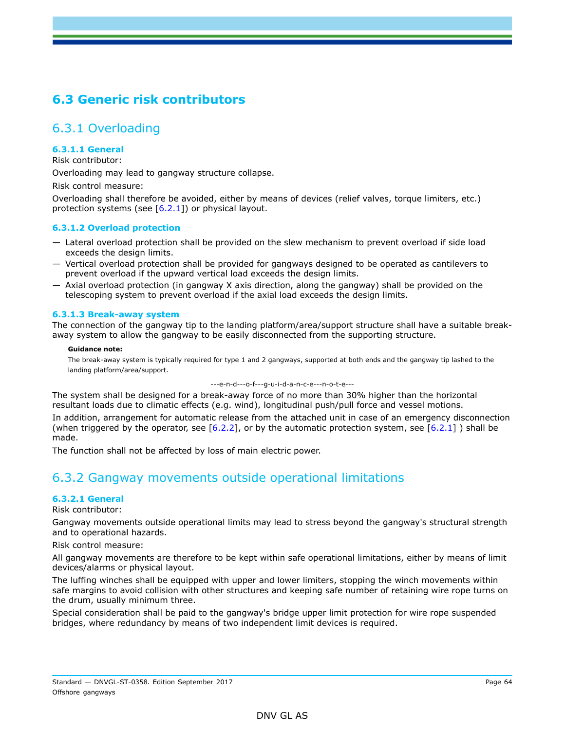## 6.3 Generic risk contributors

### 6.3.1 Overloading

#### 6.3.1.1 General

Risk contributor:

Overloading may lead to gangway structure collapse.

Risk control measure:

Overloading shall therefore be avoided, either by means of devices (relief valves, torque limiters, etc.) protection systems (see [6.2.1]) or physical layout.

#### 6.3.1.2 Overload protection

- Lateral overload protection shall be provided on the slew mechanism to prevent overload if side load exceeds the design limits.
- Vertical overload protection shall be provided for gangways designed to be operated as cantilevers to prevent overload if the upward vertical load exceeds the design limits.
- Axial overload protection (in gangway X axis direction, along the gangway) shall be provided on the telescoping system to prevent overload if the axial load exceeds the design limits.

#### 6.3.1.3 Break-away system

The connection of the gangway tip to the landing platform/area/support structure shall have a suitable break-away system to allow the gangway to be easily disconnected from the supporting structure.

**Guidance note:**

The break-away system is typically required for type 1 and 2 gangways, supported at both ends and the gangway tip lashed to the landing platform/area/support.

---e-n-d---o-f---g-u-i-d-a-n-c-e---n-o-t-e---

The system shall be designed for a break-away force of no more than 30% higher than the horizontal resultant loads due to climatic effects (e.g. wind), longitudinal push/pull force and vessel motions.

In addition, arrangement for automatic release from the attached unit in case of an emergency disconnection (when triggered by the operator, see [6.2.2], or by the automatic protection system, see [6.2.1] ) shall be made.

The function shall not be affected by loss of main electric power.

### 6.3.2 Gangway movements outside operational limitations

#### 6.3.2.1 General

Risk contributor:

Gangway movements outside operational limits may lead to stress beyond the gangway's structural strength and to operational hazards.

Risk control measure:

All gangway movements are therefore to be kept within safe operational limitations, either by means of limit devices/alarms or physical layout.

The luffing winches shall be equipped with upper and lower limiters, stopping the winch movements within safe margins to avoid collision with other structures and keeping safe number of retaining wire rope turns on the drum, usually minimum three.

Special consideration shall be paid to the gangway's bridge upper limit protection for wire rope suspended bridges, where redundancy by means of two independent limit devices is required.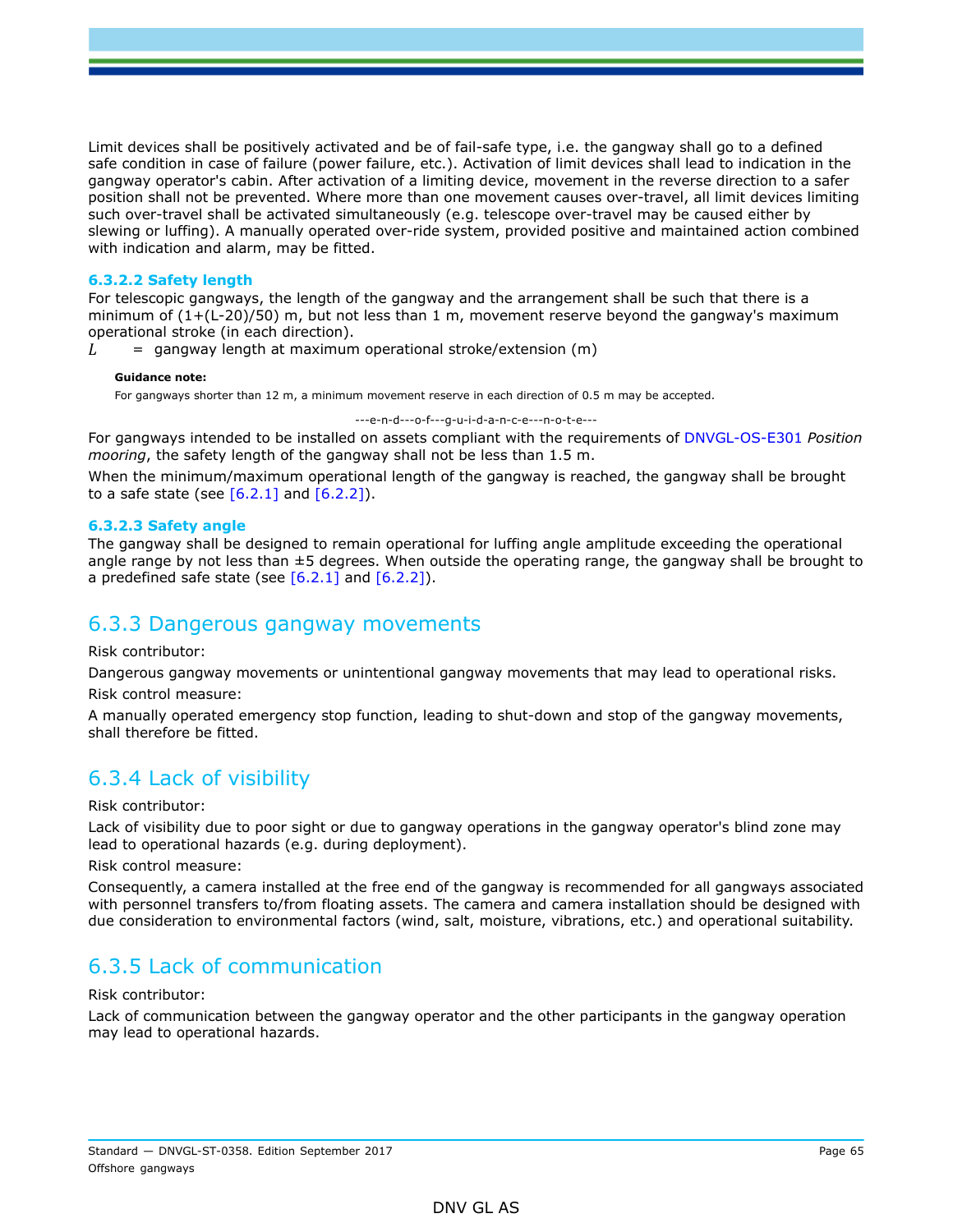Limit devices shall be positively activated and be of fail-safe type, i.e. the gangway shall go to a defined safe condition in case of failure (power failure, etc.). Activation of limit devices shall lead to indication in the gangway operator's cabin. After activation of a limiting device, movement in the reverse direction to a safer position shall not be prevented. Where more than one movement causes over-travel, all limit devices limiting such over-travel shall be activated simultaneously (e.g. telescope over-travel may be caused either by slewing or luffing). A manually operated over-ride system, provided positive and maintained action combined with indication and alarm, may be fitted.

#### 6.3.2.2 Safety length

For telescopic gangways, the length of the gangway and the arrangement shall be such that there is a minimum of $(1+(L-20)/50)$ m, but not less than 1 m, movement reserve beyond the gangway's maximum operational stroke (in each direction).

$L$ = gangway length at maximum operational stroke/extension (m)

**Guidance note:**

For gangways shorter than 12 m, a minimum movement reserve in each direction of 0.5 m may be accepted.

---e-n-d---o-f---g-u-i-d-a-n-c-e---n-o-t-e---

For gangways intended to be installed on assets compliant with the requirements of DNVGL-OS-E301 *Position mooring*, the safety length of the gangway shall not be less than 1.5 m.

When the minimum/maximum operational length of the gangway is reached, the gangway shall be brought to a safe state (see [6.2.1] and [6.2.2]).

#### 6.3.2.3 Safety angle

The gangway shall be designed to remain operational for luffing angle amplitude exceeding the operational angle range by not less than ±5 degrees. When outside the operating range, the gangway shall be brought to a predefined safe state (see [6.2.1] and [6.2.2]).

## 6.3.3 Dangerous gangway movements

Risk contributor:

Dangerous gangway movements or unintentional gangway movements that may lead to operational risks.

Risk control measure:

A manually operated emergency stop function, leading to shut-down and stop of the gangway movements, shall therefore be fitted.

## 6.3.4 Lack of visibility

Risk contributor:

Lack of visibility due to poor sight or due to gangway operations in the gangway operator's blind zone may lead to operational hazards (e.g. during deployment).

Risk control measure:

Consequently, a camera installed at the free end of the gangway is recommended for all gangways associated with personnel transfers to/from floating assets. The camera and camera installation should be designed with due consideration to environmental factors (wind, salt, moisture, vibrations, etc.) and operational suitability.

## 6.3.5 Lack of communication

Risk contributor:

Lack of communication between the gangway operator and the other participants in the gangway operation may lead to operational hazards.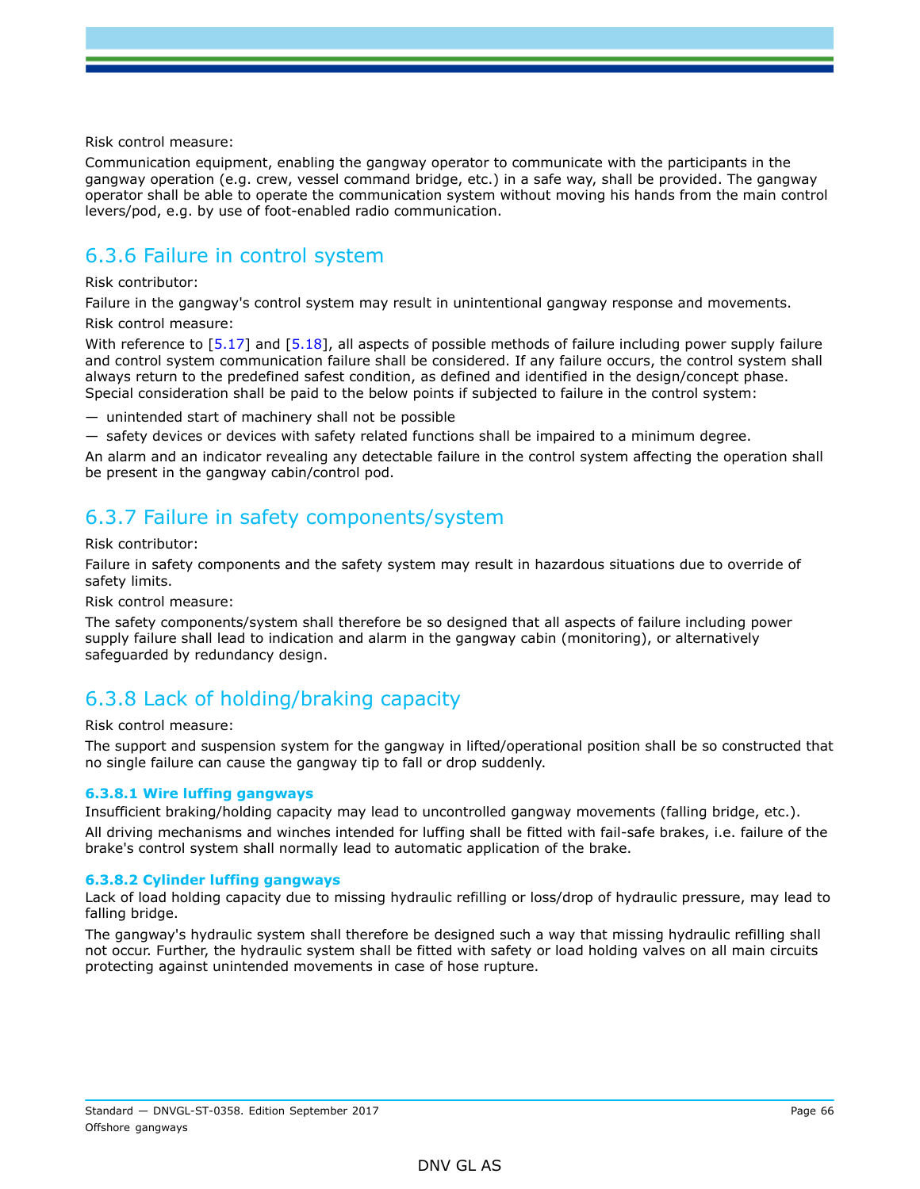Risk control measure:

Communication equipment, enabling the gangway operator to communicate with the participants in the gangway operation (e.g. crew, vessel command bridge, etc.) in a safe way, shall be provided. The gangway operator shall be able to operate the communication system without moving his hands from the main control levers/pod, e.g. by use of foot-enabled radio communication.

## 6.3.6 Failure in control system

Risk contributor:

Failure in the gangway's control system may result in unintentional gangway response and movements.

Risk control measure:

With reference to [5.17] and [5.18], all aspects of possible methods of failure including power supply failure and control system communication failure shall be considered. If any failure occurs, the control system shall always return to the predefined safest condition, as defined and identified in the design/concept phase. Special consideration shall be paid to the below points if subjected to failure in the control system:

- unintended start of machinery shall not be possible
- safety devices or devices with safety related functions shall be impaired to a minimum degree.

An alarm and an indicator revealing any detectable failure in the control system affecting the operation shall be present in the gangway cabin/control pod.

## 6.3.7 Failure in safety components/system

Risk contributor:

Failure in safety components and the safety system may result in hazardous situations due to override of safety limits.

Risk control measure:

The safety components/system shall therefore be so designed that all aspects of failure including power supply failure shall lead to indication and alarm in the gangway cabin (monitoring), or alternatively safeguarded by redundancy design.

## 6.3.8 Lack of holding/braking capacity

Risk control measure:

The support and suspension system for the gangway in lifted/operational position shall be so constructed that no single failure can cause the gangway tip to fall or drop suddenly.

#### 6.3.8.1 Wire luffing gangways

Insufficient braking/holding capacity may lead to uncontrolled gangway movements (falling bridge, etc.).

All driving mechanisms and winches intended for luffing shall be fitted with fail-safe brakes, i.e. failure of the brake's control system shall normally lead to automatic application of the brake.

#### 6.3.8.2 Cylinder luffing gangways

Lack of load holding capacity due to missing hydraulic refilling or loss/drop of hydraulic pressure, may lead to falling bridge.

The gangway's hydraulic system shall therefore be designed such a way that missing hydraulic refilling shall not occur. Further, the hydraulic system shall be fitted with safety or load holding valves on all main circuits protecting against unintended movements in case of hose rupture.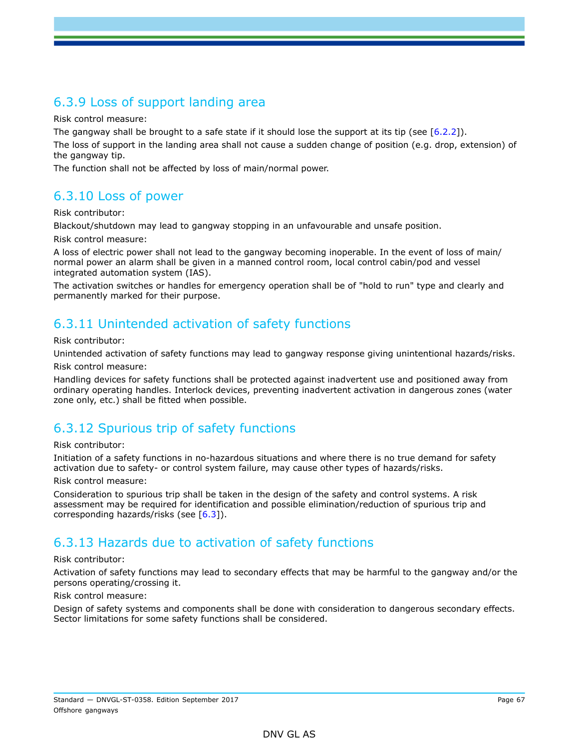### 6.3.9 Loss of support landing area

Risk control measure:

The gangway shall be brought to a safe state if it should lose the support at its tip (see [6.2.2]).

The loss of support in the landing area shall not cause a sudden change of position (e.g. drop, extension) of the gangway tip.

The function shall not be affected by loss of main/normal power.

### 6.3.10 Loss of power

Risk contributor:

Blackout/shutdown may lead to gangway stopping in an unfavourable and unsafe position.

Risk control measure:

A loss of electric power shall not lead to the gangway becoming inoperable. In the event of loss of main/normal power an alarm shall be given in a manned control room, local control cabin/pod and vessel integrated automation system (IAS).

The activation switches or handles for emergency operation shall be of "hold to run" type and clearly and permanently marked for their purpose.

### 6.3.11 Unintended activation of safety functions

Risk contributor:

Unintended activation of safety functions may lead to gangway response giving unintentional hazards/risks.

Risk control measure:

Handling devices for safety functions shall be protected against inadvertent use and positioned away from ordinary operating handles. Interlock devices, preventing inadvertent activation in dangerous zones (water zone only, etc.) shall be fitted when possible.

### 6.3.12 Spurious trip of safety functions

Risk contributor:

Initiation of a safety functions in no-hazardous situations and where there is no true demand for safety activation due to safety- or control system failure, may cause other types of hazards/risks.

Risk control measure:

Consideration to spurious trip shall be taken in the design of the safety and control systems. A risk assessment may be required for identification and possible elimination/reduction of spurious trip and corresponding hazards/risks (see [6.3]).

### 6.3.13 Hazards due to activation of safety functions

Risk contributor:

Activation of safety functions may lead to secondary effects that may be harmful to the gangway and/or the persons operating/crossing it.

Risk control measure:

Design of safety systems and components shall be done with consideration to dangerous secondary effects. Sector limitations for some safety functions shall be considered.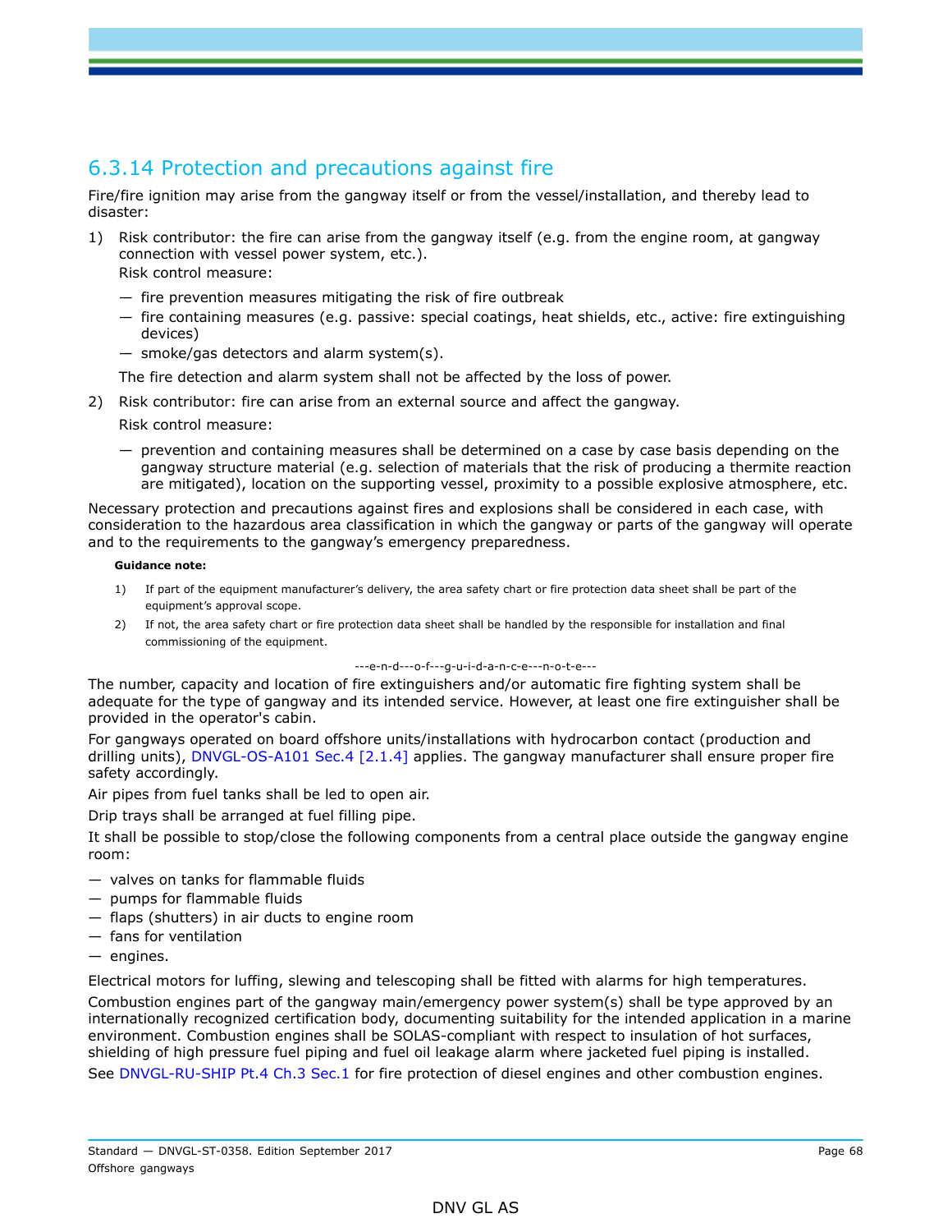### 6.3.14 Protection and precautions against fire

Fire/fire ignition may arise from the gangway itself or from the vessel/installation, and thereby lead to disaster:

1) Risk contributor: the fire can arise from the gangway itself (e.g. from the engine room, at gangway connection with vessel power system, etc.).
   Risk control measure:
   - fire prevention measures mitigating the risk of fire outbreak
   - fire containing measures (e.g. passive: special coatings, heat shields, etc., active: fire extinguishing devices)
   - smoke/gas detectors and alarm system(s).

   The fire detection and alarm system shall not be affected by the loss of power.
2) Risk contributor: fire can arise from an external source and affect the gangway.
   Risk control measure:
   - prevention and containing measures shall be determined on a case by case basis depending on the gangway structure material (e.g. selection of materials that the risk of producing a thermite reaction are mitigated), location on the supporting vessel, proximity to a possible explosive atmosphere, etc.

Necessary protection and precautions against fires and explosions shall be considered in each case, with consideration to the hazardous area classification in which the gangway or parts of the gangway will operate and to the requirements to the gangway's emergency preparedness.

**Guidance note:**

1) If part of the equipment manufacturer's delivery, the area safety chart or fire protection data sheet shall be part of the equipment's approval scope.
2) If not, the area safety chart or fire protection data sheet shall be handled by the responsible for installation and final commissioning of the equipment.

---e-n-d---o-f---g-u-i-d-a-n-c-e---n-o-t-e---

The number, capacity and location of fire extinguishers and/or automatic fire fighting system shall be adequate for the type of gangway and its intended service. However, at least one fire extinguisher shall be provided in the operator's cabin.

For gangways operated on board offshore units/installations with hydrocarbon contact (production and drilling units), DNVGL-OS-A101 Sec.4 [2.1.4] applies. The gangway manufacturer shall ensure proper fire safety accordingly.

Air pipes from fuel tanks shall be led to open air.

Drip trays shall be arranged at fuel filling pipe.

It shall be possible to stop/close the following components from a central place outside the gangway engine room:

- valves on tanks for flammable fluids
- pumps for flammable fluids
- flaps (shutters) in air ducts to engine room
- fans for ventilation
- engines.

Electrical motors for luffing, slewing and telescoping shall be fitted with alarms for high temperatures.

Combustion engines part of the gangway main/emergency power system(s) shall be type approved by an internationally recognized certification body, documenting suitability for the intended application in a marine environment. Combustion engines shall be SOLAS-compliant with respect to insulation of hot surfaces, shielding of high pressure fuel piping and fuel oil leakage alarm where jacketed fuel piping is installed.

See DNVGL-RU-SHIP Pt.4 Ch.3 Sec.1 for fire protection of diesel engines and other combustion engines.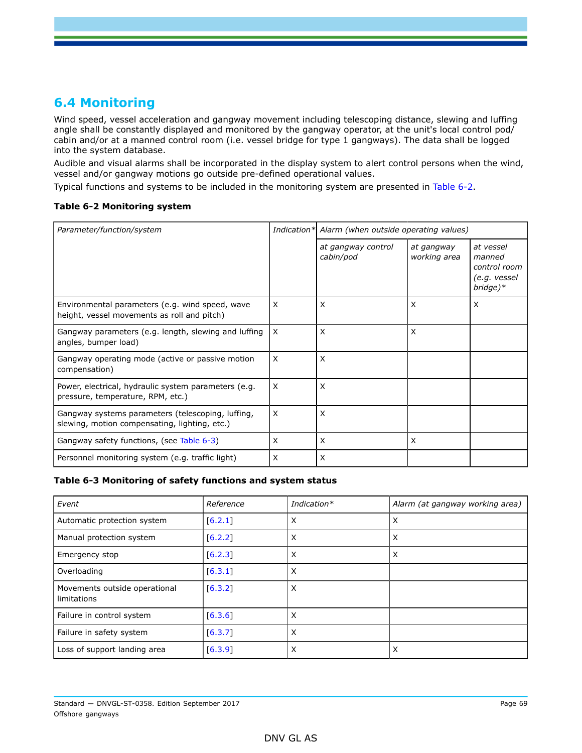## 6.4 Monitoring

Wind speed, vessel acceleration and gangway movement including telescoping distance, slewing and luffing angle shall be constantly displayed and monitored by the gangway operator, at the unit's local control pod/cabin and/or at a manned control room (i.e. vessel bridge for type 1 gangways). The data shall be logged into the system database.

Audible and visual alarms shall be incorporated in the display system to alert control persons when the wind, vessel and/or gangway motions go outside pre-defined operational values.

Typical functions and systems to be included in the monitoring system are presented in Table 6-2.

**Table 6-2 Monitoring system**

| *Parameter/function/system* | *Indication** | *Alarm (when outside operating values)* | | |
|---|---|---|---|---|
| | | *at gangway control cabin/pod* | *at gangway working area* | *at vessel manned control room (e.g. vessel bridge)** |
| Environmental parameters (e.g. wind speed, wave height, vessel movements as roll and pitch) | X | X | X | X |
| Gangway parameters (e.g. length, slewing and luffing angles, bumper load) | X | X | X | |
| Gangway operating mode (active or passive motion compensation) | X | X | | |
| Power, electrical, hydraulic system parameters (e.g. pressure, temperature, RPM, etc.) | X | X | | |
| Gangway systems parameters (telescoping, luffing, slewing, motion compensating, lighting, etc.) | X | X | | |
| Gangway safety functions, (see Table 6-3) | X | X | X | |
| Personnel monitoring system (e.g. traffic light) | X | X | | |

**Table 6-3 Monitoring of safety functions and system status**

| *Event* | *Reference* | *Indication** | *Alarm (at gangway working area)* |
|---|---|---|---|
| Automatic protection system | [6.2.1] | X | X |
| Manual protection system | [6.2.2] | X | X |
| Emergency stop | [6.2.3] | X | X |
| Overloading | [6.3.1] | X | |
| Movements outside operational limitations | [6.3.2] | X | |
| Failure in control system | [6.3.6] | X | |
| Failure in safety system | [6.3.7] | X | |
| Loss of support landing area | [6.3.9] | X | X |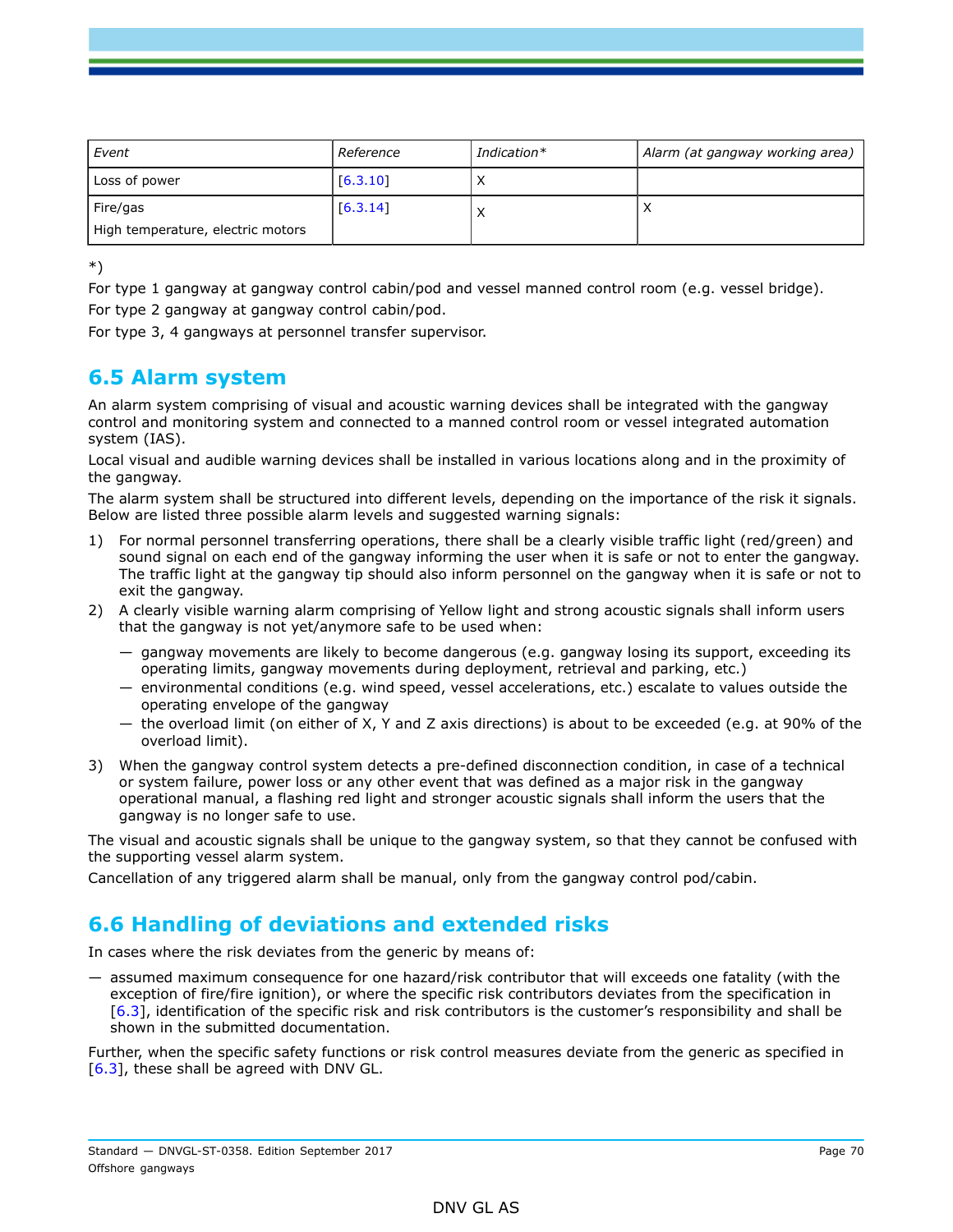| *Event* | *Reference* | *Indication** | *Alarm (at gangway working area)* |
|---|---|---|---|
| Loss of power | [6.3.10] | X | |
| Fire/gas<br>High temperature, electric motors | [6.3.14] | X | X |

*)

For type 1 gangway at gangway control cabin/pod and vessel manned control room (e.g. vessel bridge).

For type 2 gangway at gangway control cabin/pod.

For type 3, 4 gangways at personnel transfer supervisor.

## 6.5 Alarm system

An alarm system comprising of visual and acoustic warning devices shall be integrated with the gangway control and monitoring system and connected to a manned control room or vessel integrated automation system (IAS).

Local visual and audible warning devices shall be installed in various locations along and in the proximity of the gangway.

The alarm system shall be structured into different levels, depending on the importance of the risk it signals. Below are listed three possible alarm levels and suggested warning signals:

1) For normal personnel transferring operations, there shall be a clearly visible traffic light (red/green) and sound signal on each end of the gangway informing the user when it is safe or not to enter the gangway. The traffic light at the gangway tip should also inform personnel on the gangway when it is safe or not to exit the gangway.
2) A clearly visible warning alarm comprising of Yellow light and strong acoustic signals shall inform users that the gangway is not yet/anymore safe to be used when:
   — gangway movements are likely to become dangerous (e.g. gangway losing its support, exceeding its operating limits, gangway movements during deployment, retrieval and parking, etc.)
   — environmental conditions (e.g. wind speed, vessel accelerations, etc.) escalate to values outside the operating envelope of the gangway
   — the overload limit (on either of X, Y and Z axis directions) is about to be exceeded (e.g. at 90% of the overload limit).
3) When the gangway control system detects a pre-defined disconnection condition, in case of a technical or system failure, power loss or any other event that was defined as a major risk in the gangway operational manual, a flashing red light and stronger acoustic signals shall inform the users that the gangway is no longer safe to use.

The visual and acoustic signals shall be unique to the gangway system, so that they cannot be confused with the supporting vessel alarm system.

Cancellation of any triggered alarm shall be manual, only from the gangway control pod/cabin.

## 6.6 Handling of deviations and extended risks

In cases where the risk deviates from the generic by means of:

— assumed maximum consequence for one hazard/risk contributor that will exceeds one fatality (with the exception of fire/fire ignition), or where the specific risk contributors deviates from the specification in [6.3], identification of the specific risk and risk contributors is the customer's responsibility and shall be shown in the submitted documentation.

Further, when the specific safety functions or risk control measures deviate from the generic as specified in [6.3], these shall be agreed with DNV GL.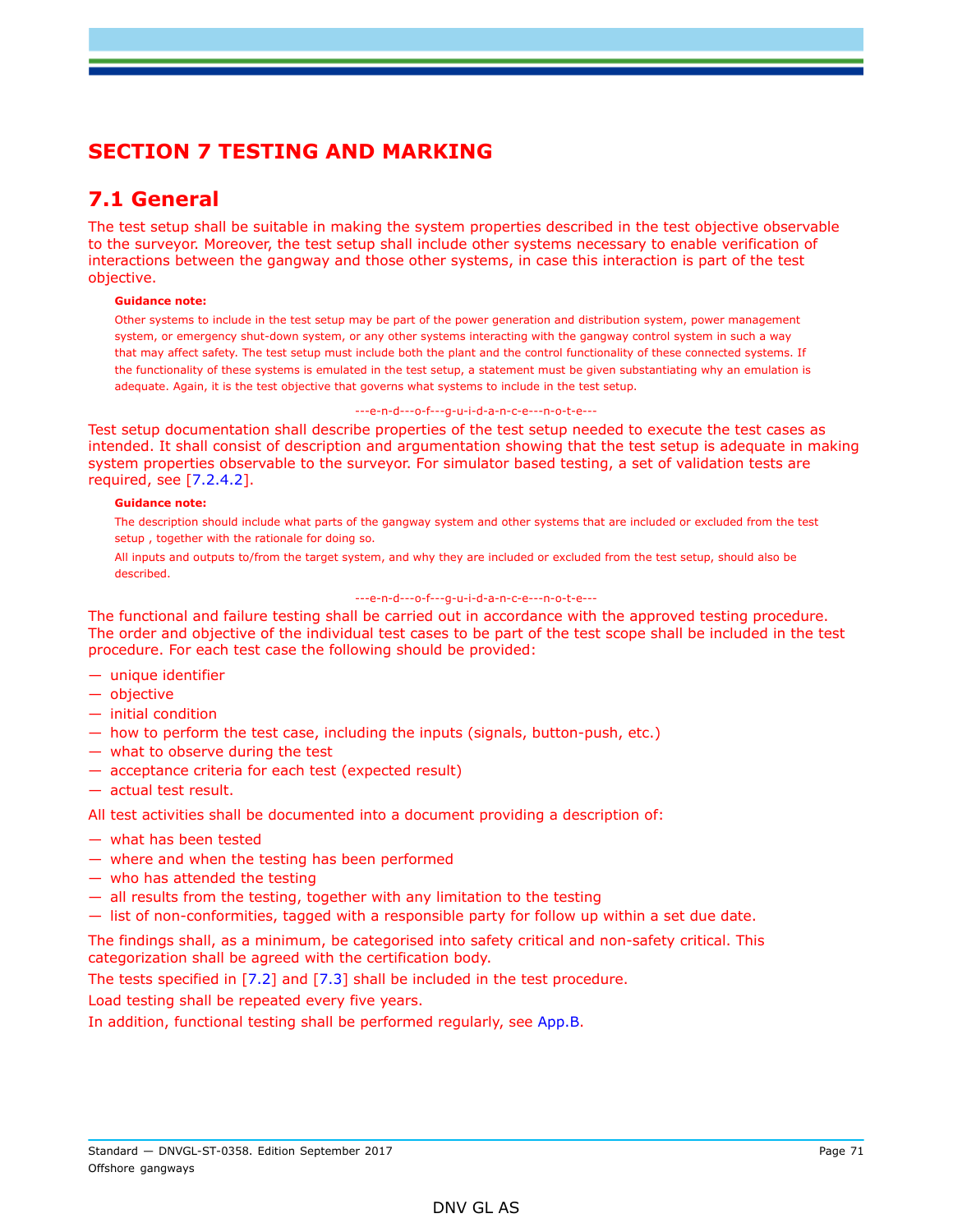# SECTION 7 TESTING AND MARKING

## 7.1 General

The test setup shall be suitable in making the system properties described in the test objective observable to the surveyor. Moreover, the test setup shall include other systems necessary to enable verification of interactions between the gangway and those other systems, in case this interaction is part of the test objective.

**Guidance note:**

Other systems to include in the test setup may be part of the power generation and distribution system, power management system, or emergency shut-down system, or any other systems interacting with the gangway control system in such a way that may affect safety. The test setup must include both the plant and the control functionality of these connected systems. If the functionality of these systems is emulated in the test setup, a statement must be given substantiating why an emulation is adequate. Again, it is the test objective that governs what systems to include in the test setup.

---e-n-d---o-f---g-u-i-d-a-n-c-e---n-o-t-e---

Test setup documentation shall describe properties of the test setup needed to execute the test cases as intended. It shall consist of description and argumentation showing that the test setup is adequate in making system properties observable to the surveyor. For simulator based testing, a set of validation tests are required, see [7.2.4.2].

**Guidance note:**

The description should include what parts of the gangway system and other systems that are included or excluded from the test setup , together with the rationale for doing so.

All inputs and outputs to/from the target system, and why they are included or excluded from the test setup, should also be described.

---e-n-d---o-f---g-u-i-d-a-n-c-e---n-o-t-e---

The functional and failure testing shall be carried out in accordance with the approved testing procedure. The order and objective of the individual test cases to be part of the test scope shall be included in the test procedure. For each test case the following should be provided:

- unique identifier
- objective
- initial condition
- how to perform the test case, including the inputs (signals, button-push, etc.)
- what to observe during the test
- acceptance criteria for each test (expected result)
- actual test result.

All test activities shall be documented into a document providing a description of:

- what has been tested
- where and when the testing has been performed
- who has attended the testing
- all results from the testing, together with any limitation to the testing
- list of non-conformities, tagged with a responsible party for follow up within a set due date.

The findings shall, as a minimum, be categorised into safety critical and non-safety critical. This categorization shall be agreed with the certification body.

The tests specified in [7.2] and [7.3] shall be included in the test procedure.

Load testing shall be repeated every five years.

In addition, functional testing shall be performed regularly, see App.B.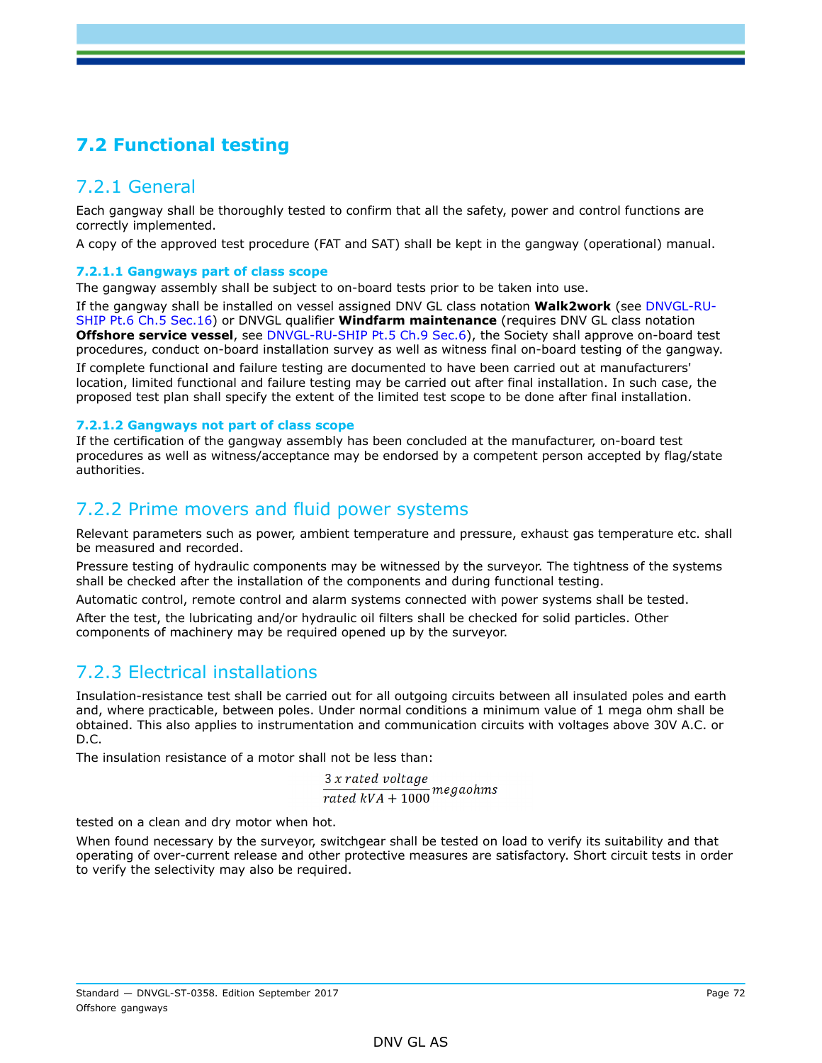## 7.2 Functional testing

### 7.2.1 General

Each gangway shall be thoroughly tested to confirm that all the safety, power and control functions are correctly implemented.

A copy of the approved test procedure (FAT and SAT) shall be kept in the gangway (operational) manual.

#### 7.2.1.1 Gangways part of class scope

The gangway assembly shall be subject to on-board tests prior to be taken into use.

If the gangway shall be installed on vessel assigned DNV GL class notation **Walk2work** (see DNVGL-RU-SHIP Pt.6 Ch.5 Sec.16) or DNVGL qualifier **Windfarm maintenance** (requires DNV GL class notation **Offshore service vessel**, see DNVGL-RU-SHIP Pt.5 Ch.9 Sec.6), the Society shall approve on-board test procedures, conduct on-board installation survey as well as witness final on-board testing of the gangway.

If complete functional and failure testing are documented to have been carried out at manufacturers' location, limited functional and failure testing may be carried out after final installation. In such case, the proposed test plan shall specify the extent of the limited test scope to be done after final installation.

#### 7.2.1.2 Gangways not part of class scope

If the certification of the gangway assembly has been concluded at the manufacturer, on-board test procedures as well as witness/acceptance may be endorsed by a competent person accepted by flag/state authorities.

### 7.2.2 Prime movers and fluid power systems

Relevant parameters such as power, ambient temperature and pressure, exhaust gas temperature etc. shall be measured and recorded.

Pressure testing of hydraulic components may be witnessed by the surveyor. The tightness of the systems shall be checked after the installation of the components and during functional testing.

Automatic control, remote control and alarm systems connected with power systems shall be tested.

After the test, the lubricating and/or hydraulic oil filters shall be checked for solid particles. Other components of machinery may be required opened up by the surveyor.

### 7.2.3 Electrical installations

Insulation-resistance test shall be carried out for all outgoing circuits between all insulated poles and earth and, where practicable, between poles. Under normal conditions a minimum value of 1 mega ohm shall be obtained. This also applies to instrumentation and communication circuits with voltages above 30V A.C. or D.C.

The insulation resistance of a motor shall not be less than:

$$\frac{3\,x\,rated\ voltage}{rated\ kVA + 1000}\,megaohms$$

tested on a clean and dry motor when hot.

When found necessary by the surveyor, switchgear shall be tested on load to verify its suitability and that operating of over-current release and other protective measures are satisfactory. Short circuit tests in order to verify the selectivity may also be required.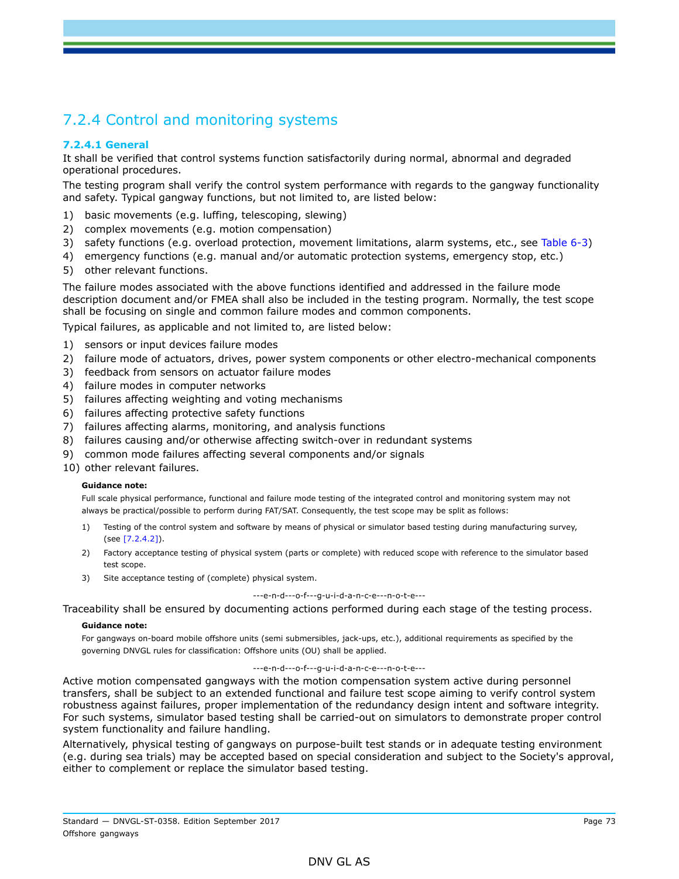## 7.2.4 Control and monitoring systems

### 7.2.4.1 General

It shall be verified that control systems function satisfactorily during normal, abnormal and degraded operational procedures.

The testing program shall verify the control system performance with regards to the gangway functionality and safety. Typical gangway functions, but not limited to, are listed below:

1) basic movements (e.g. luffing, telescoping, slewing)
2) complex movements (e.g. motion compensation)
3) safety functions (e.g. overload protection, movement limitations, alarm systems, etc., see Table 6-3)
4) emergency functions (e.g. manual and/or automatic protection systems, emergency stop, etc.)
5) other relevant functions.

The failure modes associated with the above functions identified and addressed in the failure mode description document and/or FMEA shall also be included in the testing program. Normally, the test scope shall be focusing on single and common failure modes and common components.

Typical failures, as applicable and not limited to, are listed below:

1) sensors or input devices failure modes
2) failure mode of actuators, drives, power system components or other electro-mechanical components
3) feedback from sensors on actuator failure modes
4) failure modes in computer networks
5) failures affecting weighting and voting mechanisms
6) failures affecting protective safety functions
7) failures affecting alarms, monitoring, and analysis functions
8) failures causing and/or otherwise affecting switch-over in redundant systems
9) common mode failures affecting several components and/or signals
10) other relevant failures.

**Guidance note:**

Full scale physical performance, functional and failure mode testing of the integrated control and monitoring system may not always be practical/possible to perform during FAT/SAT. Consequently, the test scope may be split as follows:

1) Testing of the control system and software by means of physical or simulator based testing during manufacturing survey, (see [7.2.4.2]).
2) Factory acceptance testing of physical system (parts or complete) with reduced scope with reference to the simulator based test scope.
3) Site acceptance testing of (complete) physical system.

---e-n-d---o-f---g-u-i-d-a-n-c-e---n-o-t-e---

Traceability shall be ensured by documenting actions performed during each stage of the testing process.

**Guidance note:**

For gangways on-board mobile offshore units (semi submersibles, jack-ups, etc.), additional requirements as specified by the governing DNVGL rules for classification: Offshore units (OU) shall be applied.

---e-n-d---o-f---g-u-i-d-a-n-c-e---n-o-t-e---

Active motion compensated gangways with the motion compensation system active during personnel transfers, shall be subject to an extended functional and failure test scope aiming to verify control system robustness against failures, proper implementation of the redundancy design intent and software integrity. For such systems, simulator based testing shall be carried-out on simulators to demonstrate proper control system functionality and failure handling.

Alternatively, physical testing of gangways on purpose-built test stands or in adequate testing environment (e.g. during sea trials) may be accepted based on special consideration and subject to the Society's approval, either to complement or replace the simulator based testing.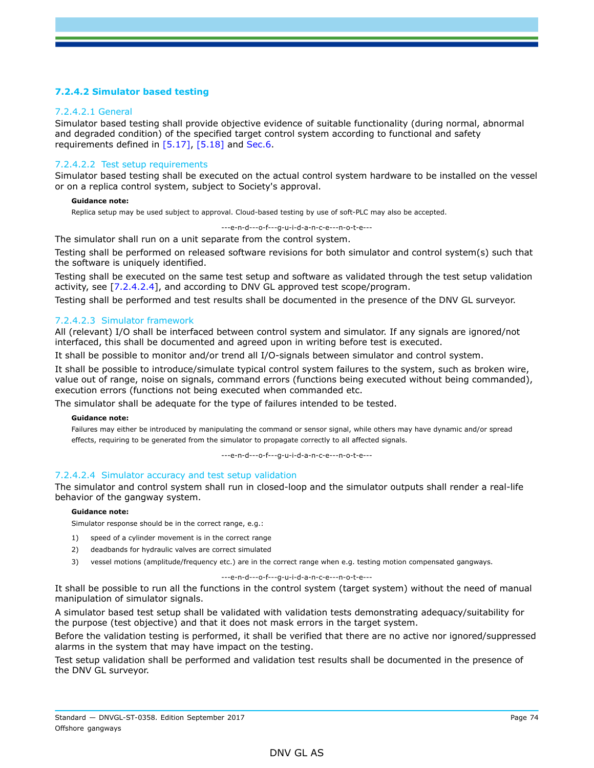### 7.2.4.2 Simulator based testing

#### 7.2.4.2.1 General

Simulator based testing shall provide objective evidence of suitable functionality (during normal, abnormal and degraded condition) of the specified target control system according to functional and safety requirements defined in [5.17], [5.18] and Sec.6.

#### 7.2.4.2.2 Test setup requirements

Simulator based testing shall be executed on the actual control system hardware to be installed on the vessel or on a replica control system, subject to Society's approval.

**Guidance note:**

Replica setup may be used subject to approval. Cloud-based testing by use of soft-PLC may also be accepted.

---e-n-d---o-f---g-u-i-d-a-n-c-e---n-o-t-e---

The simulator shall run on a unit separate from the control system.

Testing shall be performed on released software revisions for both simulator and control system(s) such that the software is uniquely identified.

Testing shall be executed on the same test setup and software as validated through the test setup validation activity, see [7.2.4.2.4], and according to DNV GL approved test scope/program.

Testing shall be performed and test results shall be documented in the presence of the DNV GL surveyor.

#### 7.2.4.2.3 Simulator framework

All (relevant) I/O shall be interfaced between control system and simulator. If any signals are ignored/not interfaced, this shall be documented and agreed upon in writing before test is executed.

It shall be possible to monitor and/or trend all I/O-signals between simulator and control system.

It shall be possible to introduce/simulate typical control system failures to the system, such as broken wire, value out of range, noise on signals, command errors (functions being executed without being commanded), execution errors (functions not being executed when commanded etc.

The simulator shall be adequate for the type of failures intended to be tested.

**Guidance note:**

Failures may either be introduced by manipulating the command or sensor signal, while others may have dynamic and/or spread effects, requiring to be generated from the simulator to propagate correctly to all affected signals.

---e-n-d---o-f---g-u-i-d-a-n-c-e---n-o-t-e---

#### 7.2.4.2.4 Simulator accuracy and test setup validation

The simulator and control system shall run in closed-loop and the simulator outputs shall render a real-life behavior of the gangway system.

**Guidance note:**

Simulator response should be in the correct range, e.g.:

1) speed of a cylinder movement is in the correct range
2) deadbands for hydraulic valves are correct simulated
3) vessel motions (amplitude/frequency etc.) are in the correct range when e.g. testing motion compensated gangways.

---e-n-d---o-f---g-u-i-d-a-n-c-e---n-o-t-e---

It shall be possible to run all the functions in the control system (target system) without the need of manual manipulation of simulator signals.

A simulator based test setup shall be validated with validation tests demonstrating adequacy/suitability for the purpose (test objective) and that it does not mask errors in the target system.

Before the validation testing is performed, it shall be verified that there are no active nor ignored/suppressed alarms in the system that may have impact on the testing.

Test setup validation shall be performed and validation test results shall be documented in the presence of the DNV GL surveyor.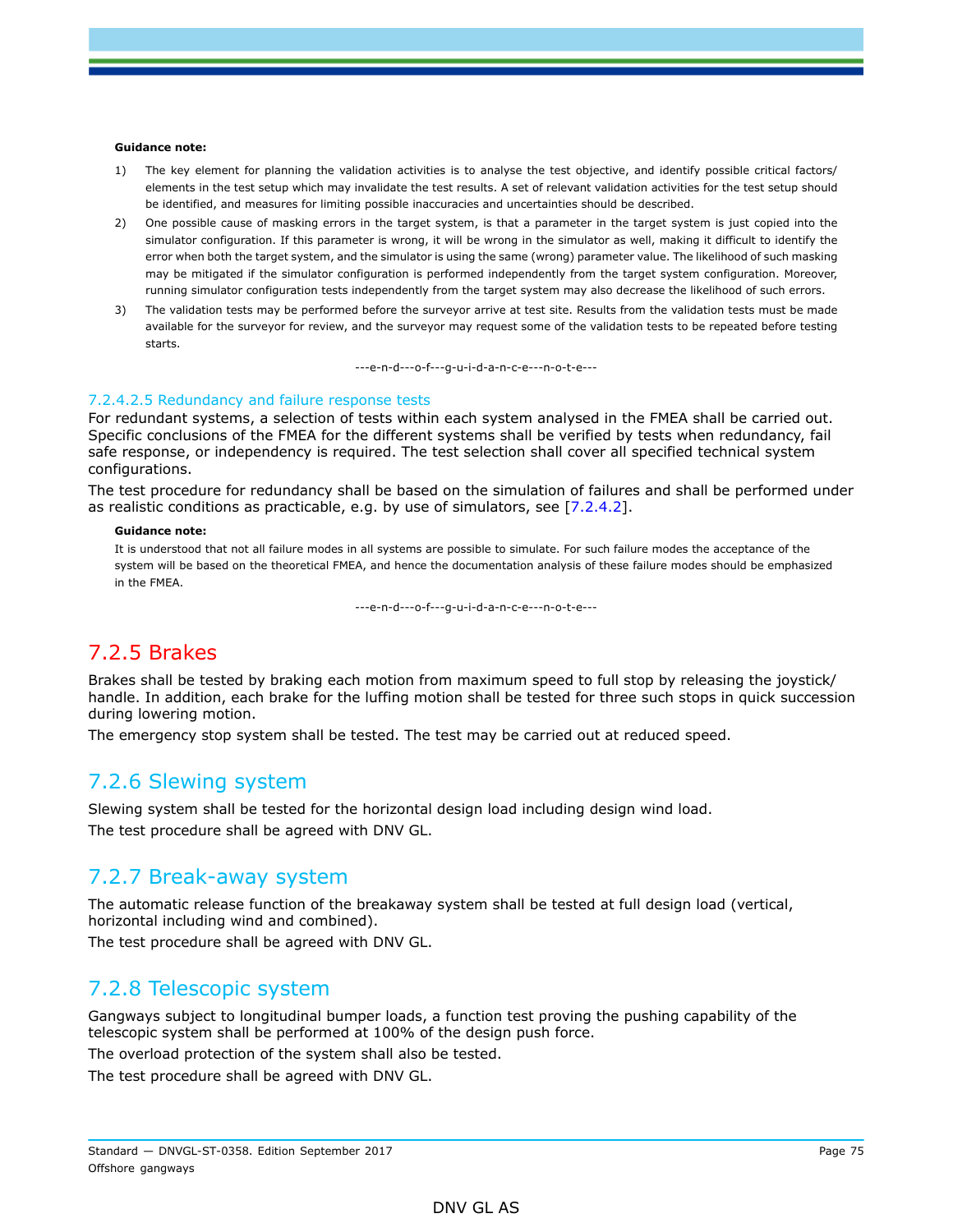**Guidance note:**

1) The key element for planning the validation activities is to analyse the test objective, and identify possible critical factors/ elements in the test setup which may invalidate the test results. A set of relevant validation activities for the test setup should be identified, and measures for limiting possible inaccuracies and uncertainties should be described.
2) One possible cause of masking errors in the target system, is that a parameter in the target system is just copied into the simulator configuration. If this parameter is wrong, it will be wrong in the simulator as well, making it difficult to identify the error when both the target system, and the simulator is using the same (wrong) parameter value. The likelihood of such masking may be mitigated if the simulator configuration is performed independently from the target system configuration. Moreover, running simulator configuration tests independently from the target system may also decrease the likelihood of such errors.
3) The validation tests may be performed before the surveyor arrive at test site. Results from the validation tests must be made available for the surveyor for review, and the surveyor may request some of the validation tests to be repeated before testing starts.

---e-n-d---o-f---g-u-i-d-a-n-c-e---n-o-t-e---

#### 7.2.4.2.5 Redundancy and failure response tests

For redundant systems, a selection of tests within each system analysed in the FMEA shall be carried out. Specific conclusions of the FMEA for the different systems shall be verified by tests when redundancy, fail safe response, or independency is required. The test selection shall cover all specified technical system configurations.

The test procedure for redundancy shall be based on the simulation of failures and shall be performed under as realistic conditions as practicable, e.g. by use of simulators, see [7.2.4.2].

**Guidance note:**

It is understood that not all failure modes in all systems are possible to simulate. For such failure modes the acceptance of the system will be based on the theoretical FMEA, and hence the documentation analysis of these failure modes should be emphasized in the FMEA.

---e-n-d---o-f---g-u-i-d-a-n-c-e---n-o-t-e---

## 7.2.5 Brakes

Brakes shall be tested by braking each motion from maximum speed to full stop by releasing the joystick/ handle. In addition, each brake for the luffing motion shall be tested for three such stops in quick succession during lowering motion.

The emergency stop system shall be tested. The test may be carried out at reduced speed.

## 7.2.6 Slewing system

Slewing system shall be tested for the horizontal design load including design wind load.

The test procedure shall be agreed with DNV GL.

## 7.2.7 Break-away system

The automatic release function of the breakaway system shall be tested at full design load (vertical, horizontal including wind and combined).

The test procedure shall be agreed with DNV GL.

## 7.2.8 Telescopic system

Gangways subject to longitudinal bumper loads, a function test proving the pushing capability of the telescopic system shall be performed at 100% of the design push force.

The overload protection of the system shall also be tested.

The test procedure shall be agreed with DNV GL.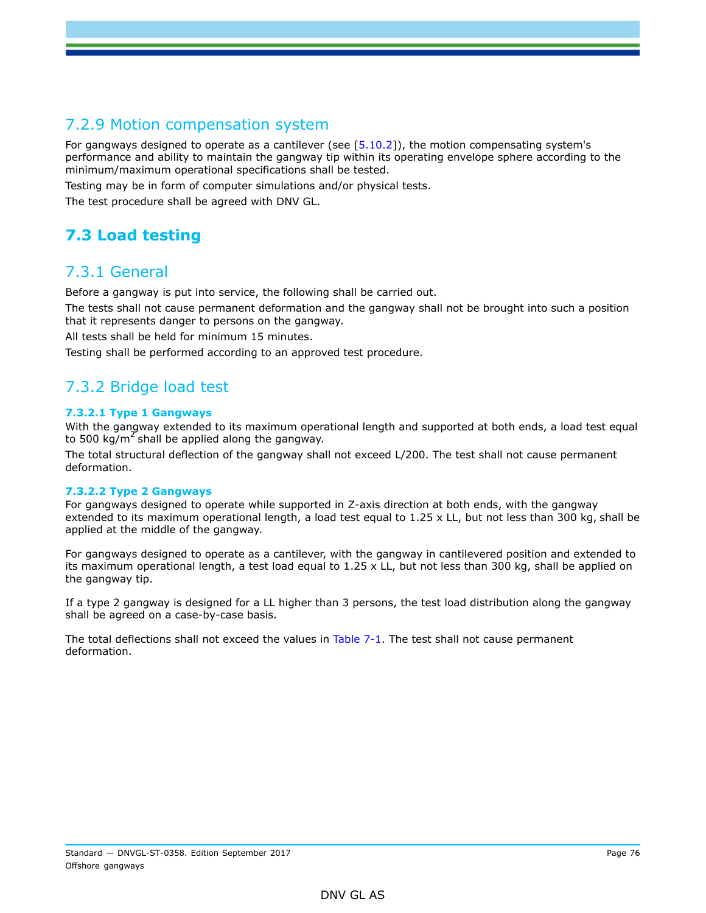### 7.2.9 Motion compensation system

For gangways designed to operate as a cantilever (see [5.10.2]), the motion compensating system's performance and ability to maintain the gangway tip within its operating envelope sphere according to the minimum/maximum operational specifications shall be tested.

Testing may be in form of computer simulations and/or physical tests.

The test procedure shall be agreed with DNV GL.

## 7.3 Load testing

### 7.3.1 General

Before a gangway is put into service, the following shall be carried out.

The tests shall not cause permanent deformation and the gangway shall not be brought into such a position that it represents danger to persons on the gangway.

All tests shall be held for minimum 15 minutes.

Testing shall be performed according to an approved test procedure.

### 7.3.2 Bridge load test

#### 7.3.2.1 Type 1 Gangways

With the gangway extended to its maximum operational length and supported at both ends, a load test equal to 500 kg/$m^2$ shall be applied along the gangway.

The total structural deflection of the gangway shall not exceed L/200. The test shall not cause permanent deformation.

#### 7.3.2.2 Type 2 Gangways

For gangways designed to operate while supported in Z-axis direction at both ends, with the gangway extended to its maximum operational length, a load test equal to 1.25 x LL, but not less than 300 kg, shall be applied at the middle of the gangway.

For gangways designed to operate as a cantilever, with the gangway in cantilevered position and extended to its maximum operational length, a test load equal to 1.25 x LL, but not less than 300 kg, shall be applied on the gangway tip.

If a type 2 gangway is designed for a LL higher than 3 persons, the test load distribution along the gangway shall be agreed on a case-by-case basis.

The total deflections shall not exceed the values in Table 7-1. The test shall not cause permanent deformation.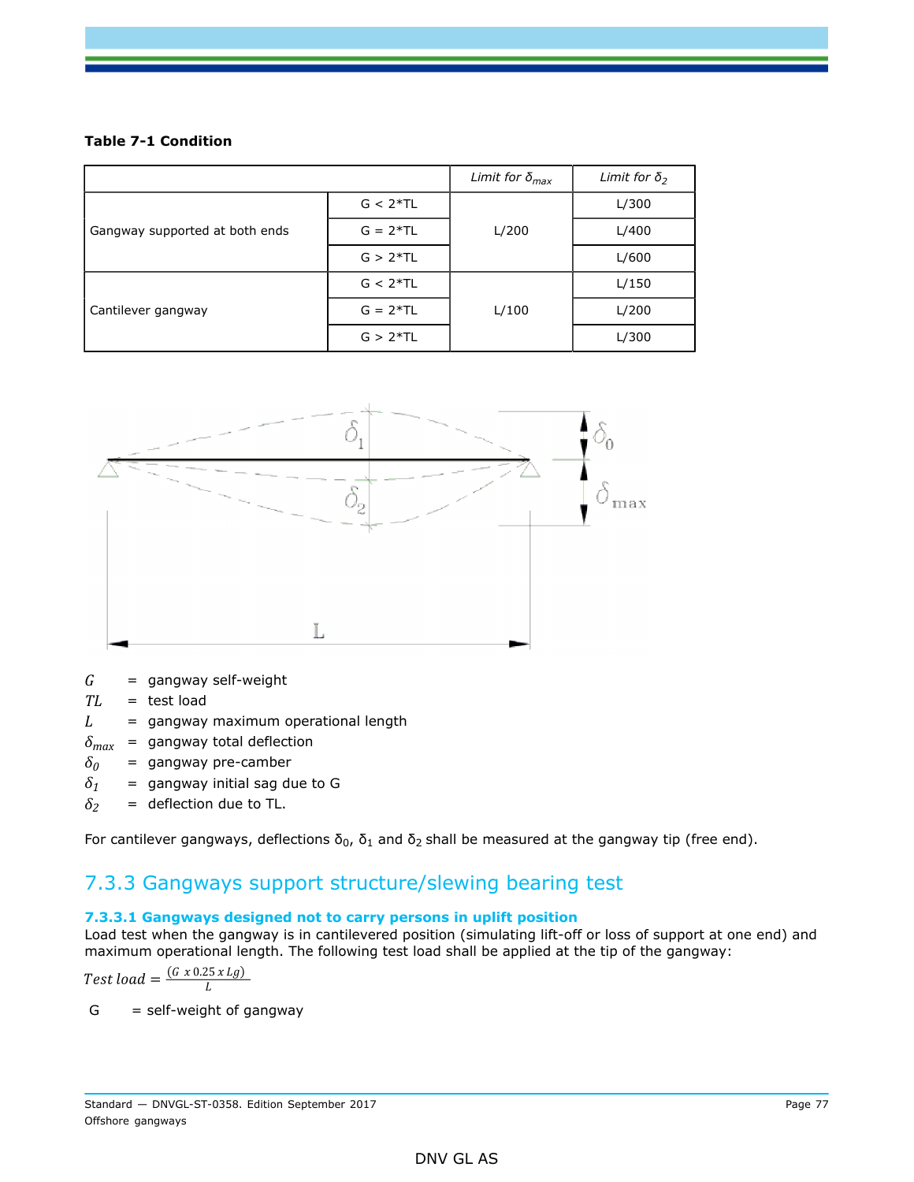**Table 7-1 Condition**

| | | Limit for $\delta_{max}$ | Limit for $\delta_2$ |
|---|---|---|---|
| Gangway supported at both ends | G < 2*TL | L/200 | L/300 |
| | G = 2*TL | | L/400 |
| | G > 2*TL | | L/600 |
| Cantilever gangway | G < 2*TL | L/100 | L/150 |
| | G = 2*TL | | L/200 |
| | G > 2*TL | | L/300 |

$G$ = gangway self-weight

$TL$ = test load

$L$ = gangway maximum operational length

$\delta_{max}$ = gangway total deflection

$\delta_0$ = gangway pre-camber

$\delta_1$ = gangway initial sag due to G

$\delta_2$ = deflection due to TL.

For cantilever gangways, deflections $\delta_0$, $\delta_1$ and $\delta_2$ shall be measured at the gangway tip (free end).

## 7.3.3 Gangways support structure/slewing bearing test

### 7.3.3.1 Gangways designed not to carry persons in uplift position

Load test when the gangway is in cantilevered position (simulating lift-off or loss of support at one end) and maximum operational length. The following test load shall be applied at the tip of the gangway:

$$Test\ load = \frac{(G\ x\ 0.25\ x\ Lg)}{L}$$

G = self-weight of gangway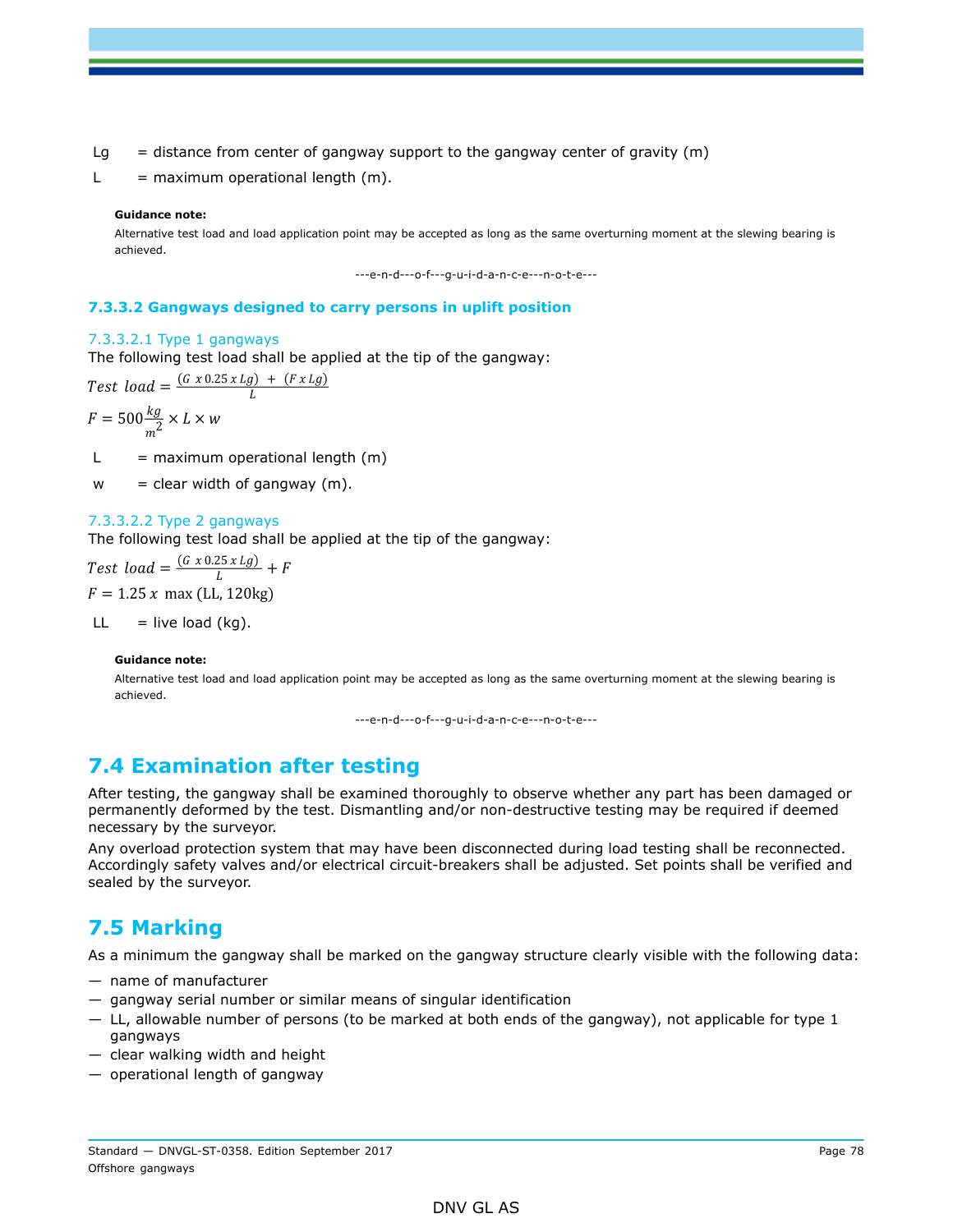Lg = distance from center of gangway support to the gangway center of gravity (m)

L = maximum operational length (m).

**Guidance note:**

Alternative test load and load application point may be accepted as long as the same overturning moment at the slewing bearing is achieved.

---e-n-d---o-f---g-u-i-d-a-n-c-e---n-o-t-e---

### 7.3.3.2 Gangways designed to carry persons in uplift position

#### 7.3.3.2.1 Type 1 gangways

The following test load shall be applied at the tip of the gangway:

$$Test\ load = \frac{(G\ x\ 0.25\ x\ Lg)\ +\ (F\ x\ Lg)}{L}$$

$$F = 500\frac{kg}{m^2} \times L \times w$$

L = maximum operational length (m)

w = clear width of gangway (m).

#### 7.3.3.2.2 Type 2 gangways

The following test load shall be applied at the tip of the gangway:

$$Test\ load = \frac{(G\ x\ 0.25\ x\ Lg)}{L} + F$$

$$F = 1.25\ x\ \max(\text{LL}, 120\text{kg})$$

LL = live load (kg).

**Guidance note:**

Alternative test load and load application point may be accepted as long as the same overturning moment at the slewing bearing is achieved.

---e-n-d---o-f---g-u-i-d-a-n-c-e---n-o-t-e---

## 7.4 Examination after testing

After testing, the gangway shall be examined thoroughly to observe whether any part has been damaged or permanently deformed by the test. Dismantling and/or non-destructive testing may be required if deemed necessary by the surveyor.

Any overload protection system that may have been disconnected during load testing shall be reconnected. Accordingly safety valves and/or electrical circuit-breakers shall be adjusted. Set points shall be verified and sealed by the surveyor.

## 7.5 Marking

As a minimum the gangway shall be marked on the gangway structure clearly visible with the following data:

- name of manufacturer
- gangway serial number or similar means of singular identification
- LL, allowable number of persons (to be marked at both ends of the gangway), not applicable for type 1 gangways
- clear walking width and height
- operational length of gangway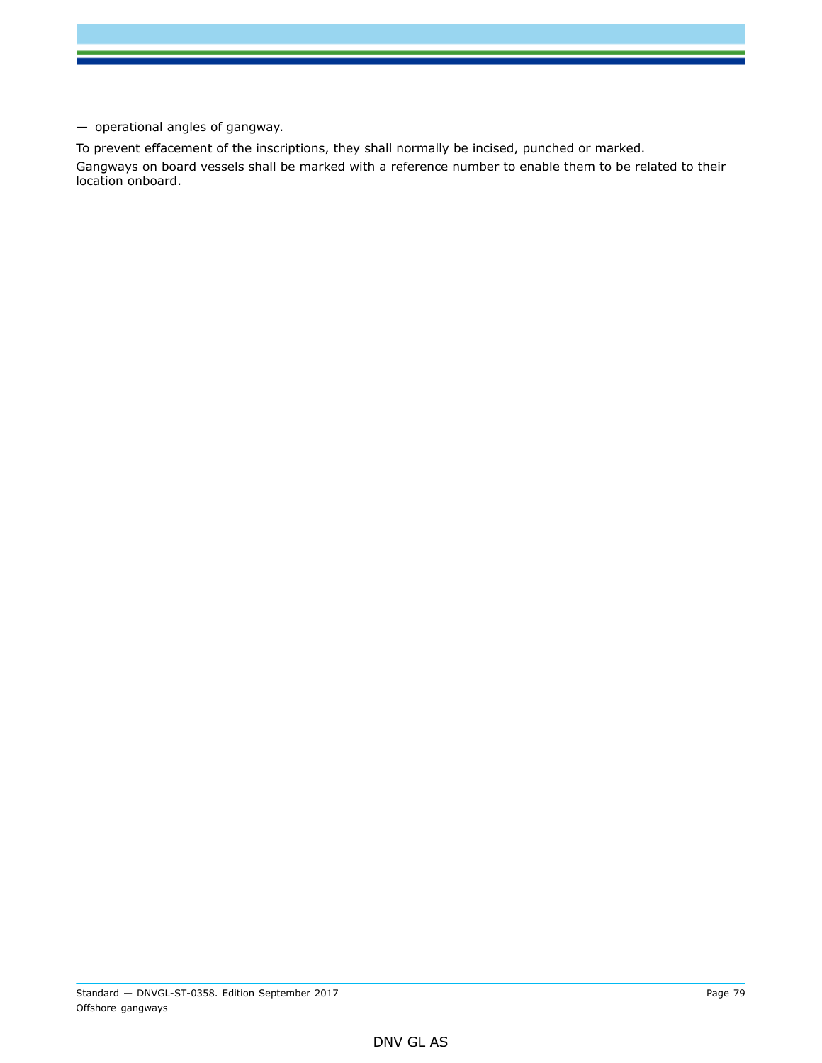— operational angles of gangway.

To prevent effacement of the inscriptions, they shall normally be incised, punched or marked.

Gangways on board vessels shall be marked with a reference number to enable them to be related to their location onboard.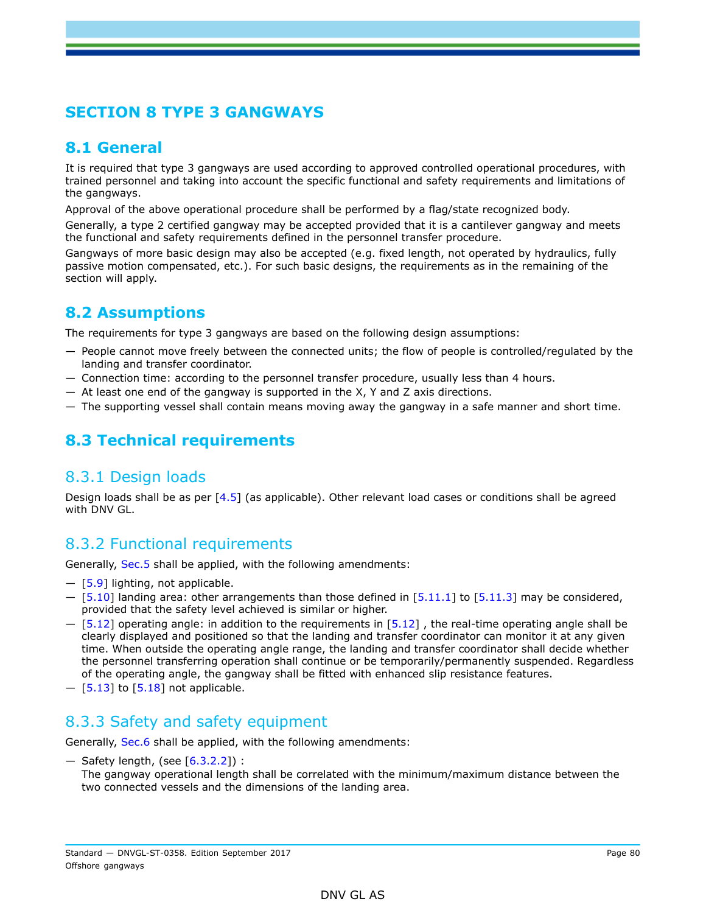# SECTION 8 TYPE 3 GANGWAYS

## 8.1 General

It is required that type 3 gangways are used according to approved controlled operational procedures, with trained personnel and taking into account the specific functional and safety requirements and limitations of the gangways.

Approval of the above operational procedure shall be performed by a flag/state recognized body.

Generally, a type 2 certified gangway may be accepted provided that it is a cantilever gangway and meets the functional and safety requirements defined in the personnel transfer procedure.

Gangways of more basic design may also be accepted (e.g. fixed length, not operated by hydraulics, fully passive motion compensated, etc.). For such basic designs, the requirements as in the remaining of the section will apply.

## 8.2 Assumptions

The requirements for type 3 gangways are based on the following design assumptions:

— People cannot move freely between the connected units; the flow of people is controlled/regulated by the landing and transfer coordinator.
— Connection time: according to the personnel transfer procedure, usually less than 4 hours.
— At least one end of the gangway is supported in the X, Y and Z axis directions.
— The supporting vessel shall contain means moving away the gangway in a safe manner and short time.

## 8.3 Technical requirements

### 8.3.1 Design loads

Design loads shall be as per [4.5] (as applicable). Other relevant load cases or conditions shall be agreed with DNV GL.

### 8.3.2 Functional requirements

Generally, Sec.5 shall be applied, with the following amendments:

— [5.9] lighting, not applicable.
— [5.10] landing area: other arrangements than those defined in [5.11.1] to [5.11.3] may be considered, provided that the safety level achieved is similar or higher.
— [5.12] operating angle: in addition to the requirements in [5.12] , the real-time operating angle shall be clearly displayed and positioned so that the landing and transfer coordinator can monitor it at any given time. When outside the operating angle range, the landing and transfer coordinator shall decide whether the personnel transferring operation shall continue or be temporarily/permanently suspended. Regardless of the operating angle, the gangway shall be fitted with enhanced slip resistance features.
— [5.13] to [5.18] not applicable.

### 8.3.3 Safety and safety equipment

Generally, Sec.6 shall be applied, with the following amendments:

— Safety length, (see [6.3.2.2]) :
  The gangway operational length shall be correlated with the minimum/maximum distance between the two connected vessels and the dimensions of the landing area.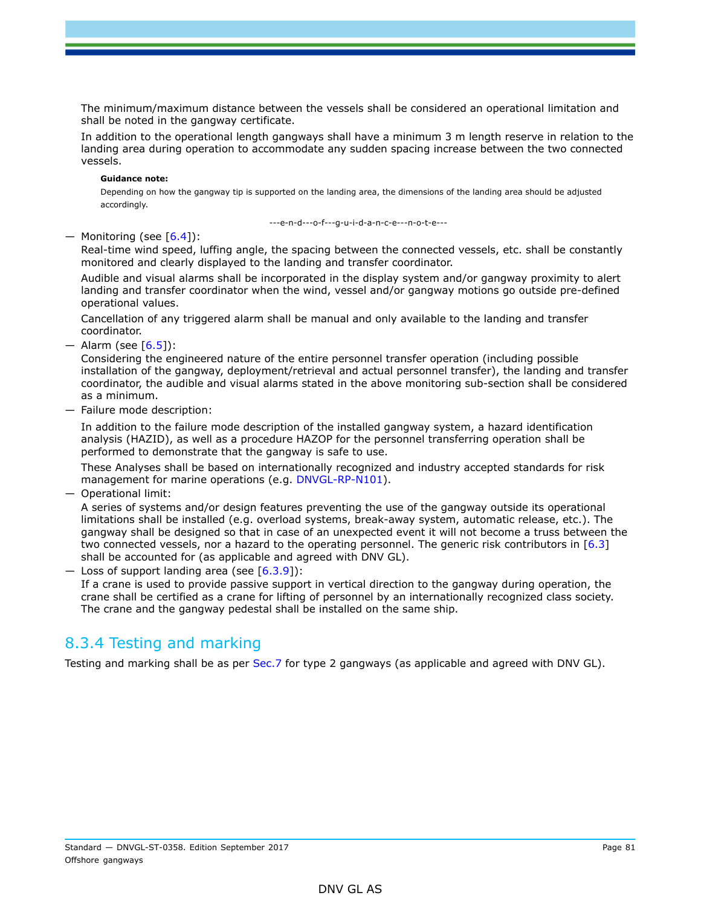The minimum/maximum distance between the vessels shall be considered an operational limitation and shall be noted in the gangway certificate.

In addition to the operational length gangways shall have a minimum 3 m length reserve in relation to the landing area during operation to accommodate any sudden spacing increase between the two connected vessels.

**Guidance note:**

Depending on how the gangway tip is supported on the landing area, the dimensions of the landing area should be adjusted accordingly.

---e-n-d---o-f---g-u-i-d-a-n-c-e---n-o-t-e---

— Monitoring (see [6.4]):

Real-time wind speed, luffing angle, the spacing between the connected vessels, etc. shall be constantly monitored and clearly displayed to the landing and transfer coordinator.

Audible and visual alarms shall be incorporated in the display system and/or gangway proximity to alert landing and transfer coordinator when the wind, vessel and/or gangway motions go outside pre-defined operational values.

Cancellation of any triggered alarm shall be manual and only available to the landing and transfer coordinator.

— Alarm (see [6.5]):

Considering the engineered nature of the entire personnel transfer operation (including possible installation of the gangway, deployment/retrieval and actual personnel transfer), the landing and transfer coordinator, the audible and visual alarms stated in the above monitoring sub-section shall be considered as a minimum.

— Failure mode description:

In addition to the failure mode description of the installed gangway system, a hazard identification analysis (HAZID), as well as a procedure HAZOP for the personnel transferring operation shall be performed to demonstrate that the gangway is safe to use.

These Analyses shall be based on internationally recognized and industry accepted standards for risk management for marine operations (e.g. DNVGL-RP-N101).

— Operational limit:

A series of systems and/or design features preventing the use of the gangway outside its operational limitations shall be installed (e.g. overload systems, break-away system, automatic release, etc.). The gangway shall be designed so that in case of an unexpected event it will not become a truss between the two connected vessels, nor a hazard to the operating personnel. The generic risk contributors in [6.3] shall be accounted for (as applicable and agreed with DNV GL).

— Loss of support landing area (see [6.3.9]):

If a crane is used to provide passive support in vertical direction to the gangway during operation, the crane shall be certified as a crane for lifting of personnel by an internationally recognized class society. The crane and the gangway pedestal shall be installed on the same ship.

## 8.3.4 Testing and marking

Testing and marking shall be as per Sec.7 for type 2 gangways (as applicable and agreed with DNV GL).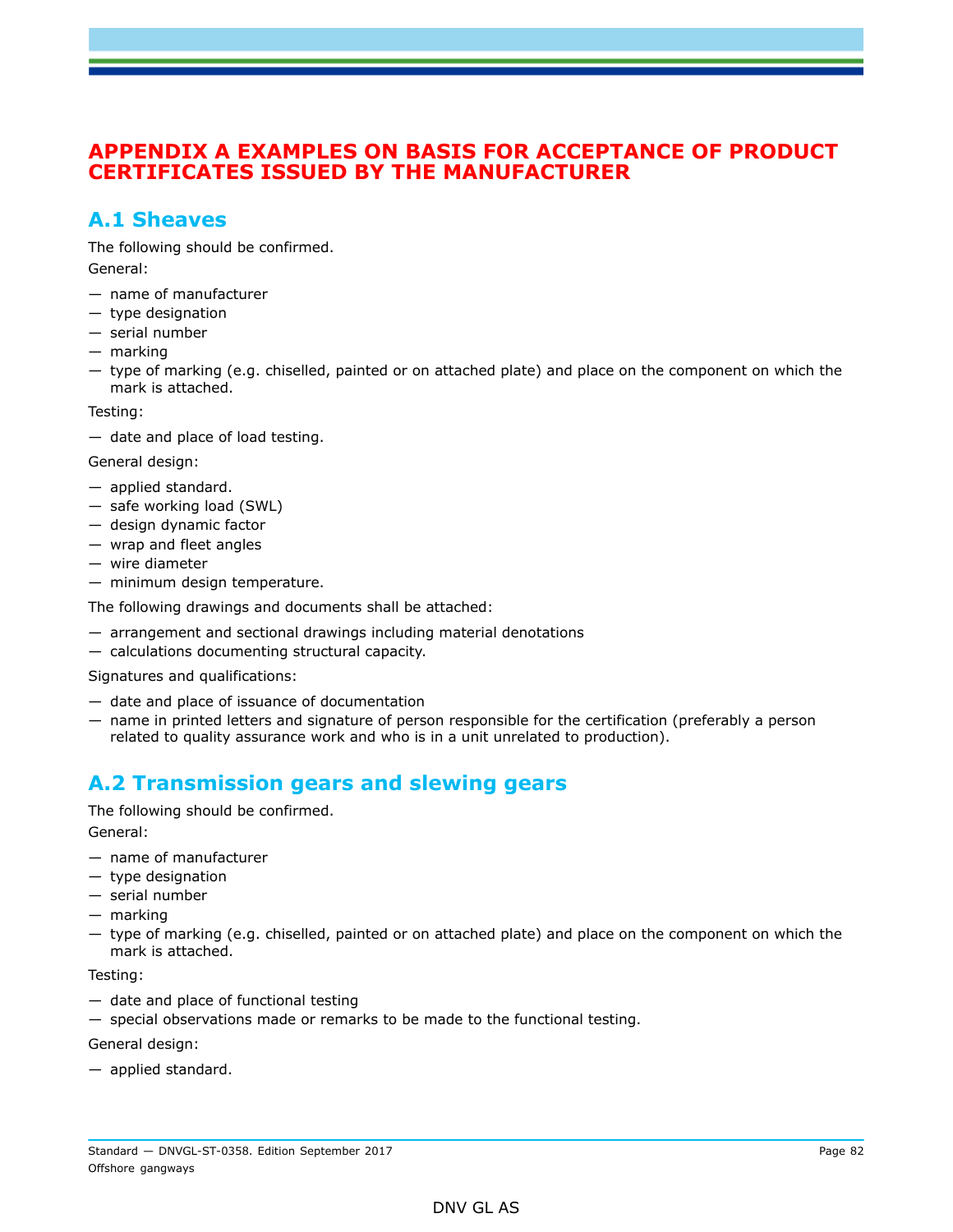# APPENDIX A EXAMPLES ON BASIS FOR ACCEPTANCE OF PRODUCT CERTIFICATES ISSUED BY THE MANUFACTURER

## A.1 Sheaves

The following should be confirmed.

General:

- name of manufacturer
- type designation
- serial number
- marking
- type of marking (e.g. chiselled, painted or on attached plate) and place on the component on which the mark is attached.

Testing:

- date and place of load testing.

General design:

- applied standard.
- safe working load (SWL)
- design dynamic factor
- wrap and fleet angles
- wire diameter
- minimum design temperature.

The following drawings and documents shall be attached:

- arrangement and sectional drawings including material denotations
- calculations documenting structural capacity.

Signatures and qualifications:

- date and place of issuance of documentation
- name in printed letters and signature of person responsible for the certification (preferably a person related to quality assurance work and who is in a unit unrelated to production).

## A.2 Transmission gears and slewing gears

The following should be confirmed.

General:

- name of manufacturer
- type designation
- serial number
- marking
- type of marking (e.g. chiselled, painted or on attached plate) and place on the component on which the mark is attached.

Testing:

- date and place of functional testing
- special observations made or remarks to be made to the functional testing.

General design:

- applied standard.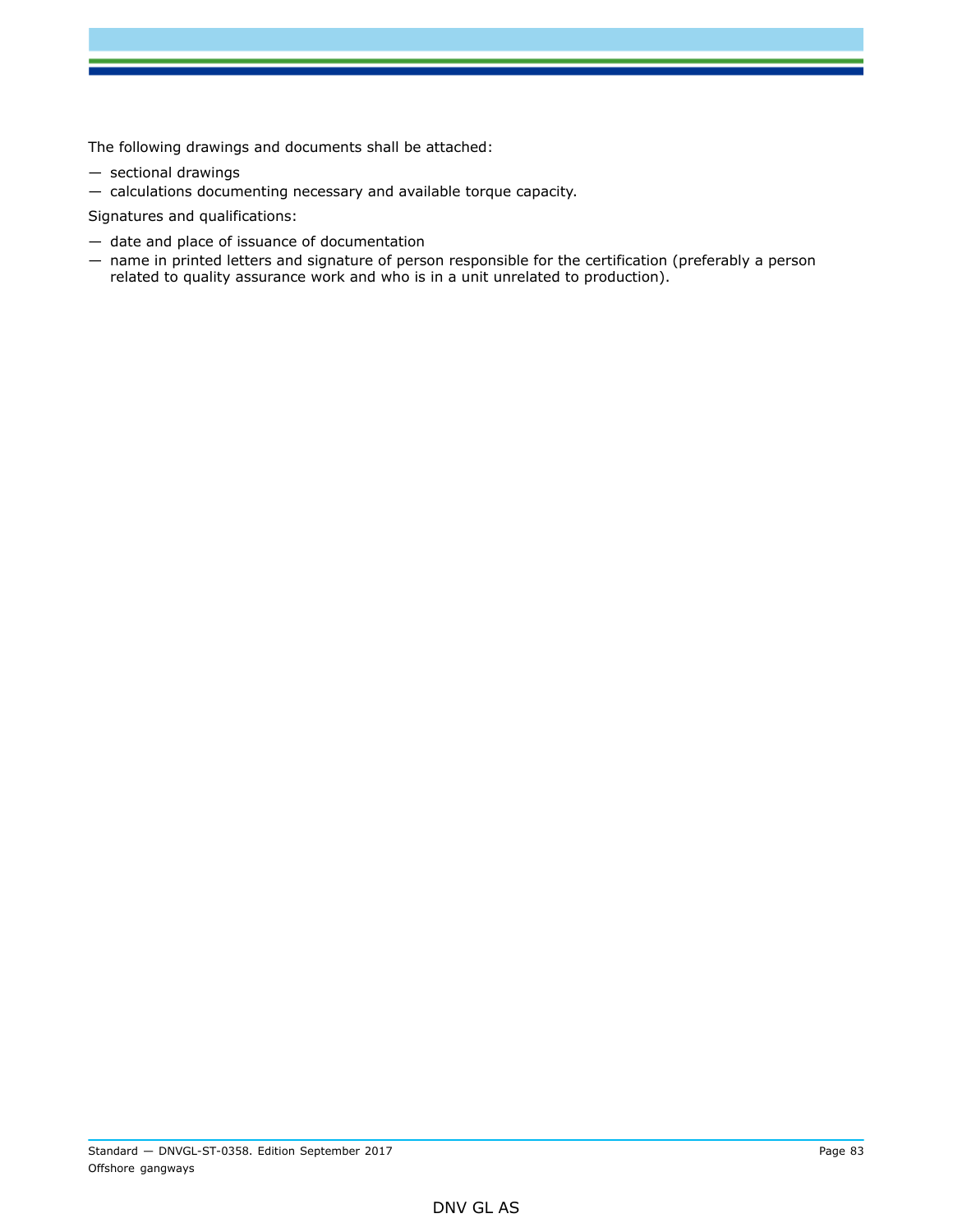The following drawings and documents shall be attached:

— sectional drawings
— calculations documenting necessary and available torque capacity.

Signatures and qualifications:

— date and place of issuance of documentation
— name in printed letters and signature of person responsible for the certification (preferably a person related to quality assurance work and who is in a unit unrelated to production).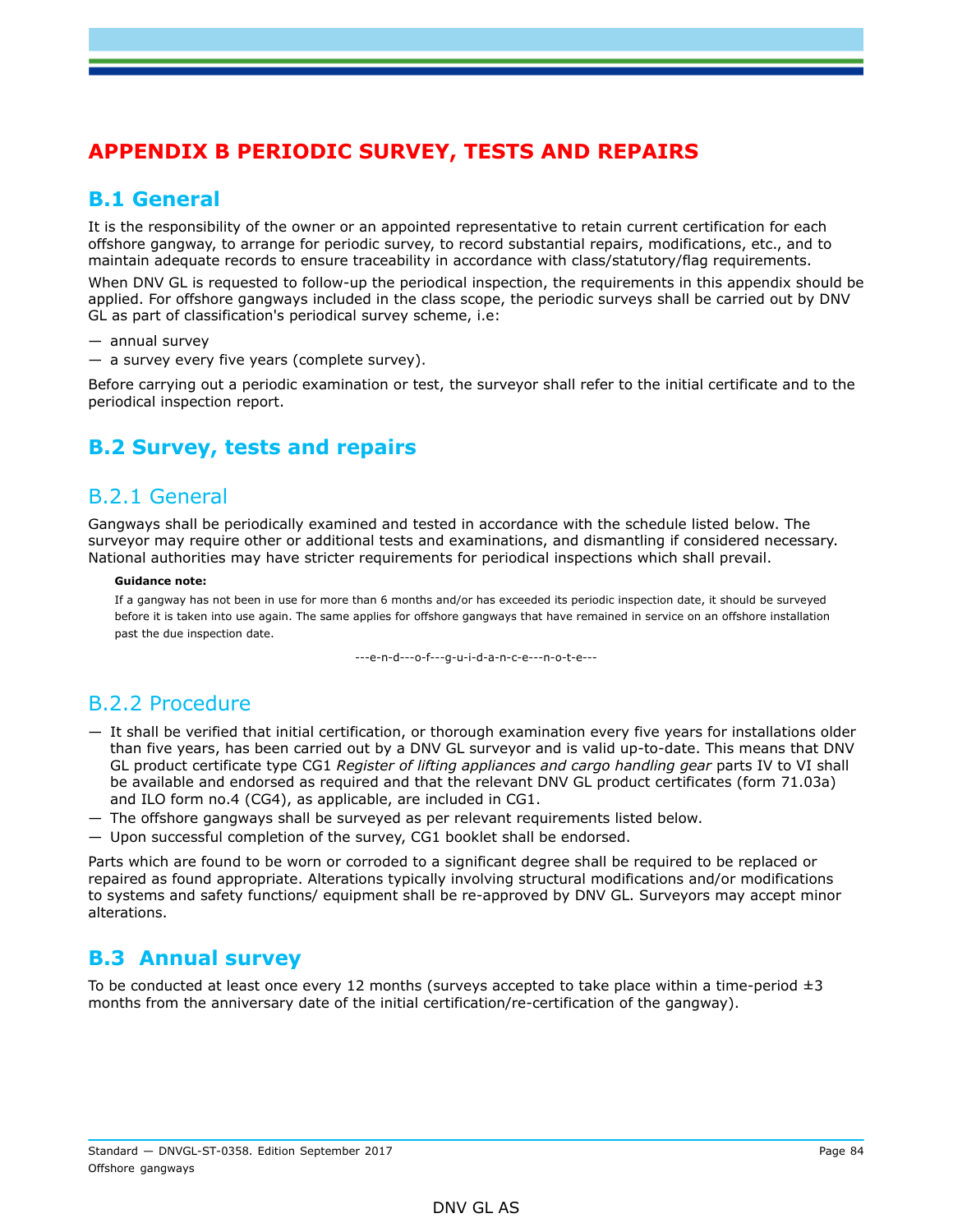# APPENDIX B PERIODIC SURVEY, TESTS AND REPAIRS

## B.1 General

It is the responsibility of the owner or an appointed representative to retain current certification for each offshore gangway, to arrange for periodic survey, to record substantial repairs, modifications, etc., and to maintain adequate records to ensure traceability in accordance with class/statutory/flag requirements.

When DNV GL is requested to follow-up the periodical inspection, the requirements in this appendix should be applied. For offshore gangways included in the class scope, the periodic surveys shall be carried out by DNV GL as part of classification's periodical survey scheme, i.e:

— annual survey
— a survey every five years (complete survey).

Before carrying out a periodic examination or test, the surveyor shall refer to the initial certificate and to the periodical inspection report.

## B.2 Survey, tests and repairs

### B.2.1 General

Gangways shall be periodically examined and tested in accordance with the schedule listed below. The surveyor may require other or additional tests and examinations, and dismantling if considered necessary. National authorities may have stricter requirements for periodical inspections which shall prevail.

**Guidance note:**

If a gangway has not been in use for more than 6 months and/or has exceeded its periodic inspection date, it should be surveyed before it is taken into use again. The same applies for offshore gangways that have remained in service on an offshore installation past the due inspection date.

---e-n-d---o-f---g-u-i-d-a-n-c-e---n-o-t-e---

### B.2.2 Procedure

— It shall be verified that initial certification, or thorough examination every five years for installations older than five years, has been carried out by a DNV GL surveyor and is valid up-to-date. This means that DNV GL product certificate type CG1 *Register of lifting appliances and cargo handling gear* parts IV to VI shall be available and endorsed as required and that the relevant DNV GL product certificates (form 71.03a) and ILO form no.4 (CG4), as applicable, are included in CG1.
— The offshore gangways shall be surveyed as per relevant requirements listed below.
— Upon successful completion of the survey, CG1 booklet shall be endorsed.

Parts which are found to be worn or corroded to a significant degree shall be required to be replaced or repaired as found appropriate. Alterations typically involving structural modifications and/or modifications to systems and safety functions/ equipment shall be re-approved by DNV GL. Surveyors may accept minor alterations.

## B.3 Annual survey

To be conducted at least once every 12 months (surveys accepted to take place within a time-period ±3 months from the anniversary date of the initial certification/re-certification of the gangway).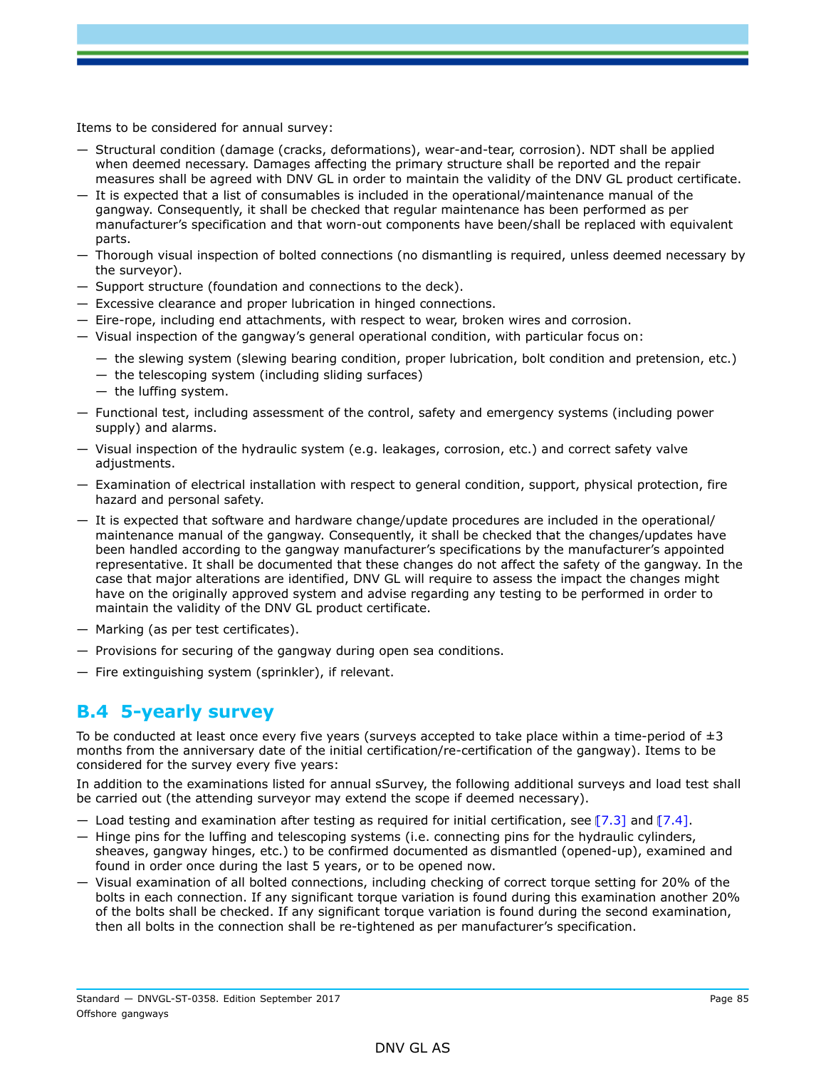Items to be considered for annual survey:

- Structural condition (damage (cracks, deformations), wear-and-tear, corrosion). NDT shall be applied when deemed necessary. Damages affecting the primary structure shall be reported and the repair measures shall be agreed with DNV GL in order to maintain the validity of the DNV GL product certificate.
- It is expected that a list of consumables is included in the operational/maintenance manual of the gangway. Consequently, it shall be checked that regular maintenance has been performed as per manufacturer's specification and that worn-out components have been/shall be replaced with equivalent parts.
- Thorough visual inspection of bolted connections (no dismantling is required, unless deemed necessary by the surveyor).
- Support structure (foundation and connections to the deck).
- Excessive clearance and proper lubrication in hinged connections.
- Eire-rope, including end attachments, with respect to wear, broken wires and corrosion.
- Visual inspection of the gangway's general operational condition, with particular focus on:
  - the slewing system (slewing bearing condition, proper lubrication, bolt condition and pretension, etc.)
  - the telescoping system (including sliding surfaces)
  - the luffing system.
- Functional test, including assessment of the control, safety and emergency systems (including power supply) and alarms.
- Visual inspection of the hydraulic system (e.g. leakages, corrosion, etc.) and correct safety valve adjustments.
- Examination of electrical installation with respect to general condition, support, physical protection, fire hazard and personal safety.
- It is expected that software and hardware change/update procedures are included in the operational/maintenance manual of the gangway. Consequently, it shall be checked that the changes/updates have been handled according to the gangway manufacturer's specifications by the manufacturer's appointed representative. It shall be documented that these changes do not affect the safety of the gangway. In the case that major alterations are identified, DNV GL will require to assess the impact the changes might have on the originally approved system and advise regarding any testing to be performed in order to maintain the validity of the DNV GL product certificate.
- Marking (as per test certificates).
- Provisions for securing of the gangway during open sea conditions.
- Fire extinguishing system (sprinkler), if relevant.

## B.4 5-yearly survey

To be conducted at least once every five years (surveys accepted to take place within a time-period of ±3 months from the anniversary date of the initial certification/re-certification of the gangway). Items to be considered for the survey every five years:

In addition to the examinations listed for annual sSurvey, the following additional surveys and load test shall be carried out (the attending surveyor may extend the scope if deemed necessary).

- Load testing and examination after testing as required for initial certification, see [7.3] and [7.4].
- Hinge pins for the luffing and telescoping systems (i.e. connecting pins for the hydraulic cylinders, sheaves, gangway hinges, etc.) to be confirmed documented as dismantled (opened-up), examined and found in order once during the last 5 years, or to be opened now.
- Visual examination of all bolted connections, including checking of correct torque setting for 20% of the bolts in each connection. If any significant torque variation is found during this examination another 20% of the bolts shall be checked. If any significant torque variation is found during the second examination, then all bolts in the connection shall be re-tightened as per manufacturer's specification.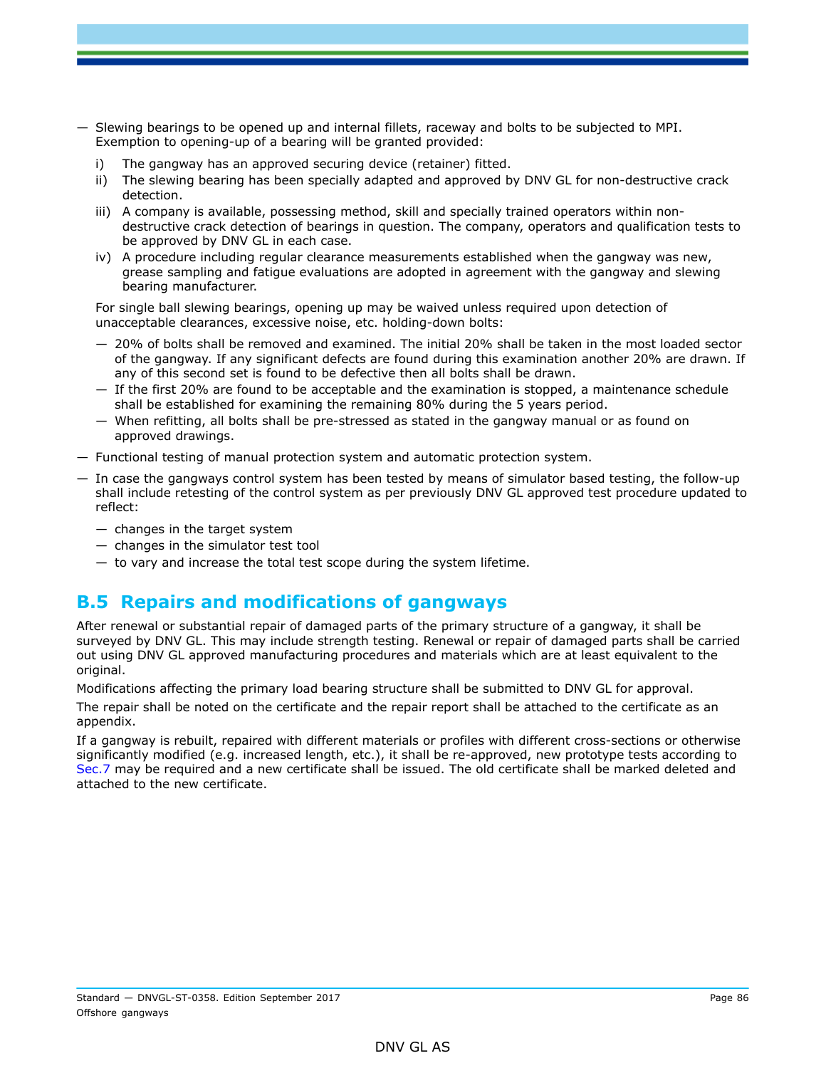- Slewing bearings to be opened up and internal fillets, raceway and bolts to be subjected to MPI. Exemption to opening-up of a bearing will be granted provided:

  i) The gangway has an approved securing device (retainer) fitted.
  ii) The slewing bearing has been specially adapted and approved by DNV GL for non-destructive crack detection.
  iii) A company is available, possessing method, skill and specially trained operators within non-destructive crack detection of bearings in question. The company, operators and qualification tests to be approved by DNV GL in each case.
  iv) A procedure including regular clearance measurements established when the gangway was new, grease sampling and fatigue evaluations are adopted in agreement with the gangway and slewing bearing manufacturer.

  For single ball slewing bearings, opening up may be waived unless required upon detection of unacceptable clearances, excessive noise, etc. holding-down bolts:

  - 20% of bolts shall be removed and examined. The initial 20% shall be taken in the most loaded sector of the gangway. If any significant defects are found during this examination another 20% are drawn. If any of this second set is found to be defective then all bolts shall be drawn.
  - If the first 20% are found to be acceptable and the examination is stopped, a maintenance schedule shall be established for examining the remaining 80% during the 5 years period.
  - When refitting, all bolts shall be pre-stressed as stated in the gangway manual or as found on approved drawings.

- Functional testing of manual protection system and automatic protection system.
- In case the gangways control system has been tested by means of simulator based testing, the follow-up shall include retesting of the control system as per previously DNV GL approved test procedure updated to reflect:

  - changes in the target system
  - changes in the simulator test tool
  - to vary and increase the total test scope during the system lifetime.

## B.5 Repairs and modifications of gangways

After renewal or substantial repair of damaged parts of the primary structure of a gangway, it shall be surveyed by DNV GL. This may include strength testing. Renewal or repair of damaged parts shall be carried out using DNV GL approved manufacturing procedures and materials which are at least equivalent to the original.

Modifications affecting the primary load bearing structure shall be submitted to DNV GL for approval.

The repair shall be noted on the certificate and the repair report shall be attached to the certificate as an appendix.

If a gangway is rebuilt, repaired with different materials or profiles with different cross-sections or otherwise significantly modified (e.g. increased length, etc.), it shall be re-approved, new prototype tests according to Sec.7 may be required and a new certificate shall be issued. The old certificate shall be marked deleted and attached to the new certificate.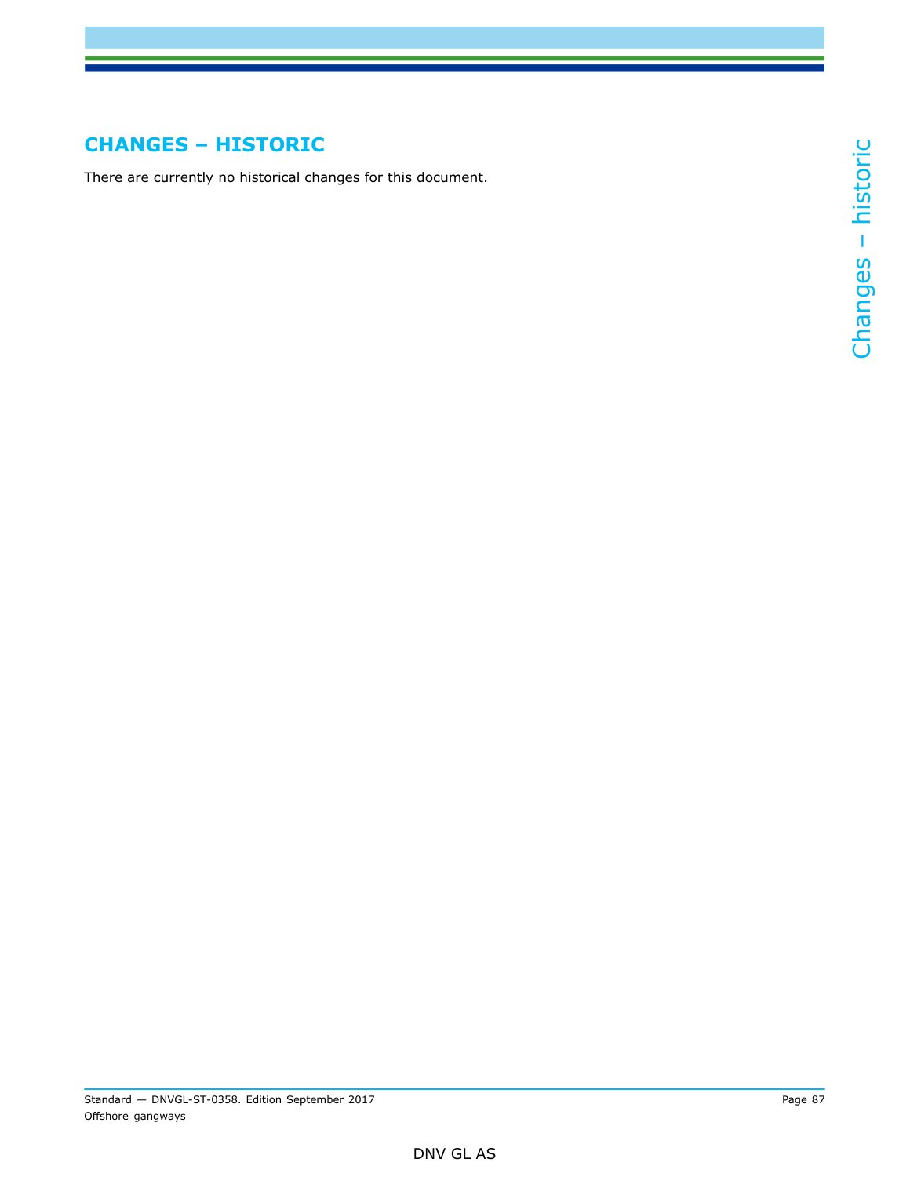# CHANGES – HISTORIC

There are currently no historical changes for this document.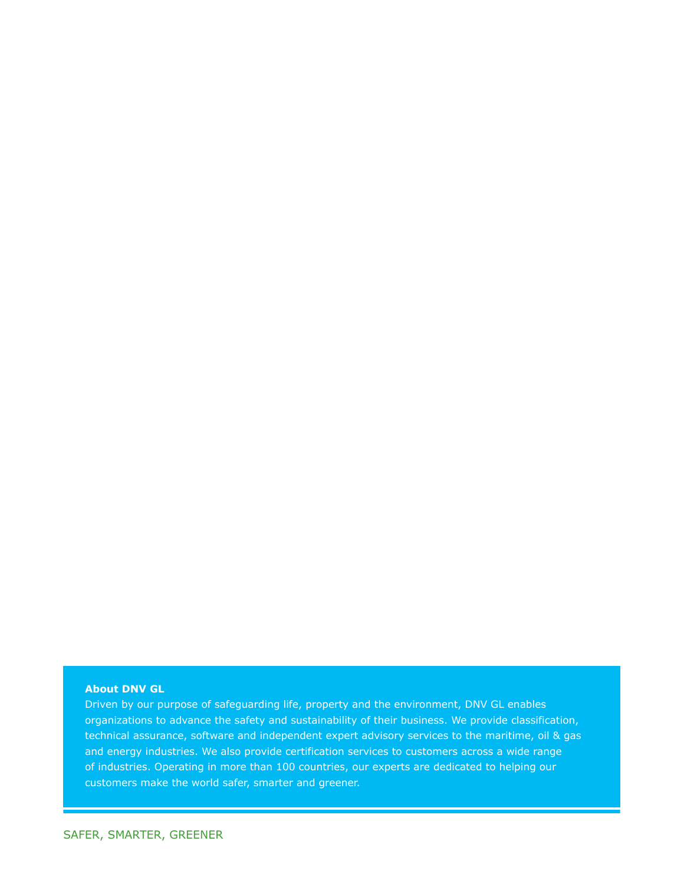**About DNV GL**

Driven by our purpose of safeguarding life, property and the environment, DNV GL enables organizations to advance the safety and sustainability of their business. We provide classification, technical assurance, software and independent expert advisory services to the maritime, oil & gas and energy industries. We also provide certification services to customers across a wide range of industries. Operating in more than 100 countries, our experts are dedicated to helping our customers make the world safer, smarter and greener.

SAFER, SMARTER, GREENER